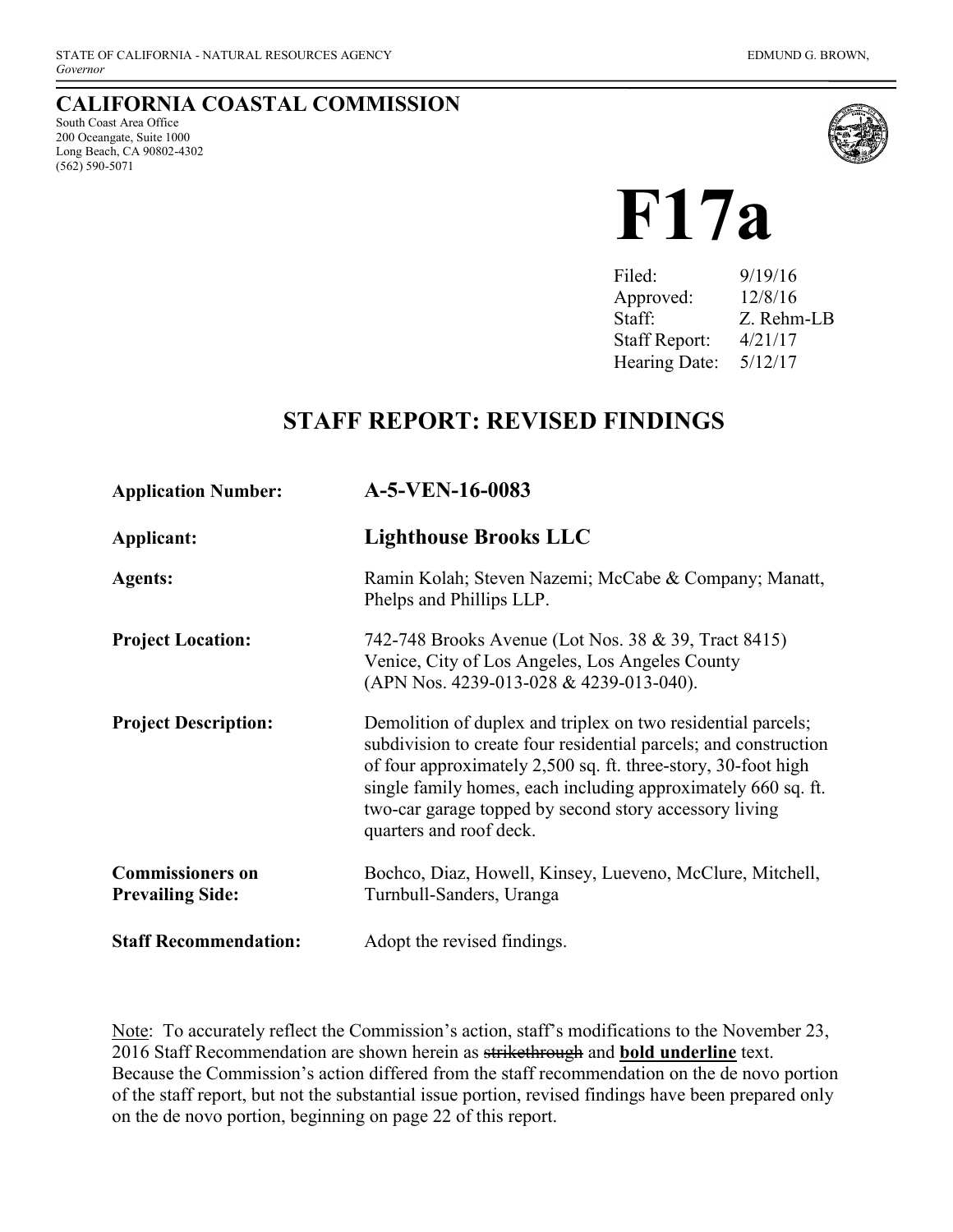STATE OF CALIFORNIA - NATURAL RESOURCES AGENCY

EDMUND G. BROWN, *Governor*

# CALIFORNIA COASTAL COMMISSION

South Coast Area Office
200 Oceangate, Suite 1000
Long Beach, CA 90802-4302
(562) 590-5071

# F17a

| | |
|---|---|
| Filed: | 9/19/16 |
| Approved: | 12/8/16 |
| Staff: | Z. Rehm-LB |
| Staff Report: | 4/21/17 |
| Hearing Date: | 5/12/17 |

## STAFF REPORT: REVISED FINDINGS

| | |
|---|---|
| **Application Number:** | **A-5-VEN-16-0083** |
| **Applicant:** | **Lighthouse Brooks LLC** |
| **Agents:** | Ramin Kolah; Steven Nazemi; McCabe & Company; Manatt, Phelps and Phillips LLP. |
| **Project Location:** | 742-748 Brooks Avenue (Lot Nos. 38 & 39, Tract 8415) Venice, City of Los Angeles, Los Angeles County (APN Nos. 4239-013-028 & 4239-013-040). |
| **Project Description:** | Demolition of duplex and triplex on two residential parcels; subdivision to create four residential parcels; and construction of four approximately 2,500 sq. ft. three-story, 30-foot high single family homes, each including approximately 660 sq. ft. two-car garage topped by second story accessory living quarters and roof deck. |
| **Commissioners on Prevailing Side:** | Bochco, Diaz, Howell, Kinsey, Lueveno, McClure, Mitchell, Turnbull-Sanders, Uranga |
| **Staff Recommendation:** | Adopt the revised findings. |

Note: To accurately reflect the Commission's action, staff's modifications to the November 23, 2016 Staff Recommendation are shown herein as ~~strikethrough~~ and **<u>bold underline</u>** text. Because the Commission's action differed from the staff recommendation on the de novo portion of the staff report, but not the substantial issue portion, revised findings have been prepared only on the de novo portion, beginning on page 22 of this report.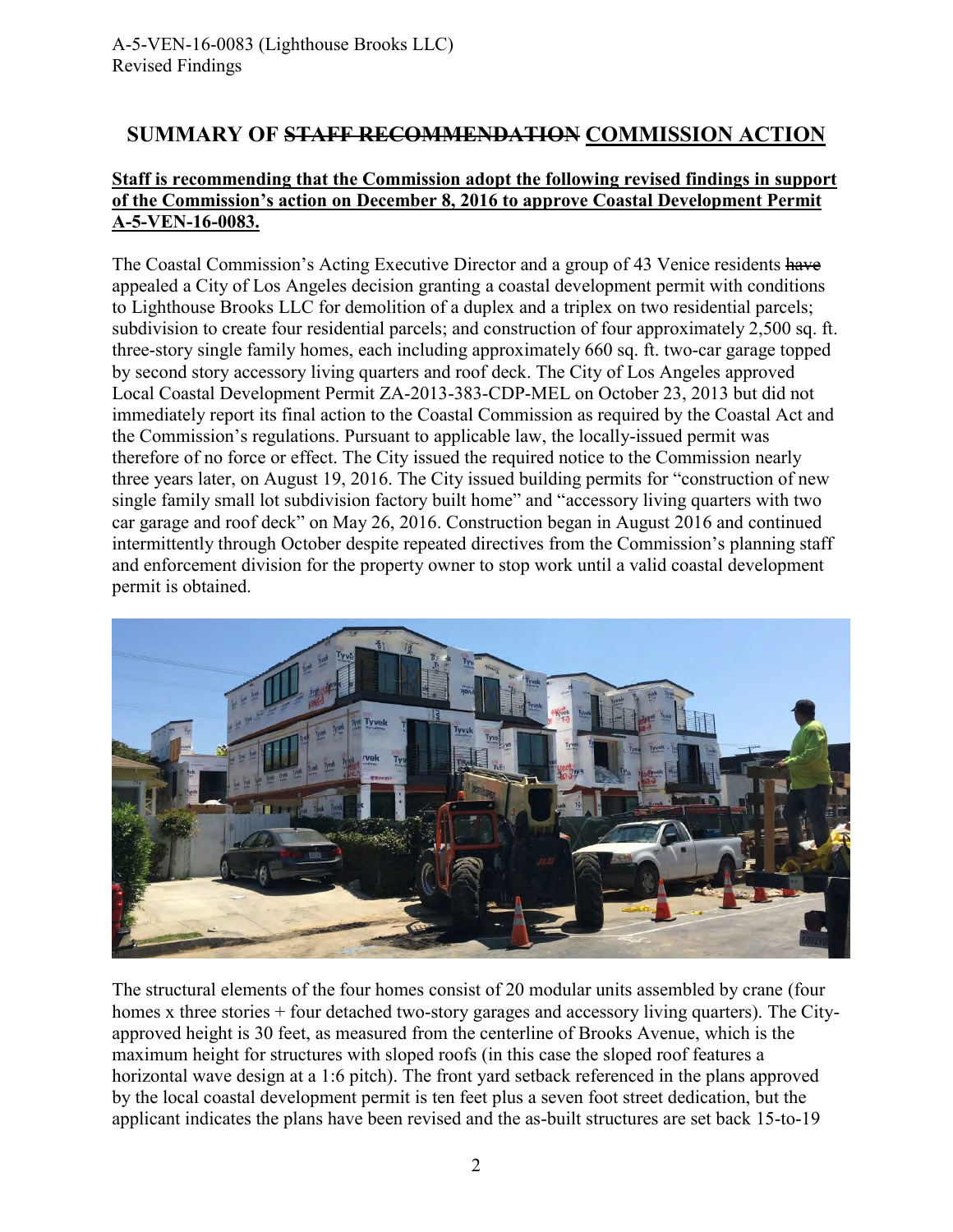## SUMMARY OF ~~STAFF RECOMMENDATION~~ COMMISSION ACTION

**Staff is recommending that the Commission adopt the following revised findings in support of the Commission's action on December 8, 2016 to approve Coastal Development Permit A-5-VEN-16-0083.**

The Coastal Commission's Acting Executive Director and a group of 43 Venice residents ~~have~~ appealed a City of Los Angeles decision granting a coastal development permit with conditions to Lighthouse Brooks LLC for demolition of a duplex and a triplex on two residential parcels; subdivision to create four residential parcels; and construction of four approximately 2,500 sq. ft. three-story single family homes, each including approximately 660 sq. ft. two-car garage topped by second story accessory living quarters and roof deck. The City of Los Angeles approved Local Coastal Development Permit ZA-2013-383-CDP-MEL on October 23, 2013 but did not immediately report its final action to the Coastal Commission as required by the Coastal Act and the Commission's regulations. Pursuant to applicable law, the locally-issued permit was therefore of no force or effect. The City issued the required notice to the Commission nearly three years later, on August 19, 2016. The City issued building permits for "construction of new single family small lot subdivision factory built home" and "accessory living quarters with two car garage and roof deck" on May 26, 2016. Construction began in August 2016 and continued intermittently through October despite repeated directives from the Commission's planning staff and enforcement division for the property owner to stop work until a valid coastal development permit is obtained.

The structural elements of the four homes consist of 20 modular units assembled by crane (four homes x three stories + four detached two-story garages and accessory living quarters). The City-approved height is 30 feet, as measured from the centerline of Brooks Avenue, which is the maximum height for structures with sloped roofs (in this case the sloped roof features a horizontal wave design at a 1:6 pitch). The front yard setback referenced in the plans approved by the local coastal development permit is ten feet plus a seven foot street dedication, but the applicant indicates the plans have been revised and the as-built structures are set back 15-to-19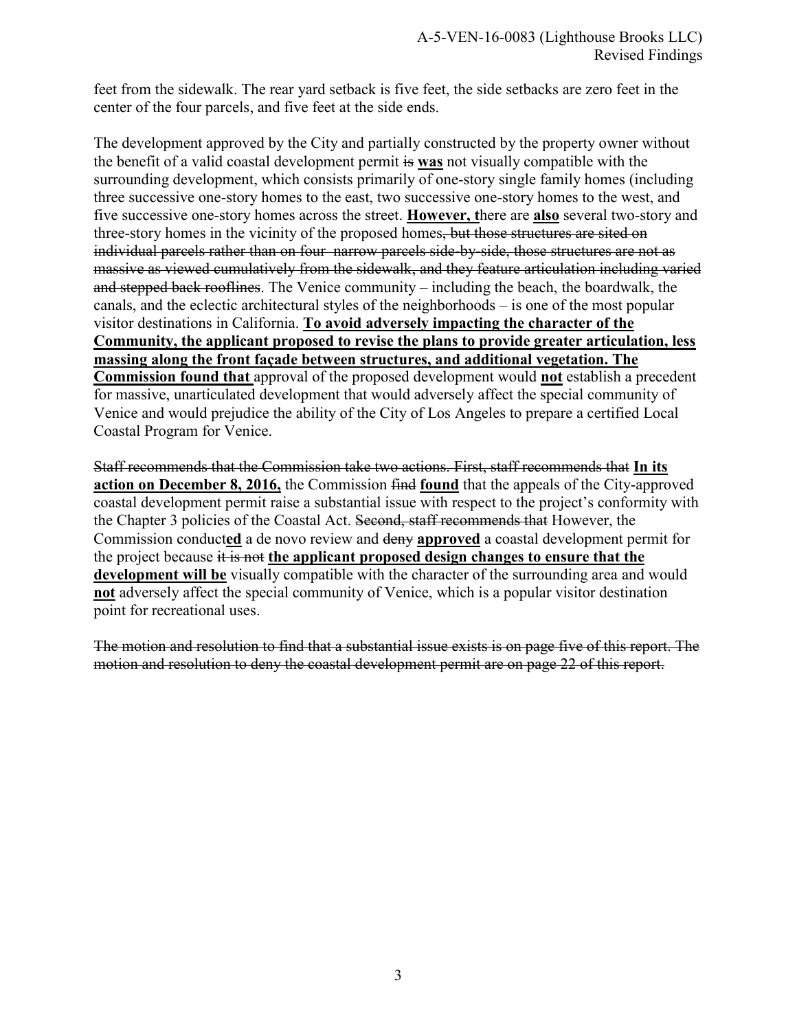feet from the sidewalk. The rear yard setback is five feet, the side setbacks are zero feet in the center of the four parcels, and five feet at the side ends.

The development approved by the City and partially constructed by the property owner without the benefit of a valid coastal development permit ~~is~~ **was** not visually compatible with the surrounding development, which consists primarily of one-story single family homes (including three successive one-story homes to the east, two successive one-story homes to the west, and five successive one-story homes across the street. **However, t**here are **also** several two-story and three-story homes in the vicinity of the proposed homes~~, but those structures are sited on individual parcels rather than on four narrow parcels side-by-side, those structures are not as massive as viewed cumulatively from the sidewalk, and they feature articulation including varied and stepped back rooflines~~. The Venice community – including the beach, the boardwalk, the canals, and the eclectic architectural styles of the neighborhoods – is one of the most popular visitor destinations in California. **To avoid adversely impacting the character of the Community, the applicant proposed to revise the plans to provide greater articulation, less massing along the front façade between structures, and additional vegetation. The Commission found that** approval of the proposed development would **not** establish a precedent for massive, unarticulated development that would adversely affect the special community of Venice and would prejudice the ability of the City of Los Angeles to prepare a certified Local Coastal Program for Venice.

~~Staff recommends that the Commission take two actions. First, staff recommends that~~ **In its action on December 8, 2016,** the Commission ~~find~~ **found** that the appeals of the City-approved coastal development permit raise a substantial issue with respect to the project's conformity with the Chapter 3 policies of the Coastal Act. ~~Second, staff recommends that~~ However, the Commission conduct**ed** a de novo review and ~~deny~~ **approved** a coastal development permit for the project because ~~it is not~~ **the applicant proposed design changes to ensure that the development will be** visually compatible with the character of the surrounding area and would **not** adversely affect the special community of Venice, which is a popular visitor destination point for recreational uses.

~~The motion and resolution to find that a substantial issue exists is on page five of this report. The motion and resolution to deny the coastal development permit are on page 22 of this report.~~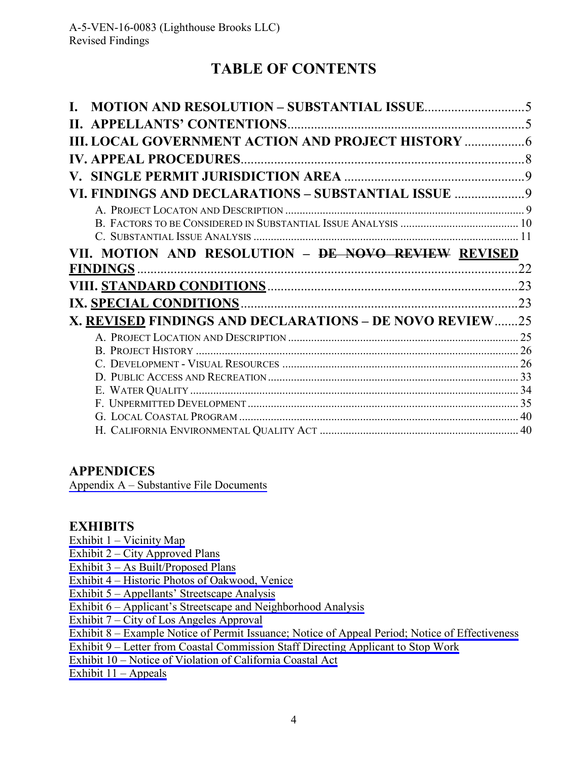# TABLE OF CONTENTS

**I. MOTION AND RESOLUTION – SUBSTANTIAL ISSUE** .............................5

**II. APPELLANTS' CONTENTIONS** ........................................................................5

**III. LOCAL GOVERNMENT ACTION AND PROJECT HISTORY** .................6

**IV. APPEAL PROCEDURES** .....................................................................................8

**V. SINGLE PERMIT JURISDICTION AREA** ....................................................9

**VI. FINDINGS AND DECLARATIONS – SUBSTANTIAL ISSUE** .....................9

- A. PROJECT LOCATON AND DESCRIPTION ...................................................................................9
- B. FACTORS TO BE CONSIDERED IN SUBSTANTIAL ISSUE ANALYSIS .........................................10
- C. SUBSTANTIAL ISSUE ANALYSIS ...........................................................................................11

**VII. MOTION AND RESOLUTION – ~~DE NOVO REVIEW~~ <u>REVISED FINDINGS</u>** .........................................................................................................22

**VIII. <u>STANDARD CONDITIONS</u>** ..........................................................................23

**IX. <u>SPECIAL CONDITIONS</u>** ..................................................................................23

**X. <u>REVISED</u> FINDINGS AND DECLARATIONS – DE NOVO REVIEW** .......25

- A. PROJECT LOCATION AND DESCRIPTION ................................................................................25
- B. PROJECT HISTORY ................................................................................................................26
- C. DEVELOPMENT - VISUAL RESOURCES ..................................................................................26
- D. PUBLIC ACCESS AND RECREATION ......................................................................................33
- E. WATER QUALITY .................................................................................................................34
- F. UNPERMITTED DEVELOPMENT .............................................................................................35
- G. LOCAL COASTAL PROGRAM ................................................................................................40
- H. CALIFORNIA ENVIRONMENTAL QUALITY ACT .....................................................................40

## APPENDICES

Appendix A – Substantive File Documents

## EXHIBITS

Exhibit 1 – Vicinity Map
Exhibit 2 – City Approved Plans
Exhibit 3 – As Built/Proposed Plans
Exhibit 4 – Historic Photos of Oakwood, Venice
Exhibit 5 – Appellants' Streetscape Analysis
Exhibit 6 – Applicant's Streetscape and Neighborhood Analysis
Exhibit 7 – City of Los Angeles Approval
Exhibit 8 – Example Notice of Permit Issuance; Notice of Appeal Period; Notice of Effectiveness
Exhibit 9 – Letter from Coastal Commission Staff Directing Applicant to Stop Work
Exhibit 10 – Notice of Violation of California Coastal Act
Exhibit 11 – Appeals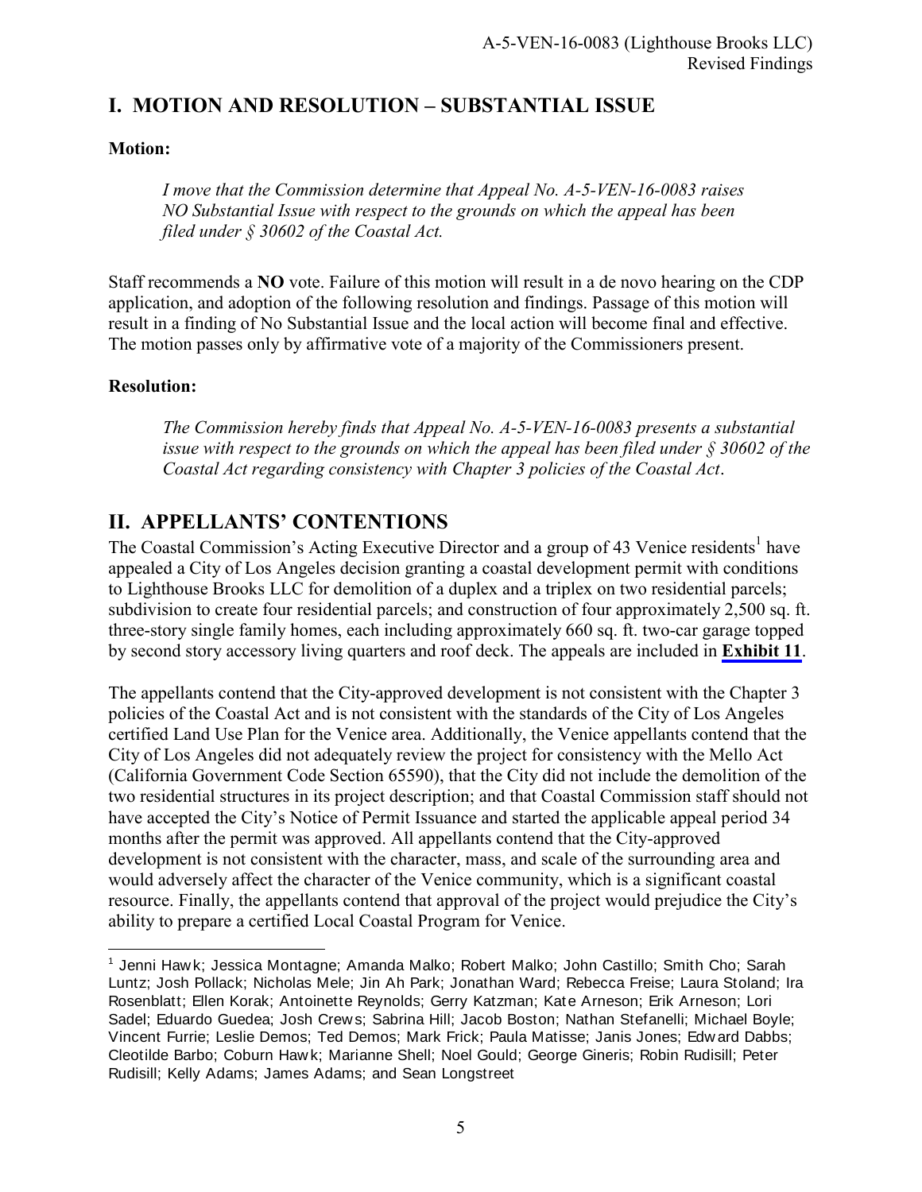## I. MOTION AND RESOLUTION – SUBSTANTIAL ISSUE

**Motion:**

> *I move that the Commission determine that Appeal No. A-5-VEN-16-0083 raises NO Substantial Issue with respect to the grounds on which the appeal has been filed under § 30602 of the Coastal Act.*

Staff recommends a **NO** vote. Failure of this motion will result in a de novo hearing on the CDP application, and adoption of the following resolution and findings. Passage of this motion will result in a finding of No Substantial Issue and the local action will become final and effective. The motion passes only by affirmative vote of a majority of the Commissioners present.

**Resolution:**

> *The Commission hereby finds that Appeal No. A-5-VEN-16-0083 presents a substantial issue with respect to the grounds on which the appeal has been filed under § 30602 of the Coastal Act regarding consistency with Chapter 3 policies of the Coastal Act.*

## II. APPELLANTS' CONTENTIONS

The Coastal Commission's Acting Executive Director and a group of 43 Venice residents[1] have appealed a City of Los Angeles decision granting a coastal development permit with conditions to Lighthouse Brooks LLC for demolition of a duplex and a triplex on two residential parcels; subdivision to create four residential parcels; and construction of four approximately 2,500 sq. ft. three-story single family homes, each including approximately 660 sq. ft. two-car garage topped by second story accessory living quarters and roof deck. The appeals are included in **Exhibit 11**.

The appellants contend that the City-approved development is not consistent with the Chapter 3 policies of the Coastal Act and is not consistent with the standards of the City of Los Angeles certified Land Use Plan for the Venice area. Additionally, the Venice appellants contend that the City of Los Angeles did not adequately review the project for consistency with the Mello Act (California Government Code Section 65590), that the City did not include the demolition of the two residential structures in its project description; and that Coastal Commission staff should not have accepted the City's Notice of Permit Issuance and started the applicable appeal period 34 months after the permit was approved. All appellants contend that the City-approved development is not consistent with the character, mass, and scale of the surrounding area and would adversely affect the character of the Venice community, which is a significant coastal resource. Finally, the appellants contend that approval of the project would prejudice the City's ability to prepare a certified Local Coastal Program for Venice.

---

[1] Jenni Hawk; Jessica Montagne; Amanda Malko; Robert Malko; John Castillo; Smith Cho; Sarah Luntz; Josh Pollack; Nicholas Mele; Jin Ah Park; Jonathan Ward; Rebecca Freise; Laura Stoland; Ira Rosenblatt; Ellen Korak; Antoinette Reynolds; Gerry Katzman; Kate Arneson; Erik Arneson; Lori Sadel; Eduardo Guedea; Josh Crews; Sabrina Hill; Jacob Boston; Nathan Stefanelli; Michael Boyle; Vincent Furrie; Leslie Demos; Ted Demos; Mark Frick; Paula Matisse; Janis Jones; Edward Dabbs; Cleotilde Barbo; Coburn Hawk; Marianne Shell; Noel Gould; George Gineris; Robin Rudisill; Peter Rudisill; Kelly Adams; James Adams; and Sean Longstreet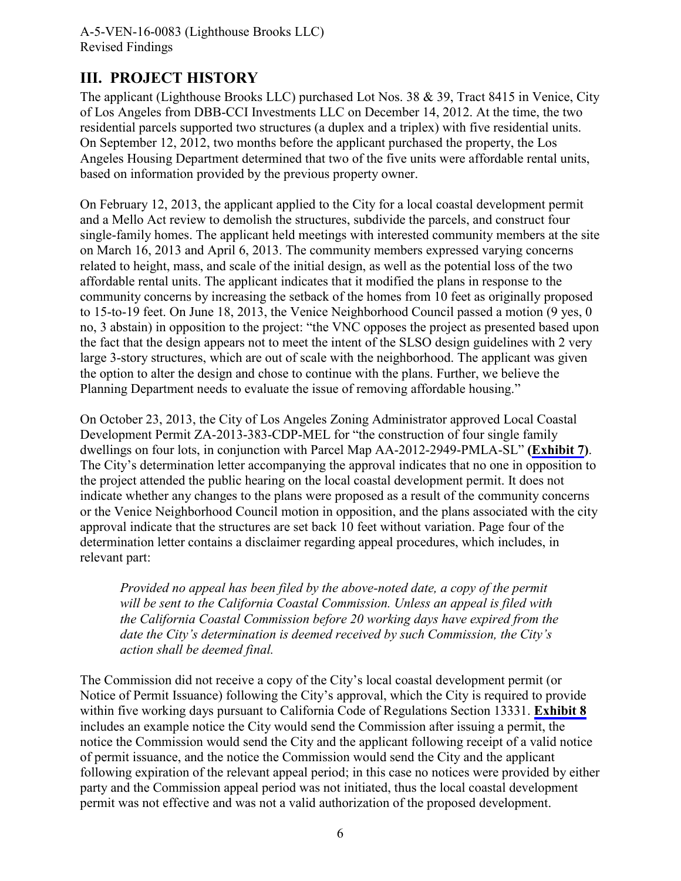## III. PROJECT HISTORY

The applicant (Lighthouse Brooks LLC) purchased Lot Nos. 38 & 39, Tract 8415 in Venice, City of Los Angeles from DBB-CCI Investments LLC on December 14, 2012. At the time, the two residential parcels supported two structures (a duplex and a triplex) with five residential units. On September 12, 2012, two months before the applicant purchased the property, the Los Angeles Housing Department determined that two of the five units were affordable rental units, based on information provided by the previous property owner.

On February 12, 2013, the applicant applied to the City for a local coastal development permit and a Mello Act review to demolish the structures, subdivide the parcels, and construct four single-family homes. The applicant held meetings with interested community members at the site on March 16, 2013 and April 6, 2013. The community members expressed varying concerns related to height, mass, and scale of the initial design, as well as the potential loss of the two affordable rental units. The applicant indicates that it modified the plans in response to the community concerns by increasing the setback of the homes from 10 feet as originally proposed to 15-to-19 feet. On June 18, 2013, the Venice Neighborhood Council passed a motion (9 yes, 0 no, 3 abstain) in opposition to the project: "the VNC opposes the project as presented based upon the fact that the design appears not to meet the intent of the SLSO design guidelines with 2 very large 3-story structures, which are out of scale with the neighborhood. The applicant was given the option to alter the design and chose to continue with the plans. Further, we believe the Planning Department needs to evaluate the issue of removing affordable housing."

On October 23, 2013, the City of Los Angeles Zoning Administrator approved Local Coastal Development Permit ZA-2013-383-CDP-MEL for "the construction of four single family dwellings on four lots, in conjunction with Parcel Map AA-2012-2949-PMLA-SL" **(Exhibit 7)**. The City's determination letter accompanying the approval indicates that no one in opposition to the project attended the public hearing on the local coastal development permit. It does not indicate whether any changes to the plans were proposed as a result of the community concerns or the Venice Neighborhood Council motion in opposition, and the plans associated with the city approval indicate that the structures are set back 10 feet without variation. Page four of the determination letter contains a disclaimer regarding appeal procedures, which includes, in relevant part:

> *Provided no appeal has been filed by the above-noted date, a copy of the permit will be sent to the California Coastal Commission. Unless an appeal is filed with the California Coastal Commission before 20 working days have expired from the date the City's determination is deemed received by such Commission, the City's action shall be deemed final.*

The Commission did not receive a copy of the City's local coastal development permit (or Notice of Permit Issuance) following the City's approval, which the City is required to provide within five working days pursuant to California Code of Regulations Section 13331. **Exhibit 8** includes an example notice the City would send the Commission after issuing a permit, the notice the Commission would send the City and the applicant following receipt of a valid notice of permit issuance, and the notice the Commission would send the City and the applicant following expiration of the relevant appeal period; in this case no notices were provided by either party and the Commission appeal period was not initiated, thus the local coastal development permit was not effective and was not a valid authorization of the proposed development.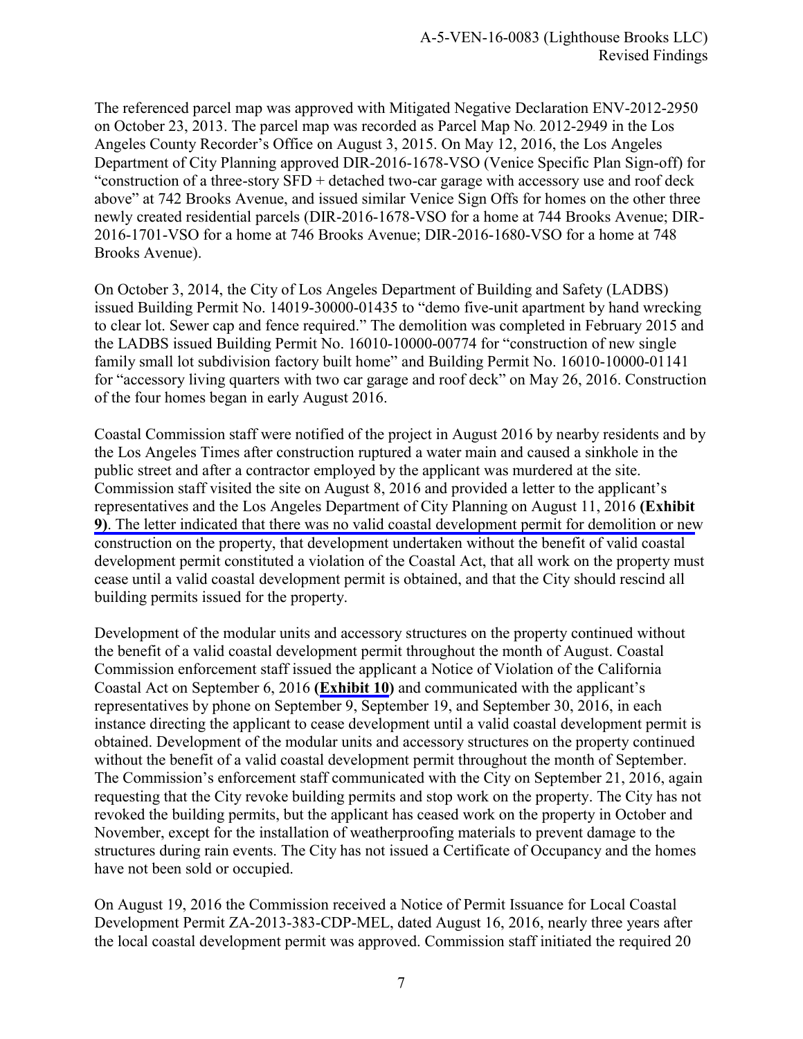The referenced parcel map was approved with Mitigated Negative Declaration ENV-2012-2950 on October 23, 2013. The parcel map was recorded as Parcel Map No. 2012-2949 in the Los Angeles County Recorder's Office on August 3, 2015. On May 12, 2016, the Los Angeles Department of City Planning approved DIR-2016-1678-VSO (Venice Specific Plan Sign-off) for "construction of a three-story SFD + detached two-car garage with accessory use and roof deck above" at 742 Brooks Avenue, and issued similar Venice Sign Offs for homes on the other three newly created residential parcels (DIR-2016-1678-VSO for a home at 744 Brooks Avenue; DIR-2016-1701-VSO for a home at 746 Brooks Avenue; DIR-2016-1680-VSO for a home at 748 Brooks Avenue).

On October 3, 2014, the City of Los Angeles Department of Building and Safety (LADBS) issued Building Permit No. 14019-30000-01435 to "demo five-unit apartment by hand wrecking to clear lot. Sewer cap and fence required." The demolition was completed in February 2015 and the LADBS issued Building Permit No. 16010-10000-00774 for "construction of new single family small lot subdivision factory built home" and Building Permit No. 16010-10000-01141 for "accessory living quarters with two car garage and roof deck" on May 26, 2016. Construction of the four homes began in early August 2016.

Coastal Commission staff were notified of the project in August 2016 by nearby residents and by the Los Angeles Times after construction ruptured a water main and caused a sinkhole in the public street and after a contractor employed by the applicant was murdered at the site. Commission staff visited the site on August 8, 2016 and provided a letter to the applicant's representatives and the Los Angeles Department of City Planning on August 11, 2016 **(Exhibit 9)**. The letter indicated that there was no valid coastal development permit for demolition or new construction on the property, that development undertaken without the benefit of valid coastal development permit constituted a violation of the Coastal Act, that all work on the property must cease until a valid coastal development permit is obtained, and that the City should rescind all building permits issued for the property.

Development of the modular units and accessory structures on the property continued without the benefit of a valid coastal development permit throughout the month of August. Coastal Commission enforcement staff issued the applicant a Notice of Violation of the California Coastal Act on September 6, 2016 **(Exhibit 10)** and communicated with the applicant's representatives by phone on September 9, September 19, and September 30, 2016, in each instance directing the applicant to cease development until a valid coastal development permit is obtained. Development of the modular units and accessory structures on the property continued without the benefit of a valid coastal development permit throughout the month of September. The Commission's enforcement staff communicated with the City on September 21, 2016, again requesting that the City revoke building permits and stop work on the property. The City has not revoked the building permits, but the applicant has ceased work on the property in October and November, except for the installation of weatherproofing materials to prevent damage to the structures during rain events. The City has not issued a Certificate of Occupancy and the homes have not been sold or occupied.

On August 19, 2016 the Commission received a Notice of Permit Issuance for Local Coastal Development Permit ZA-2013-383-CDP-MEL, dated August 16, 2016, nearly three years after the local coastal development permit was approved. Commission staff initiated the required 20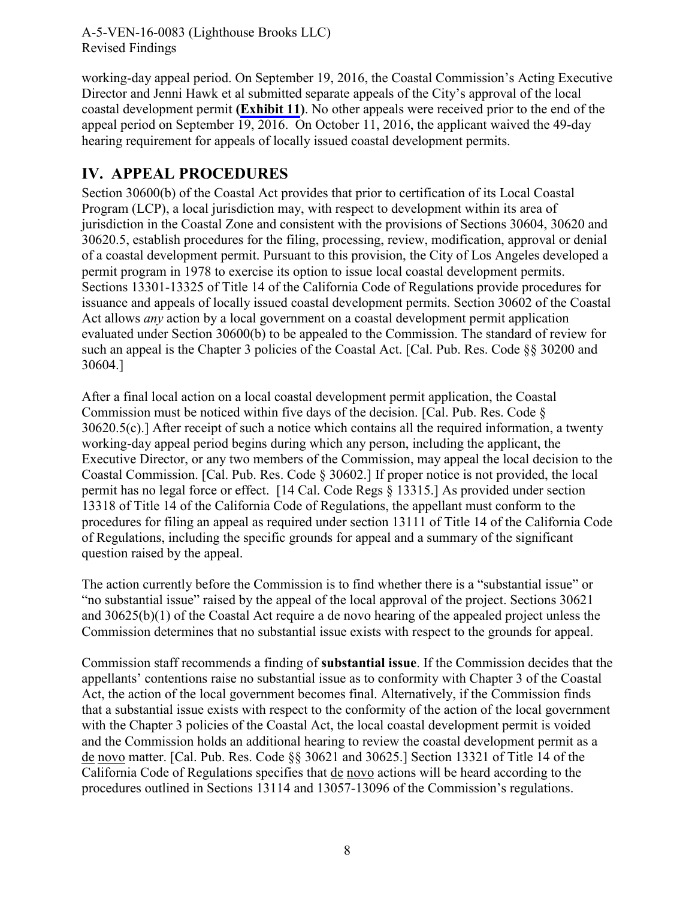working-day appeal period. On September 19, 2016, the Coastal Commission's Acting Executive Director and Jenni Hawk et al submitted separate appeals of the City's approval of the local coastal development permit **(Exhibit 11)**. No other appeals were received prior to the end of the appeal period on September 19, 2016. On October 11, 2016, the applicant waived the 49-day hearing requirement for appeals of locally issued coastal development permits.

## IV. APPEAL PROCEDURES

Section 30600(b) of the Coastal Act provides that prior to certification of its Local Coastal Program (LCP), a local jurisdiction may, with respect to development within its area of jurisdiction in the Coastal Zone and consistent with the provisions of Sections 30604, 30620 and 30620.5, establish procedures for the filing, processing, review, modification, approval or denial of a coastal development permit. Pursuant to this provision, the City of Los Angeles developed a permit program in 1978 to exercise its option to issue local coastal development permits. Sections 13301-13325 of Title 14 of the California Code of Regulations provide procedures for issuance and appeals of locally issued coastal development permits. Section 30602 of the Coastal Act allows *any* action by a local government on a coastal development permit application evaluated under Section 30600(b) to be appealed to the Commission. The standard of review for such an appeal is the Chapter 3 policies of the Coastal Act. [Cal. Pub. Res. Code §§ 30200 and 30604.]

After a final local action on a local coastal development permit application, the Coastal Commission must be noticed within five days of the decision. [Cal. Pub. Res. Code § 30620.5(c).] After receipt of such a notice which contains all the required information, a twenty working-day appeal period begins during which any person, including the applicant, the Executive Director, or any two members of the Commission, may appeal the local decision to the Coastal Commission. [Cal. Pub. Res. Code § 30602.] If proper notice is not provided, the local permit has no legal force or effect. [14 Cal. Code Regs § 13315.] As provided under section 13318 of Title 14 of the California Code of Regulations, the appellant must conform to the procedures for filing an appeal as required under section 13111 of Title 14 of the California Code of Regulations, including the specific grounds for appeal and a summary of the significant question raised by the appeal.

The action currently before the Commission is to find whether there is a "substantial issue" or "no substantial issue" raised by the appeal of the local approval of the project. Sections 30621 and 30625(b)(1) of the Coastal Act require a de novo hearing of the appealed project unless the Commission determines that no substantial issue exists with respect to the grounds for appeal.

Commission staff recommends a finding of **substantial issue**. If the Commission decides that the appellants' contentions raise no substantial issue as to conformity with Chapter 3 of the Coastal Act, the action of the local government becomes final. Alternatively, if the Commission finds that a substantial issue exists with respect to the conformity of the action of the local government with the Chapter 3 policies of the Coastal Act, the local coastal development permit is voided and the Commission holds an additional hearing to review the coastal development permit as a de novo matter. [Cal. Pub. Res. Code §§ 30621 and 30625.] Section 13321 of Title 14 of the California Code of Regulations specifies that de novo actions will be heard according to the procedures outlined in Sections 13114 and 13057-13096 of the Commission's regulations.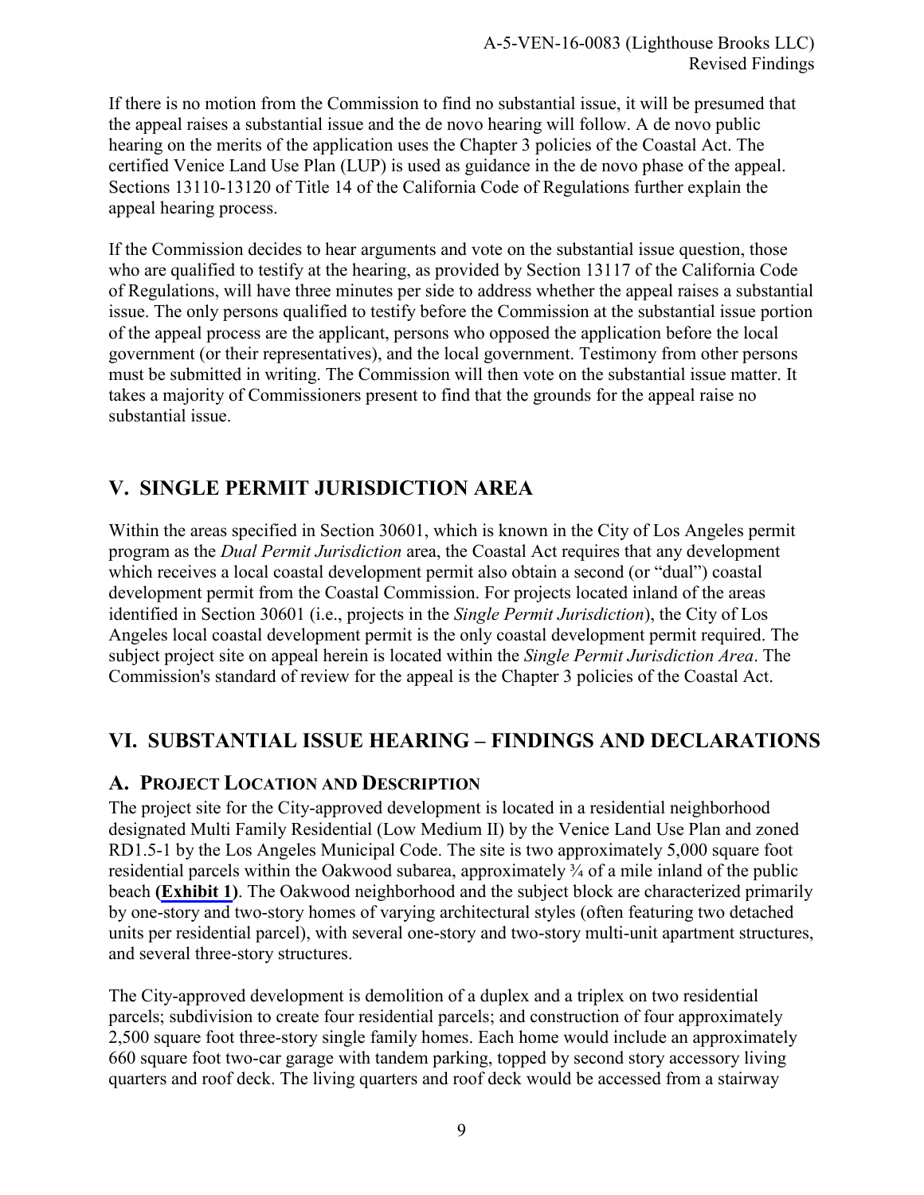If there is no motion from the Commission to find no substantial issue, it will be presumed that the appeal raises a substantial issue and the de novo hearing will follow. A de novo public hearing on the merits of the application uses the Chapter 3 policies of the Coastal Act. The certified Venice Land Use Plan (LUP) is used as guidance in the de novo phase of the appeal. Sections 13110-13120 of Title 14 of the California Code of Regulations further explain the appeal hearing process.

If the Commission decides to hear arguments and vote on the substantial issue question, those who are qualified to testify at the hearing, as provided by Section 13117 of the California Code of Regulations, will have three minutes per side to address whether the appeal raises a substantial issue. The only persons qualified to testify before the Commission at the substantial issue portion of the appeal process are the applicant, persons who opposed the application before the local government (or their representatives), and the local government. Testimony from other persons must be submitted in writing. The Commission will then vote on the substantial issue matter. It takes a majority of Commissioners present to find that the grounds for the appeal raise no substantial issue.

## V. SINGLE PERMIT JURISDICTION AREA

Within the areas specified in Section 30601, which is known in the City of Los Angeles permit program as the *Dual Permit Jurisdiction* area, the Coastal Act requires that any development which receives a local coastal development permit also obtain a second (or "dual") coastal development permit from the Coastal Commission. For projects located inland of the areas identified in Section 30601 (i.e., projects in the *Single Permit Jurisdiction*), the City of Los Angeles local coastal development permit is the only coastal development permit required. The subject project site on appeal herein is located within the *Single Permit Jurisdiction Area*. The Commission's standard of review for the appeal is the Chapter 3 policies of the Coastal Act.

## VI. SUBSTANTIAL ISSUE HEARING – FINDINGS AND DECLARATIONS

### A. Project Location and Description

The project site for the City-approved development is located in a residential neighborhood designated Multi Family Residential (Low Medium II) by the Venice Land Use Plan and zoned RD1.5-1 by the Los Angeles Municipal Code. The site is two approximately 5,000 square foot residential parcels within the Oakwood subarea, approximately ¾ of a mile inland of the public beach **(Exhibit 1)**. The Oakwood neighborhood and the subject block are characterized primarily by one-story and two-story homes of varying architectural styles (often featuring two detached units per residential parcel), with several one-story and two-story multi-unit apartment structures, and several three-story structures.

The City-approved development is demolition of a duplex and a triplex on two residential parcels; subdivision to create four residential parcels; and construction of four approximately 2,500 square foot three-story single family homes. Each home would include an approximately 660 square foot two-car garage with tandem parking, topped by second story accessory living quarters and roof deck. The living quarters and roof deck would be accessed from a stairway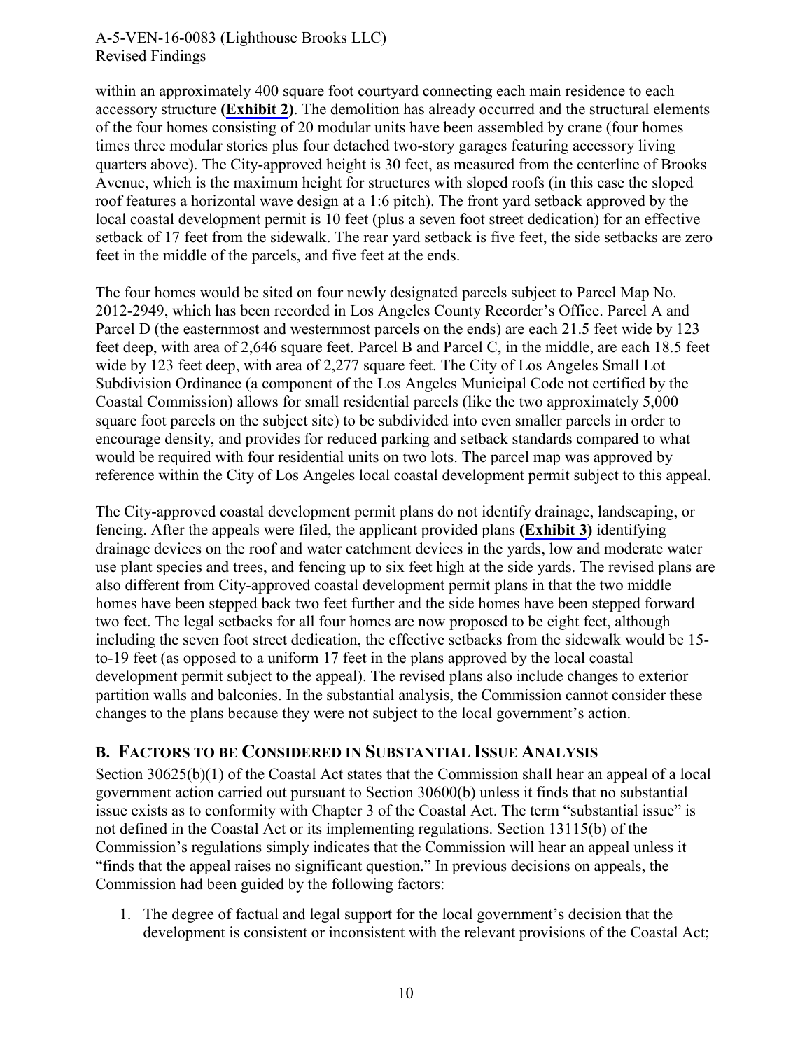within an approximately 400 square foot courtyard connecting each main residence to each accessory structure **(Exhibit 2)**. The demolition has already occurred and the structural elements of the four homes consisting of 20 modular units have been assembled by crane (four homes times three modular stories plus four detached two-story garages featuring accessory living quarters above). The City-approved height is 30 feet, as measured from the centerline of Brooks Avenue, which is the maximum height for structures with sloped roofs (in this case the sloped roof features a horizontal wave design at a 1:6 pitch). The front yard setback approved by the local coastal development permit is 10 feet (plus a seven foot street dedication) for an effective setback of 17 feet from the sidewalk. The rear yard setback is five feet, the side setbacks are zero feet in the middle of the parcels, and five feet at the ends.

The four homes would be sited on four newly designated parcels subject to Parcel Map No. 2012-2949, which has been recorded in Los Angeles County Recorder's Office. Parcel A and Parcel D (the easternmost and westernmost parcels on the ends) are each 21.5 feet wide by 123 feet deep, with area of 2,646 square feet. Parcel B and Parcel C, in the middle, are each 18.5 feet wide by 123 feet deep, with area of 2,277 square feet. The City of Los Angeles Small Lot Subdivision Ordinance (a component of the Los Angeles Municipal Code not certified by the Coastal Commission) allows for small residential parcels (like the two approximately 5,000 square foot parcels on the subject site) to be subdivided into even smaller parcels in order to encourage density, and provides for reduced parking and setback standards compared to what would be required with four residential units on two lots. The parcel map was approved by reference within the City of Los Angeles local coastal development permit subject to this appeal.

The City-approved coastal development permit plans do not identify drainage, landscaping, or fencing. After the appeals were filed, the applicant provided plans **(Exhibit 3)** identifying drainage devices on the roof and water catchment devices in the yards, low and moderate water use plant species and trees, and fencing up to six feet high at the side yards. The revised plans are also different from City-approved coastal development permit plans in that the two middle homes have been stepped back two feet further and the side homes have been stepped forward two feet. The legal setbacks for all four homes are now proposed to be eight feet, although including the seven foot street dedication, the effective setbacks from the sidewalk would be 15-to-19 feet (as opposed to a uniform 17 feet in the plans approved by the local coastal development permit subject to the appeal). The revised plans also include changes to exterior partition walls and balconies. In the substantial analysis, the Commission cannot consider these changes to the plans because they were not subject to the local government's action.

## B. Factors to be Considered in Substantial Issue Analysis

Section 30625(b)(1) of the Coastal Act states that the Commission shall hear an appeal of a local government action carried out pursuant to Section 30600(b) unless it finds that no substantial issue exists as to conformity with Chapter 3 of the Coastal Act. The term "substantial issue" is not defined in the Coastal Act or its implementing regulations. Section 13115(b) of the Commission's regulations simply indicates that the Commission will hear an appeal unless it "finds that the appeal raises no significant question." In previous decisions on appeals, the Commission had been guided by the following factors:

1. The degree of factual and legal support for the local government's decision that the development is consistent or inconsistent with the relevant provisions of the Coastal Act;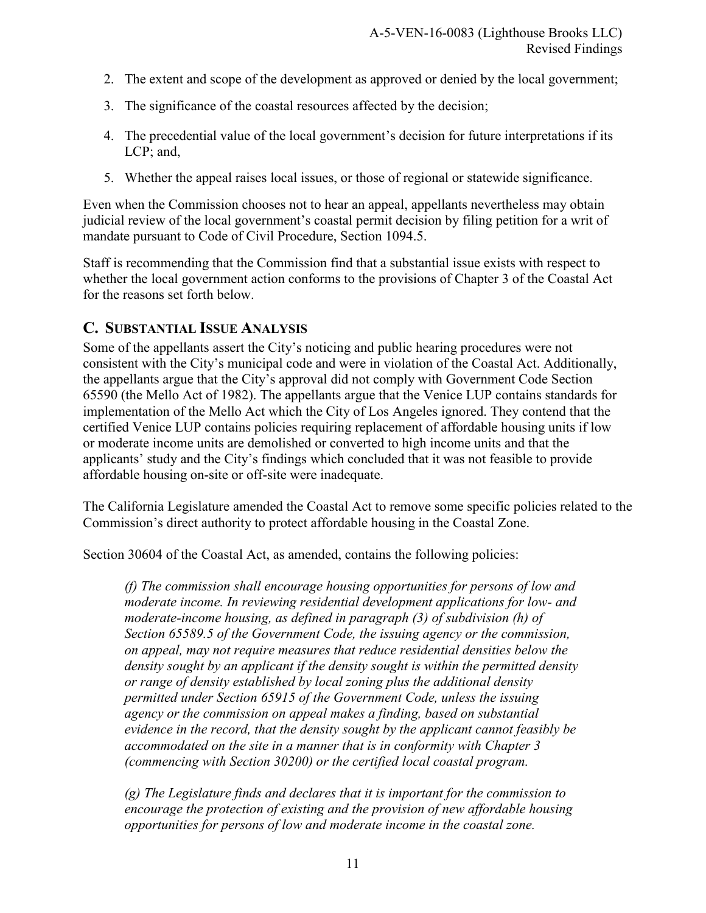2. The extent and scope of the development as approved or denied by the local government;
3. The significance of the coastal resources affected by the decision;
4. The precedential value of the local government's decision for future interpretations if its LCP; and,
5. Whether the appeal raises local issues, or those of regional or statewide significance.

Even when the Commission chooses not to hear an appeal, appellants nevertheless may obtain judicial review of the local government's coastal permit decision by filing petition for a writ of mandate pursuant to Code of Civil Procedure, Section 1094.5.

Staff is recommending that the Commission find that a substantial issue exists with respect to whether the local government action conforms to the provisions of Chapter 3 of the Coastal Act for the reasons set forth below.

## C. SUBSTANTIAL ISSUE ANALYSIS

Some of the appellants assert the City's noticing and public hearing procedures were not consistent with the City's municipal code and were in violation of the Coastal Act. Additionally, the appellants argue that the City's approval did not comply with Government Code Section 65590 (the Mello Act of 1982). The appellants argue that the Venice LUP contains standards for implementation of the Mello Act which the City of Los Angeles ignored. They contend that the certified Venice LUP contains policies requiring replacement of affordable housing units if low or moderate income units are demolished or converted to high income units and that the applicants' study and the City's findings which concluded that it was not feasible to provide affordable housing on-site or off-site were inadequate.

The California Legislature amended the Coastal Act to remove some specific policies related to the Commission's direct authority to protect affordable housing in the Coastal Zone.

Section 30604 of the Coastal Act, as amended, contains the following policies:

> *(f) The commission shall encourage housing opportunities for persons of low and moderate income. In reviewing residential development applications for low- and moderate-income housing, as defined in paragraph (3) of subdivision (h) of Section 65589.5 of the Government Code, the issuing agency or the commission, on appeal, may not require measures that reduce residential densities below the density sought by an applicant if the density sought is within the permitted density or range of density established by local zoning plus the additional density permitted under Section 65915 of the Government Code, unless the issuing agency or the commission on appeal makes a finding, based on substantial evidence in the record, that the density sought by the applicant cannot feasibly be accommodated on the site in a manner that is in conformity with Chapter 3 (commencing with Section 30200) or the certified local coastal program.*
>
> *(g) The Legislature finds and declares that it is important for the commission to encourage the protection of existing and the provision of new affordable housing opportunities for persons of low and moderate income in the coastal zone.*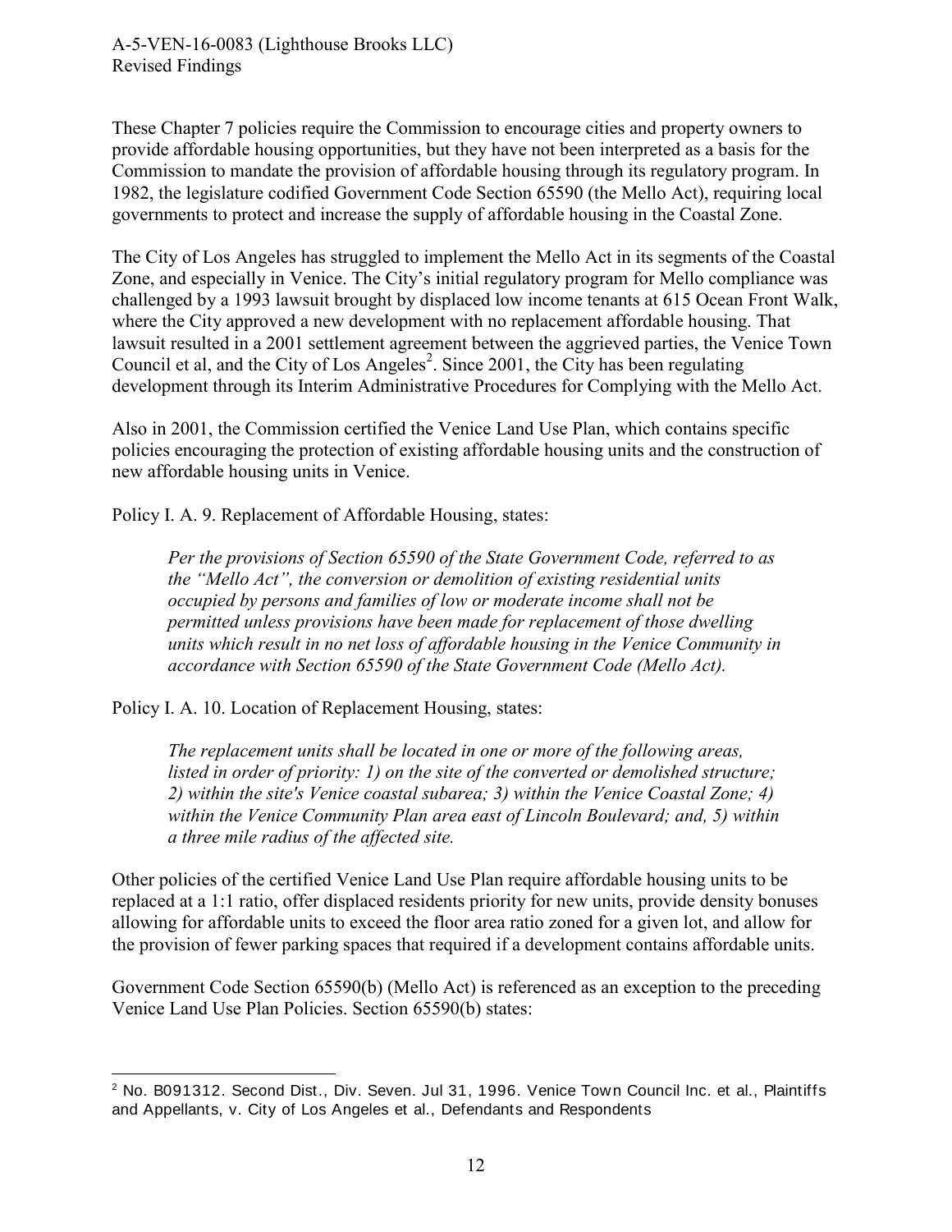These Chapter 7 policies require the Commission to encourage cities and property owners to provide affordable housing opportunities, but they have not been interpreted as a basis for the Commission to mandate the provision of affordable housing through its regulatory program. In 1982, the legislature codified Government Code Section 65590 (the Mello Act), requiring local governments to protect and increase the supply of affordable housing in the Coastal Zone.

The City of Los Angeles has struggled to implement the Mello Act in its segments of the Coastal Zone, and especially in Venice. The City's initial regulatory program for Mello compliance was challenged by a 1993 lawsuit brought by displaced low income tenants at 615 Ocean Front Walk, where the City approved a new development with no replacement affordable housing. That lawsuit resulted in a 2001 settlement agreement between the aggrieved parties, the Venice Town Council et al, and the City of Los Angeles[2]. Since 2001, the City has been regulating development through its Interim Administrative Procedures for Complying with the Mello Act.

Also in 2001, the Commission certified the Venice Land Use Plan, which contains specific policies encouraging the protection of existing affordable housing units and the construction of new affordable housing units in Venice.

Policy I. A. 9. Replacement of Affordable Housing, states:

> *Per the provisions of Section 65590 of the State Government Code, referred to as the "Mello Act", the conversion or demolition of existing residential units occupied by persons and families of low or moderate income shall not be permitted unless provisions have been made for replacement of those dwelling units which result in no net loss of affordable housing in the Venice Community in accordance with Section 65590 of the State Government Code (Mello Act).*

Policy I. A. 10. Location of Replacement Housing, states:

> *The replacement units shall be located in one or more of the following areas, listed in order of priority: 1) on the site of the converted or demolished structure; 2) within the site's Venice coastal subarea; 3) within the Venice Coastal Zone; 4) within the Venice Community Plan area east of Lincoln Boulevard; and, 5) within a three mile radius of the affected site.*

Other policies of the certified Venice Land Use Plan require affordable housing units to be replaced at a 1:1 ratio, offer displaced residents priority for new units, provide density bonuses allowing for affordable units to exceed the floor area ratio zoned for a given lot, and allow for the provision of fewer parking spaces that required if a development contains affordable units.

Government Code Section 65590(b) (Mello Act) is referenced as an exception to the preceding Venice Land Use Plan Policies. Section 65590(b) states:

---

[2] No. B091312. Second Dist., Div. Seven. Jul 31, 1996. Venice Town Council Inc. et al., Plaintiffs and Appellants, v. City of Los Angeles et al., Defendants and Respondents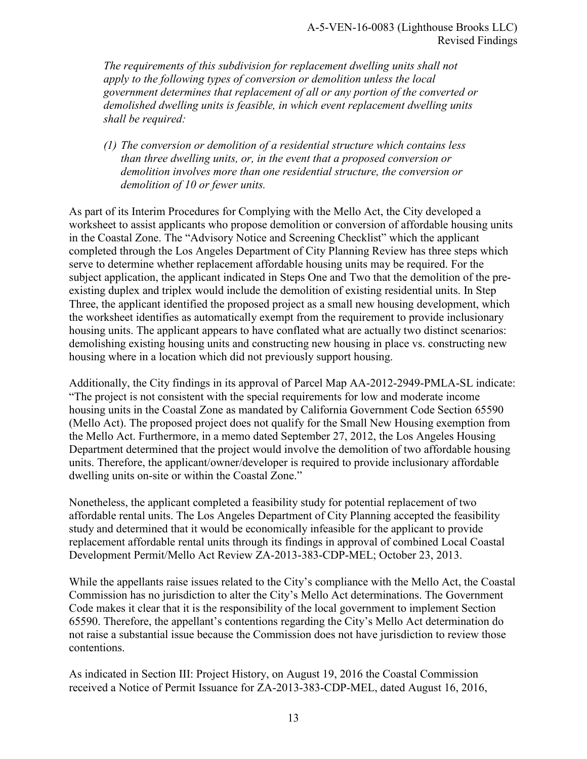*The requirements of this subdivision for replacement dwelling units shall not apply to the following types of conversion or demolition unless the local government determines that replacement of all or any portion of the converted or demolished dwelling units is feasible, in which event replacement dwelling units shall be required:*

*(1) The conversion or demolition of a residential structure which contains less than three dwelling units, or, in the event that a proposed conversion or demolition involves more than one residential structure, the conversion or demolition of 10 or fewer units.*

As part of its Interim Procedures for Complying with the Mello Act, the City developed a worksheet to assist applicants who propose demolition or conversion of affordable housing units in the Coastal Zone. The "Advisory Notice and Screening Checklist" which the applicant completed through the Los Angeles Department of City Planning Review has three steps which serve to determine whether replacement affordable housing units may be required. For the subject application, the applicant indicated in Steps One and Two that the demolition of the pre-existing duplex and triplex would include the demolition of existing residential units. In Step Three, the applicant identified the proposed project as a small new housing development, which the worksheet identifies as automatically exempt from the requirement to provide inclusionary housing units. The applicant appears to have conflated what are actually two distinct scenarios: demolishing existing housing units and constructing new housing in place vs. constructing new housing where in a location which did not previously support housing.

Additionally, the City findings in its approval of Parcel Map AA-2012-2949-PMLA-SL indicate: "The project is not consistent with the special requirements for low and moderate income housing units in the Coastal Zone as mandated by California Government Code Section 65590 (Mello Act). The proposed project does not qualify for the Small New Housing exemption from the Mello Act. Furthermore, in a memo dated September 27, 2012, the Los Angeles Housing Department determined that the project would involve the demolition of two affordable housing units. Therefore, the applicant/owner/developer is required to provide inclusionary affordable dwelling units on-site or within the Coastal Zone."

Nonetheless, the applicant completed a feasibility study for potential replacement of two affordable rental units. The Los Angeles Department of City Planning accepted the feasibility study and determined that it would be economically infeasible for the applicant to provide replacement affordable rental units through its findings in approval of combined Local Coastal Development Permit/Mello Act Review ZA-2013-383-CDP-MEL; October 23, 2013.

While the appellants raise issues related to the City's compliance with the Mello Act, the Coastal Commission has no jurisdiction to alter the City's Mello Act determinations. The Government Code makes it clear that it is the responsibility of the local government to implement Section 65590. Therefore, the appellant's contentions regarding the City's Mello Act determination do not raise a substantial issue because the Commission does not have jurisdiction to review those contentions.

As indicated in Section III: Project History, on August 19, 2016 the Coastal Commission received a Notice of Permit Issuance for ZA-2013-383-CDP-MEL, dated August 16, 2016,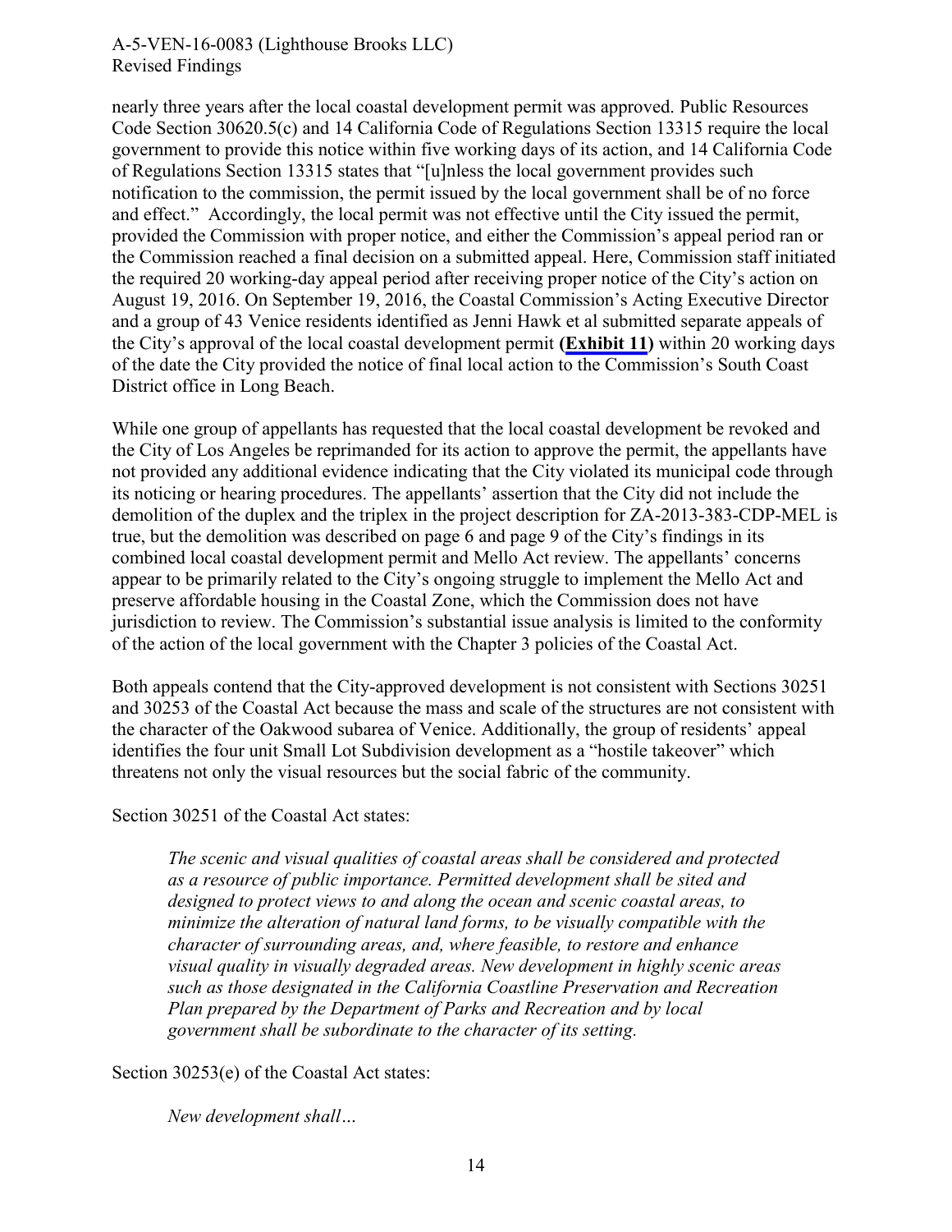nearly three years after the local coastal development permit was approved. Public Resources Code Section 30620.5(c) and 14 California Code of Regulations Section 13315 require the local government to provide this notice within five working days of its action, and 14 California Code of Regulations Section 13315 states that "[u]nless the local government provides such notification to the commission, the permit issued by the local government shall be of no force and effect." Accordingly, the local permit was not effective until the City issued the permit, provided the Commission with proper notice, and either the Commission's appeal period ran or the Commission reached a final decision on a submitted appeal. Here, Commission staff initiated the required 20 working-day appeal period after receiving proper notice of the City's action on August 19, 2016. On September 19, 2016, the Coastal Commission's Acting Executive Director and a group of 43 Venice residents identified as Jenni Hawk et al submitted separate appeals of the City's approval of the local coastal development permit **(Exhibit 11)** within 20 working days of the date the City provided the notice of final local action to the Commission's South Coast District office in Long Beach.

While one group of appellants has requested that the local coastal development be revoked and the City of Los Angeles be reprimanded for its action to approve the permit, the appellants have not provided any additional evidence indicating that the City violated its municipal code through its noticing or hearing procedures. The appellants' assertion that the City did not include the demolition of the duplex and the triplex in the project description for ZA-2013-383-CDP-MEL is true, but the demolition was described on page 6 and page 9 of the City's findings in its combined local coastal development permit and Mello Act review. The appellants' concerns appear to be primarily related to the City's ongoing struggle to implement the Mello Act and preserve affordable housing in the Coastal Zone, which the Commission does not have jurisdiction to review. The Commission's substantial issue analysis is limited to the conformity of the action of the local government with the Chapter 3 policies of the Coastal Act.

Both appeals contend that the City-approved development is not consistent with Sections 30251 and 30253 of the Coastal Act because the mass and scale of the structures are not consistent with the character of the Oakwood subarea of Venice. Additionally, the group of residents' appeal identifies the four unit Small Lot Subdivision development as a "hostile takeover" which threatens not only the visual resources but the social fabric of the community.

Section 30251 of the Coastal Act states:

> *The scenic and visual qualities of coastal areas shall be considered and protected as a resource of public importance. Permitted development shall be sited and designed to protect views to and along the ocean and scenic coastal areas, to minimize the alteration of natural land forms, to be visually compatible with the character of surrounding areas, and, where feasible, to restore and enhance visual quality in visually degraded areas. New development in highly scenic areas such as those designated in the California Coastline Preservation and Recreation Plan prepared by the Department of Parks and Recreation and by local government shall be subordinate to the character of its setting.*

Section 30253(e) of the Coastal Act states:

> *New development shall…*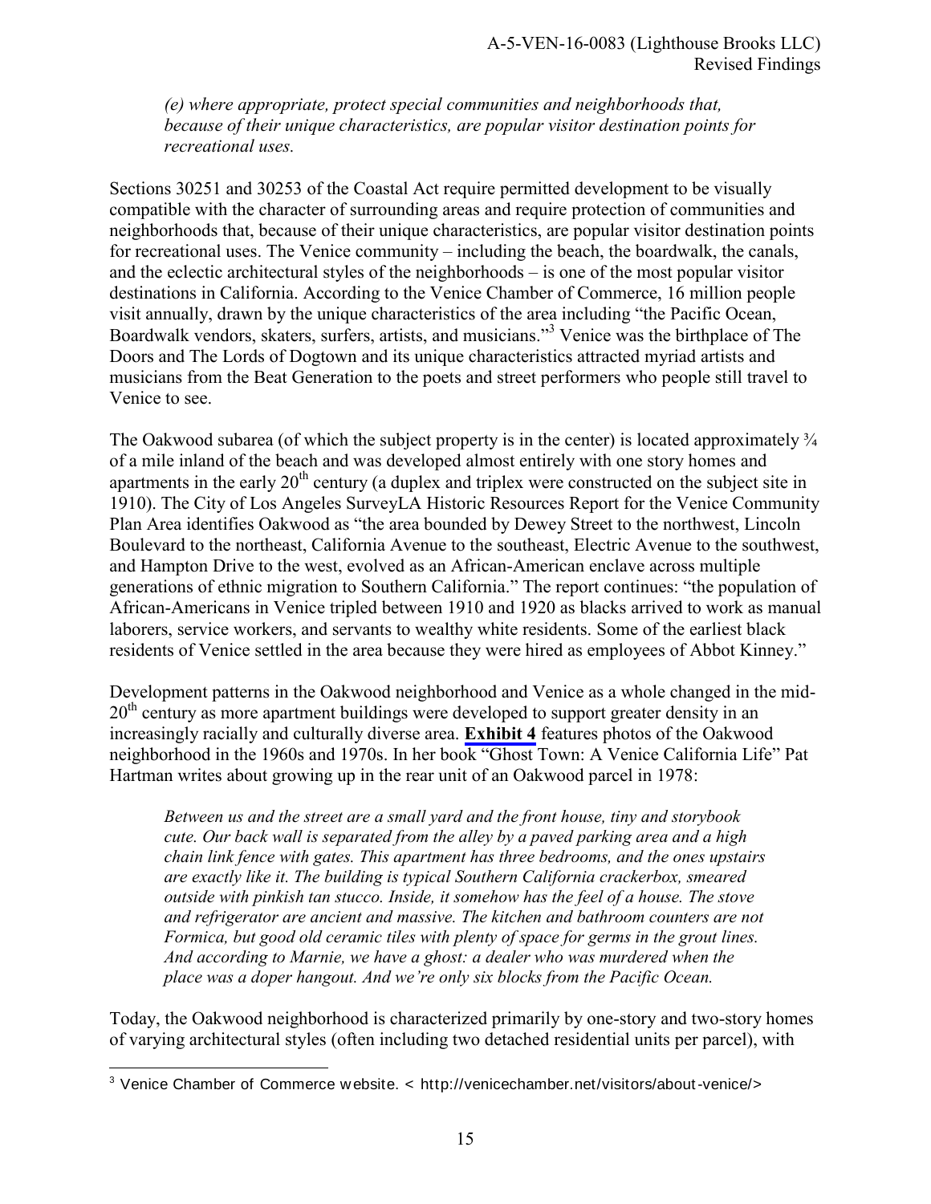*(e) where appropriate, protect special communities and neighborhoods that, because of their unique characteristics, are popular visitor destination points for recreational uses.*

Sections 30251 and 30253 of the Coastal Act require permitted development to be visually compatible with the character of surrounding areas and require protection of communities and neighborhoods that, because of their unique characteristics, are popular visitor destination points for recreational uses. The Venice community – including the beach, the boardwalk, the canals, and the eclectic architectural styles of the neighborhoods – is one of the most popular visitor destinations in California. According to the Venice Chamber of Commerce, 16 million people visit annually, drawn by the unique characteristics of the area including "the Pacific Ocean, Boardwalk vendors, skaters, surfers, artists, and musicians."[3] Venice was the birthplace of The Doors and The Lords of Dogtown and its unique characteristics attracted myriad artists and musicians from the Beat Generation to the poets and street performers who people still travel to Venice to see.

The Oakwood subarea (of which the subject property is in the center) is located approximately ¾ of a mile inland of the beach and was developed almost entirely with one story homes and apartments in the early 20th century (a duplex and triplex were constructed on the subject site in 1910). The City of Los Angeles SurveyLA Historic Resources Report for the Venice Community Plan Area identifies Oakwood as "the area bounded by Dewey Street to the northwest, Lincoln Boulevard to the northeast, California Avenue to the southeast, Electric Avenue to the southwest, and Hampton Drive to the west, evolved as an African-American enclave across multiple generations of ethnic migration to Southern California." The report continues: "the population of African-Americans in Venice tripled between 1910 and 1920 as blacks arrived to work as manual laborers, service workers, and servants to wealthy white residents. Some of the earliest black residents of Venice settled in the area because they were hired as employees of Abbot Kinney."

Development patterns in the Oakwood neighborhood and Venice as a whole changed in the mid-20th century as more apartment buildings were developed to support greater density in an increasingly racially and culturally diverse area. **Exhibit 4** features photos of the Oakwood neighborhood in the 1960s and 1970s. In her book "Ghost Town: A Venice California Life" Pat Hartman writes about growing up in the rear unit of an Oakwood parcel in 1978:

> *Between us and the street are a small yard and the front house, tiny and storybook cute. Our back wall is separated from the alley by a paved parking area and a high chain link fence with gates. This apartment has three bedrooms, and the ones upstairs are exactly like it. The building is typical Southern California crackerbox, smeared outside with pinkish tan stucco. Inside, it somehow has the feel of a house. The stove and refrigerator are ancient and massive. The kitchen and bathroom counters are not Formica, but good old ceramic tiles with plenty of space for germs in the grout lines. And according to Marnie, we have a ghost: a dealer who was murdered when the place was a doper hangout. And we're only six blocks from the Pacific Ocean.*

Today, the Oakwood neighborhood is characterized primarily by one-story and two-story homes of varying architectural styles (often including two detached residential units per parcel), with

---

[3] Venice Chamber of Commerce website. < http://venicechamber.net/visitors/about-venice/>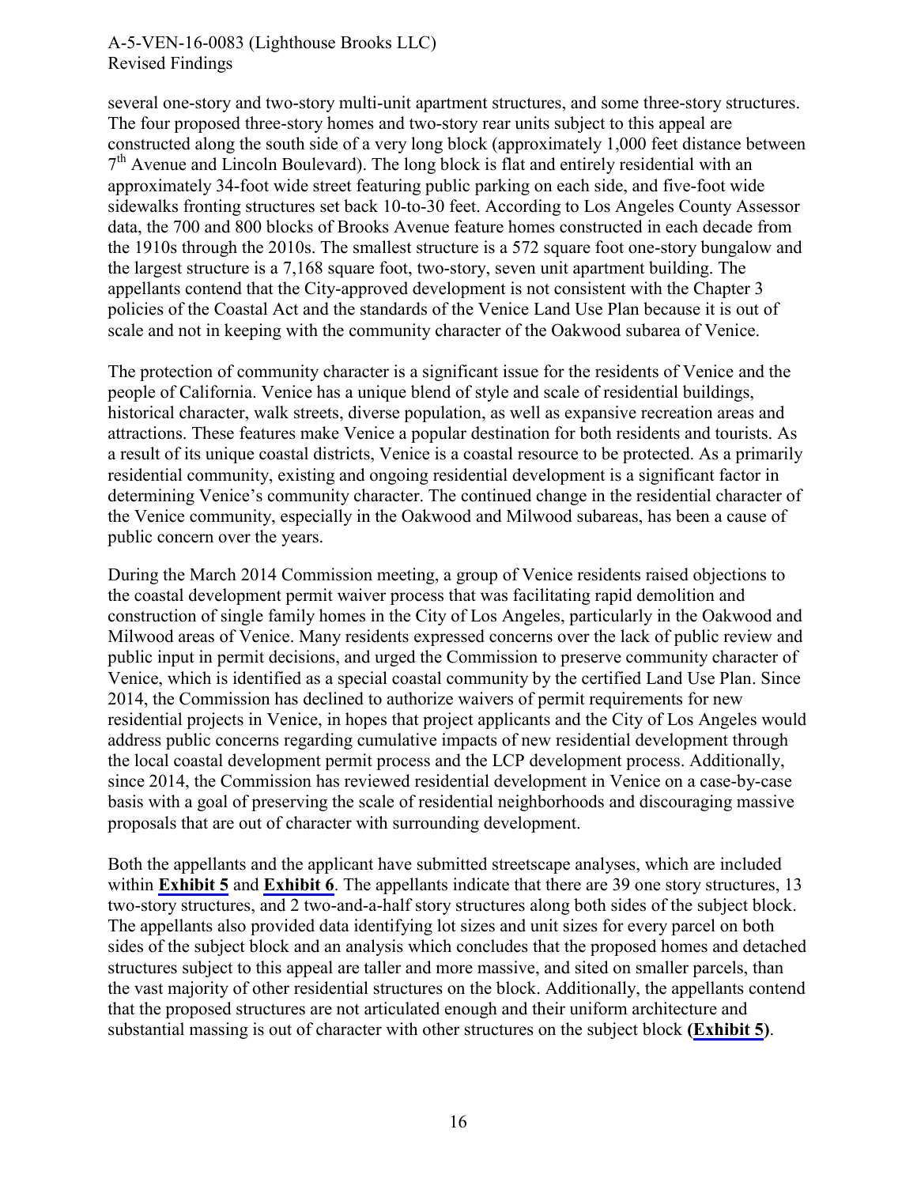several one-story and two-story multi-unit apartment structures, and some three-story structures. The four proposed three-story homes and two-story rear units subject to this appeal are constructed along the south side of a very long block (approximately 1,000 feet distance between 7th Avenue and Lincoln Boulevard). The long block is flat and entirely residential with an approximately 34-foot wide street featuring public parking on each side, and five-foot wide sidewalks fronting structures set back 10-to-30 feet. According to Los Angeles County Assessor data, the 700 and 800 blocks of Brooks Avenue feature homes constructed in each decade from the 1910s through the 2010s. The smallest structure is a 572 square foot one-story bungalow and the largest structure is a 7,168 square foot, two-story, seven unit apartment building. The appellants contend that the City-approved development is not consistent with the Chapter 3 policies of the Coastal Act and the standards of the Venice Land Use Plan because it is out of scale and not in keeping with the community character of the Oakwood subarea of Venice.

The protection of community character is a significant issue for the residents of Venice and the people of California. Venice has a unique blend of style and scale of residential buildings, historical character, walk streets, diverse population, as well as expansive recreation areas and attractions. These features make Venice a popular destination for both residents and tourists. As a result of its unique coastal districts, Venice is a coastal resource to be protected. As a primarily residential community, existing and ongoing residential development is a significant factor in determining Venice's community character. The continued change in the residential character of the Venice community, especially in the Oakwood and Milwood subareas, has been a cause of public concern over the years.

During the March 2014 Commission meeting, a group of Venice residents raised objections to the coastal development permit waiver process that was facilitating rapid demolition and construction of single family homes in the City of Los Angeles, particularly in the Oakwood and Milwood areas of Venice. Many residents expressed concerns over the lack of public review and public input in permit decisions, and urged the Commission to preserve community character of Venice, which is identified as a special coastal community by the certified Land Use Plan. Since 2014, the Commission has declined to authorize waivers of permit requirements for new residential projects in Venice, in hopes that project applicants and the City of Los Angeles would address public concerns regarding cumulative impacts of new residential development through the local coastal development permit process and the LCP development process. Additionally, since 2014, the Commission has reviewed residential development in Venice on a case-by-case basis with a goal of preserving the scale of residential neighborhoods and discouraging massive proposals that are out of character with surrounding development.

Both the appellants and the applicant have submitted streetscape analyses, which are included within **Exhibit 5** and **Exhibit 6**. The appellants indicate that there are 39 one story structures, 13 two-story structures, and 2 two-and-a-half story structures along both sides of the subject block. The appellants also provided data identifying lot sizes and unit sizes for every parcel on both sides of the subject block and an analysis which concludes that the proposed homes and detached structures subject to this appeal are taller and more massive, and sited on smaller parcels, than the vast majority of other residential structures on the block. Additionally, the appellants contend that the proposed structures are not articulated enough and their uniform architecture and substantial massing is out of character with other structures on the subject block **(Exhibit 5)**.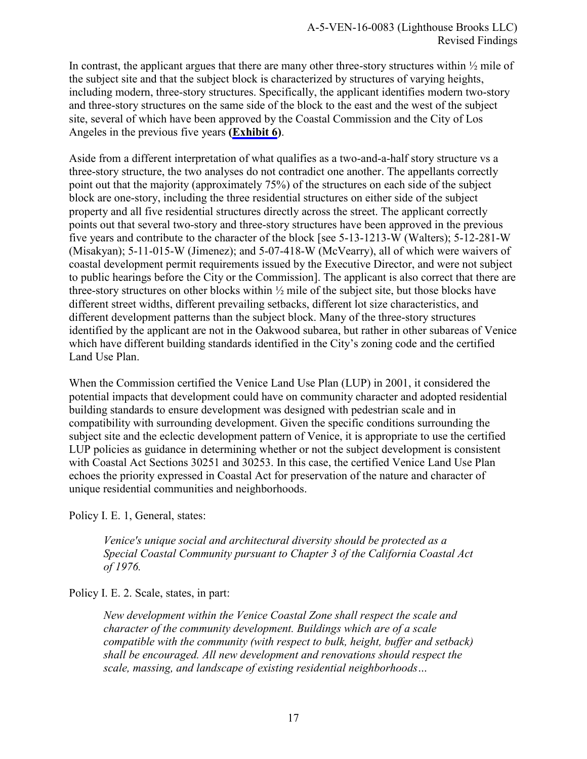In contrast, the applicant argues that there are many other three-story structures within ½ mile of the subject site and that the subject block is characterized by structures of varying heights, including modern, three-story structures. Specifically, the applicant identifies modern two-story and three-story structures on the same side of the block to the east and the west of the subject site, several of which have been approved by the Coastal Commission and the City of Los Angeles in the previous five years **(Exhibit 6)**.

Aside from a different interpretation of what qualifies as a two-and-a-half story structure vs a three-story structure, the two analyses do not contradict one another. The appellants correctly point out that the majority (approximately 75%) of the structures on each side of the subject block are one-story, including the three residential structures on either side of the subject property and all five residential structures directly across the street. The applicant correctly points out that several two-story and three-story structures have been approved in the previous five years and contribute to the character of the block [see 5-13-1213-W (Walters); 5-12-281-W (Misakyan); 5-11-015-W (Jimenez); and 5-07-418-W (McVearry), all of which were waivers of coastal development permit requirements issued by the Executive Director, and were not subject to public hearings before the City or the Commission]. The applicant is also correct that there are three-story structures on other blocks within ½ mile of the subject site, but those blocks have different street widths, different prevailing setbacks, different lot size characteristics, and different development patterns than the subject block. Many of the three-story structures identified by the applicant are not in the Oakwood subarea, but rather in other subareas of Venice which have different building standards identified in the City's zoning code and the certified Land Use Plan.

When the Commission certified the Venice Land Use Plan (LUP) in 2001, it considered the potential impacts that development could have on community character and adopted residential building standards to ensure development was designed with pedestrian scale and in compatibility with surrounding development. Given the specific conditions surrounding the subject site and the eclectic development pattern of Venice, it is appropriate to use the certified LUP policies as guidance in determining whether or not the subject development is consistent with Coastal Act Sections 30251 and 30253. In this case, the certified Venice Land Use Plan echoes the priority expressed in Coastal Act for preservation of the nature and character of unique residential communities and neighborhoods.

Policy I. E. 1, General, states:

> *Venice's unique social and architectural diversity should be protected as a Special Coastal Community pursuant to Chapter 3 of the California Coastal Act of 1976.*

Policy I. E. 2. Scale, states, in part:

> *New development within the Venice Coastal Zone shall respect the scale and character of the community development. Buildings which are of a scale compatible with the community (with respect to bulk, height, buffer and setback) shall be encouraged. All new development and renovations should respect the scale, massing, and landscape of existing residential neighborhoods…*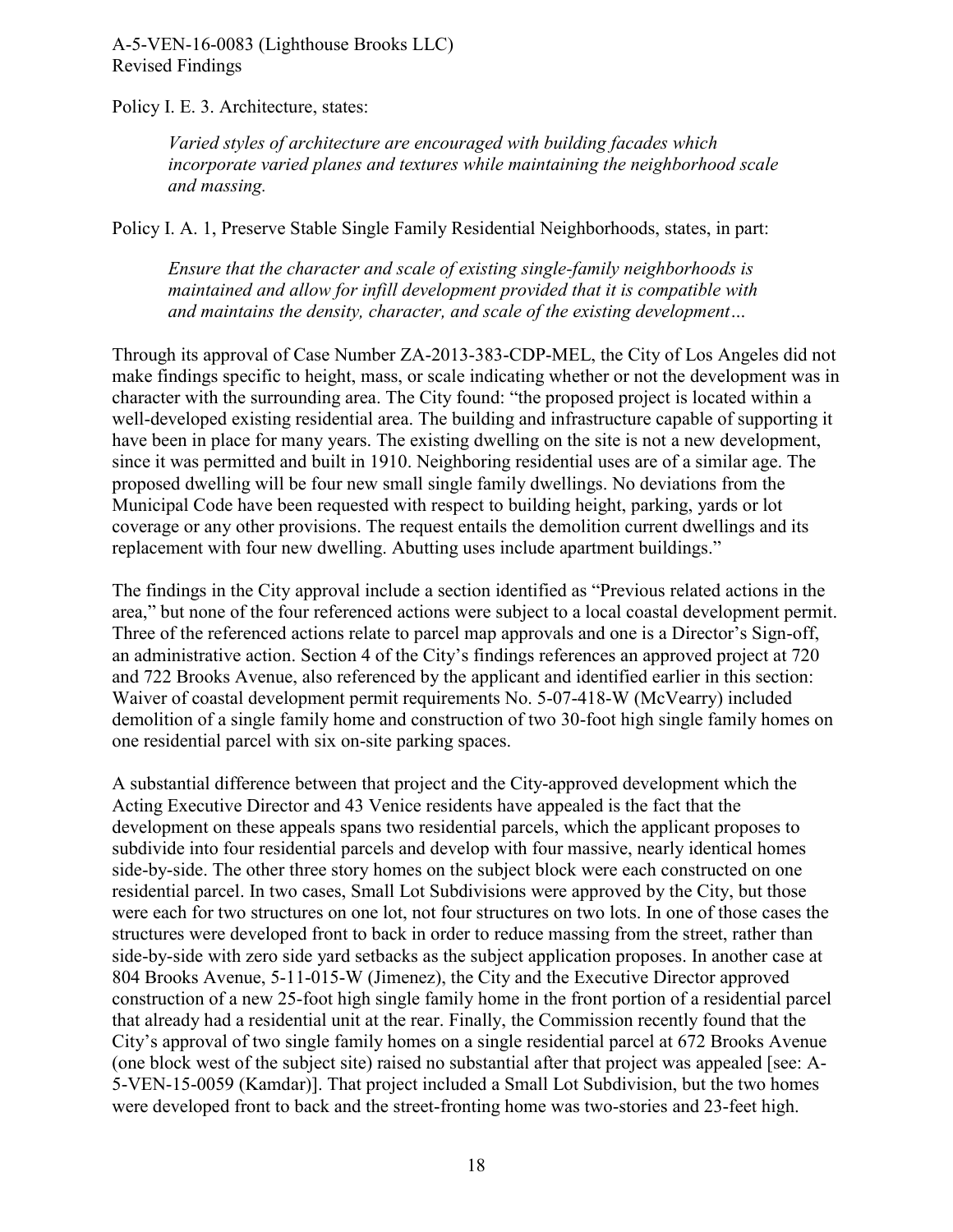Policy I. E. 3. Architecture, states:

> *Varied styles of architecture are encouraged with building facades which incorporate varied planes and textures while maintaining the neighborhood scale and massing.*

Policy I. A. 1, Preserve Stable Single Family Residential Neighborhoods, states, in part:

> *Ensure that the character and scale of existing single-family neighborhoods is maintained and allow for infill development provided that it is compatible with and maintains the density, character, and scale of the existing development…*

Through its approval of Case Number ZA-2013-383-CDP-MEL, the City of Los Angeles did not make findings specific to height, mass, or scale indicating whether or not the development was in character with the surrounding area. The City found: "the proposed project is located within a well-developed existing residential area. The building and infrastructure capable of supporting it have been in place for many years. The existing dwelling on the site is not a new development, since it was permitted and built in 1910. Neighboring residential uses are of a similar age. The proposed dwelling will be four new small single family dwellings. No deviations from the Municipal Code have been requested with respect to building height, parking, yards or lot coverage or any other provisions. The request entails the demolition current dwellings and its replacement with four new dwelling. Abutting uses include apartment buildings."

The findings in the City approval include a section identified as "Previous related actions in the area," but none of the four referenced actions were subject to a local coastal development permit. Three of the referenced actions relate to parcel map approvals and one is a Director's Sign-off, an administrative action. Section 4 of the City's findings references an approved project at 720 and 722 Brooks Avenue, also referenced by the applicant and identified earlier in this section: Waiver of coastal development permit requirements No. 5-07-418-W (McVearry) included demolition of a single family home and construction of two 30-foot high single family homes on one residential parcel with six on-site parking spaces.

A substantial difference between that project and the City-approved development which the Acting Executive Director and 43 Venice residents have appealed is the fact that the development on these appeals spans two residential parcels, which the applicant proposes to subdivide into four residential parcels and develop with four massive, nearly identical homes side-by-side. The other three story homes on the subject block were each constructed on one residential parcel. In two cases, Small Lot Subdivisions were approved by the City, but those were each for two structures on one lot, not four structures on two lots. In one of those cases the structures were developed front to back in order to reduce massing from the street, rather than side-by-side with zero side yard setbacks as the subject application proposes. In another case at 804 Brooks Avenue, 5-11-015-W (Jimenez), the City and the Executive Director approved construction of a new 25-foot high single family home in the front portion of a residential parcel that already had a residential unit at the rear. Finally, the Commission recently found that the City's approval of two single family homes on a single residential parcel at 672 Brooks Avenue (one block west of the subject site) raised no substantial after that project was appealed [see: A-5-VEN-15-0059 (Kamdar)]. That project included a Small Lot Subdivision, but the two homes were developed front to back and the street-fronting home was two-stories and 23-feet high.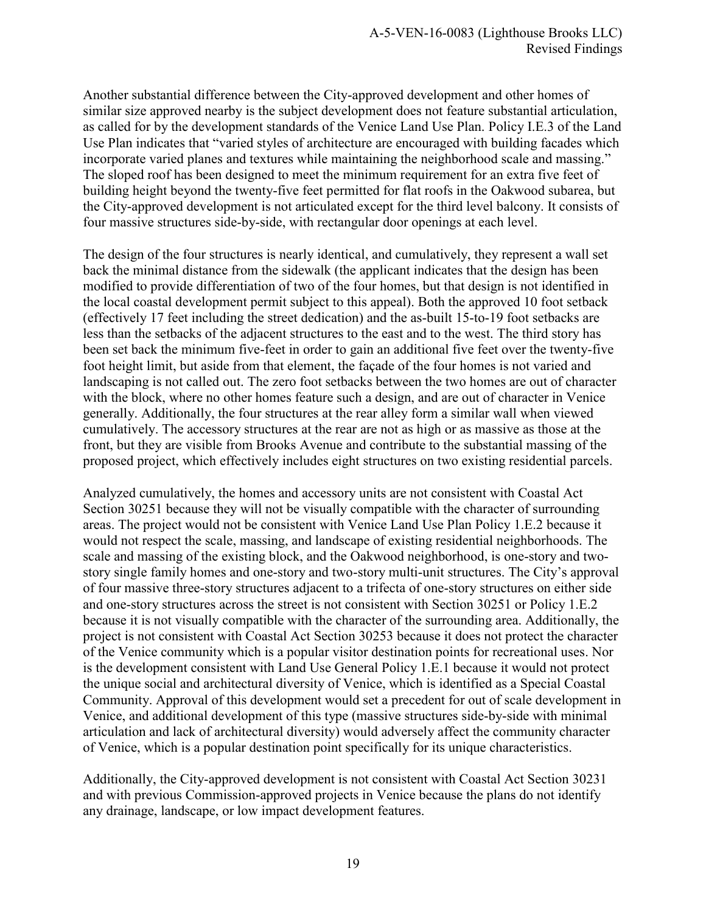Another substantial difference between the City-approved development and other homes of similar size approved nearby is the subject development does not feature substantial articulation, as called for by the development standards of the Venice Land Use Plan. Policy I.E.3 of the Land Use Plan indicates that "varied styles of architecture are encouraged with building facades which incorporate varied planes and textures while maintaining the neighborhood scale and massing." The sloped roof has been designed to meet the minimum requirement for an extra five feet of building height beyond the twenty-five feet permitted for flat roofs in the Oakwood subarea, but the City-approved development is not articulated except for the third level balcony. It consists of four massive structures side-by-side, with rectangular door openings at each level.

The design of the four structures is nearly identical, and cumulatively, they represent a wall set back the minimal distance from the sidewalk (the applicant indicates that the design has been modified to provide differentiation of two of the four homes, but that design is not identified in the local coastal development permit subject to this appeal). Both the approved 10 foot setback (effectively 17 feet including the street dedication) and the as-built 15-to-19 foot setbacks are less than the setbacks of the adjacent structures to the east and to the west. The third story has been set back the minimum five-feet in order to gain an additional five feet over the twenty-five foot height limit, but aside from that element, the façade of the four homes is not varied and landscaping is not called out. The zero foot setbacks between the two homes are out of character with the block, where no other homes feature such a design, and are out of character in Venice generally. Additionally, the four structures at the rear alley form a similar wall when viewed cumulatively. The accessory structures at the rear are not as high or as massive as those at the front, but they are visible from Brooks Avenue and contribute to the substantial massing of the proposed project, which effectively includes eight structures on two existing residential parcels.

Analyzed cumulatively, the homes and accessory units are not consistent with Coastal Act Section 30251 because they will not be visually compatible with the character of surrounding areas. The project would not be consistent with Venice Land Use Plan Policy 1.E.2 because it would not respect the scale, massing, and landscape of existing residential neighborhoods. The scale and massing of the existing block, and the Oakwood neighborhood, is one-story and two-story single family homes and one-story and two-story multi-unit structures. The City's approval of four massive three-story structures adjacent to a trifecta of one-story structures on either side and one-story structures across the street is not consistent with Section 30251 or Policy 1.E.2 because it is not visually compatible with the character of the surrounding area. Additionally, the project is not consistent with Coastal Act Section 30253 because it does not protect the character of the Venice community which is a popular visitor destination points for recreational uses. Nor is the development consistent with Land Use General Policy 1.E.1 because it would not protect the unique social and architectural diversity of Venice, which is identified as a Special Coastal Community. Approval of this development would set a precedent for out of scale development in Venice, and additional development of this type (massive structures side-by-side with minimal articulation and lack of architectural diversity) would adversely affect the community character of Venice, which is a popular destination point specifically for its unique characteristics.

Additionally, the City-approved development is not consistent with Coastal Act Section 30231 and with previous Commission-approved projects in Venice because the plans do not identify any drainage, landscape, or low impact development features.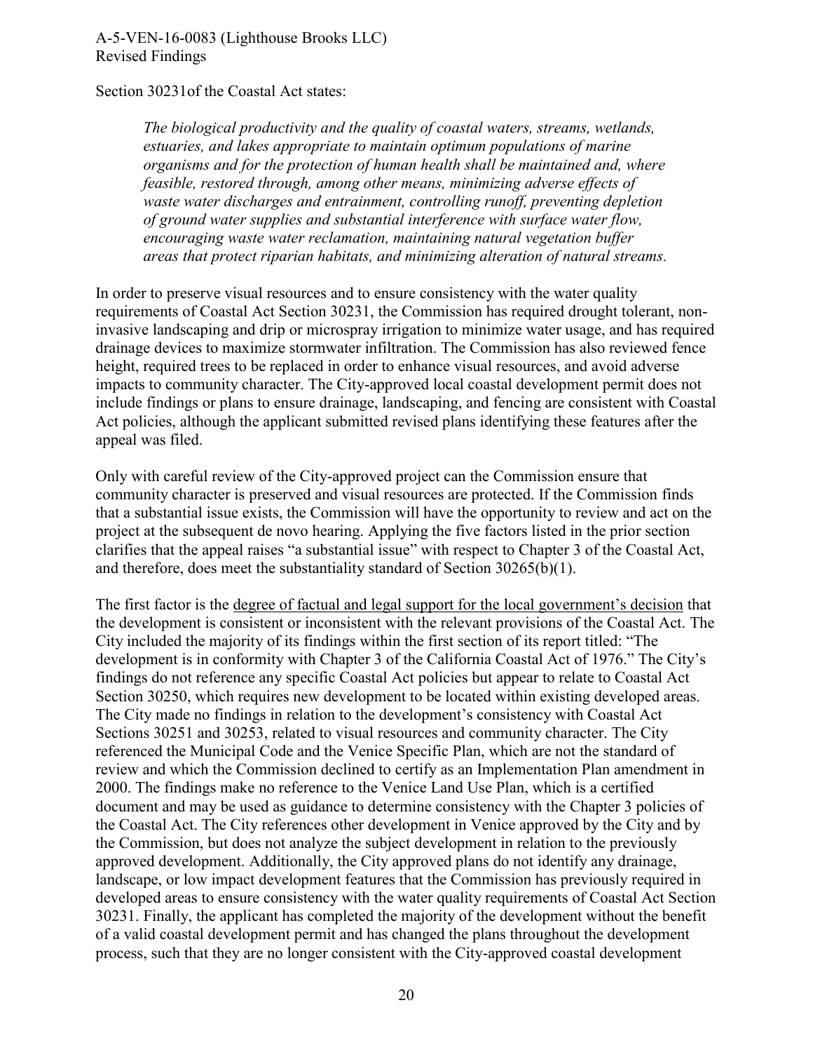Section 30231of the Coastal Act states:

> *The biological productivity and the quality of coastal waters, streams, wetlands, estuaries, and lakes appropriate to maintain optimum populations of marine organisms and for the protection of human health shall be maintained and, where feasible, restored through, among other means, minimizing adverse effects of waste water discharges and entrainment, controlling runoff, preventing depletion of ground water supplies and substantial interference with surface water flow, encouraging waste water reclamation, maintaining natural vegetation buffer areas that protect riparian habitats, and minimizing alteration of natural streams.*

In order to preserve visual resources and to ensure consistency with the water quality requirements of Coastal Act Section 30231, the Commission has required drought tolerant, non-invasive landscaping and drip or microspray irrigation to minimize water usage, and has required drainage devices to maximize stormwater infiltration. The Commission has also reviewed fence height, required trees to be replaced in order to enhance visual resources, and avoid adverse impacts to community character. The City-approved local coastal development permit does not include findings or plans to ensure drainage, landscaping, and fencing are consistent with Coastal Act policies, although the applicant submitted revised plans identifying these features after the appeal was filed.

Only with careful review of the City-approved project can the Commission ensure that community character is preserved and visual resources are protected. If the Commission finds that a substantial issue exists, the Commission will have the opportunity to review and act on the project at the subsequent de novo hearing. Applying the five factors listed in the prior section clarifies that the appeal raises "a substantial issue" with respect to Chapter 3 of the Coastal Act, and therefore, does meet the substantiality standard of Section 30265(b)(1).

The first factor is the <u>degree of factual and legal support for the local government's decision</u> that the development is consistent or inconsistent with the relevant provisions of the Coastal Act. The City included the majority of its findings within the first section of its report titled: "The development is in conformity with Chapter 3 of the California Coastal Act of 1976." The City's findings do not reference any specific Coastal Act policies but appear to relate to Coastal Act Section 30250, which requires new development to be located within existing developed areas. The City made no findings in relation to the development's consistency with Coastal Act Sections 30251 and 30253, related to visual resources and community character. The City referenced the Municipal Code and the Venice Specific Plan, which are not the standard of review and which the Commission declined to certify as an Implementation Plan amendment in 2000. The findings make no reference to the Venice Land Use Plan, which is a certified document and may be used as guidance to determine consistency with the Chapter 3 policies of the Coastal Act. The City references other development in Venice approved by the City and by the Commission, but does not analyze the subject development in relation to the previously approved development. Additionally, the City approved plans do not identify any drainage, landscape, or low impact development features that the Commission has previously required in developed areas to ensure consistency with the water quality requirements of Coastal Act Section 30231. Finally, the applicant has completed the majority of the development without the benefit of a valid coastal development permit and has changed the plans throughout the development process, such that they are no longer consistent with the City-approved coastal development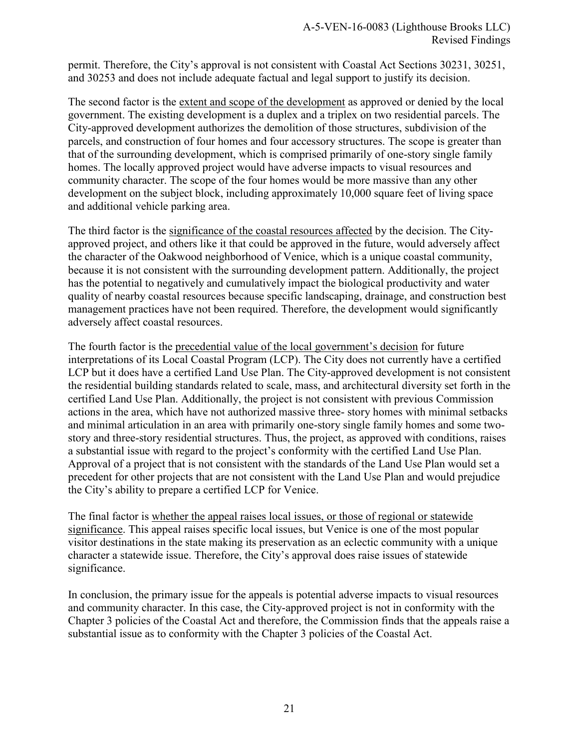permit. Therefore, the City's approval is not consistent with Coastal Act Sections 30231, 30251, and 30253 and does not include adequate factual and legal support to justify its decision.

The second factor is the extent and scope of the development as approved or denied by the local government. The existing development is a duplex and a triplex on two residential parcels. The City-approved development authorizes the demolition of those structures, subdivision of the parcels, and construction of four homes and four accessory structures. The scope is greater than that of the surrounding development, which is comprised primarily of one-story single family homes. The locally approved project would have adverse impacts to visual resources and community character. The scope of the four homes would be more massive than any other development on the subject block, including approximately 10,000 square feet of living space and additional vehicle parking area.

The third factor is the significance of the coastal resources affected by the decision. The City-approved project, and others like it that could be approved in the future, would adversely affect the character of the Oakwood neighborhood of Venice, which is a unique coastal community, because it is not consistent with the surrounding development pattern. Additionally, the project has the potential to negatively and cumulatively impact the biological productivity and water quality of nearby coastal resources because specific landscaping, drainage, and construction best management practices have not been required. Therefore, the development would significantly adversely affect coastal resources.

The fourth factor is the precedential value of the local government's decision for future interpretations of its Local Coastal Program (LCP). The City does not currently have a certified LCP but it does have a certified Land Use Plan. The City-approved development is not consistent the residential building standards related to scale, mass, and architectural diversity set forth in the certified Land Use Plan. Additionally, the project is not consistent with previous Commission actions in the area, which have not authorized massive three- story homes with minimal setbacks and minimal articulation in an area with primarily one-story single family homes and some two-story and three-story residential structures. Thus, the project, as approved with conditions, raises a substantial issue with regard to the project's conformity with the certified Land Use Plan. Approval of a project that is not consistent with the standards of the Land Use Plan would set a precedent for other projects that are not consistent with the Land Use Plan and would prejudice the City's ability to prepare a certified LCP for Venice.

The final factor is whether the appeal raises local issues, or those of regional or statewide significance. This appeal raises specific local issues, but Venice is one of the most popular visitor destinations in the state making its preservation as an eclectic community with a unique character a statewide issue. Therefore, the City's approval does raise issues of statewide significance.

In conclusion, the primary issue for the appeals is potential adverse impacts to visual resources and community character. In this case, the City-approved project is not in conformity with the Chapter 3 policies of the Coastal Act and therefore, the Commission finds that the appeals raise a substantial issue as to conformity with the Chapter 3 policies of the Coastal Act.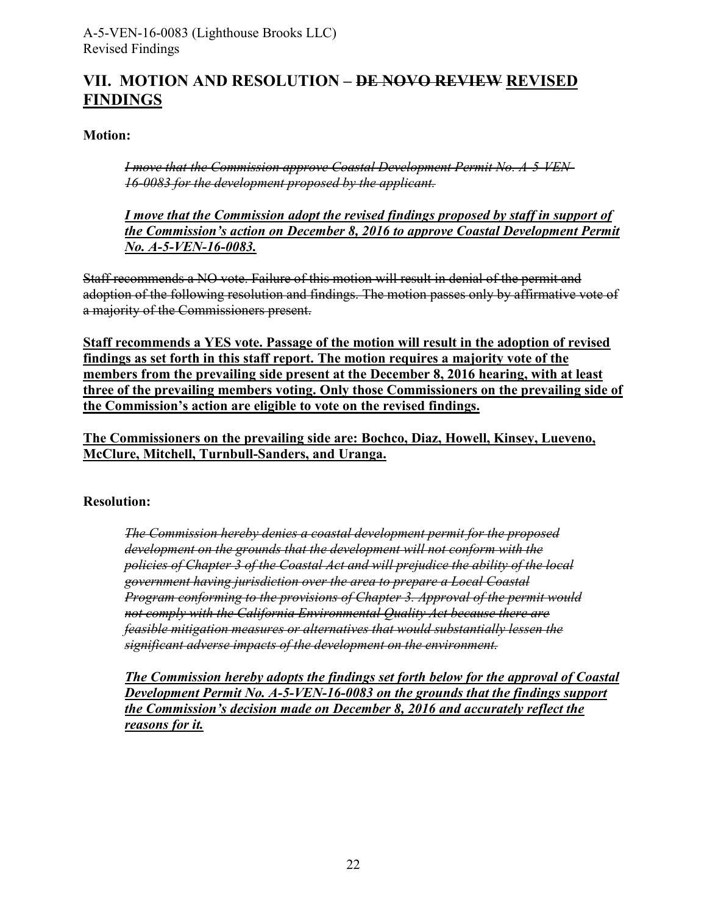## VII. MOTION AND RESOLUTION – ~~DE NOVO REVIEW~~ <u>REVISED FINDINGS</u>

**Motion:**

> ~~*I move that the Commission approve Coastal Development Permit No. A-5-VEN-16-0083 for the development proposed by the applicant.*~~
>
> <u>***I move that the Commission adopt the revised findings proposed by staff in support of the Commission's action on December 8, 2016 to approve Coastal Development Permit No. A-5-VEN-16-0083.***</u>

~~Staff recommends a NO vote. Failure of this motion will result in denial of the permit and adoption of the following resolution and findings. The motion passes only by affirmative vote of a majority of the Commissioners present.~~

<u>**Staff recommends a YES vote. Passage of the motion will result in the adoption of revised findings as set forth in this staff report. The motion requires a majority vote of the members from the prevailing side present at the December 8, 2016 hearing, with at least three of the prevailing members voting. Only those Commissioners on the prevailing side of the Commission's action are eligible to vote on the revised findings.**</u>

<u>**The Commissioners on the prevailing side are: Bochco, Diaz, Howell, Kinsey, Lueveno, McClure, Mitchell, Turnbull-Sanders, and Uranga.**</u>

**Resolution:**

> ~~*The Commission hereby denies a coastal development permit for the proposed development on the grounds that the development will not conform with the policies of Chapter 3 of the Coastal Act and will prejudice the ability of the local government having jurisdiction over the area to prepare a Local Coastal Program conforming to the provisions of Chapter 3. Approval of the permit would not comply with the California Environmental Quality Act because there are feasible mitigation measures or alternatives that would substantially lessen the significant adverse impacts of the development on the environment.*~~
>
> <u>***The Commission hereby adopts the findings set forth below for the approval of Coastal Development Permit No. A-5-VEN-16-0083 on the grounds that the findings support the Commission's decision made on December 8, 2016 and accurately reflect the reasons for it.***</u>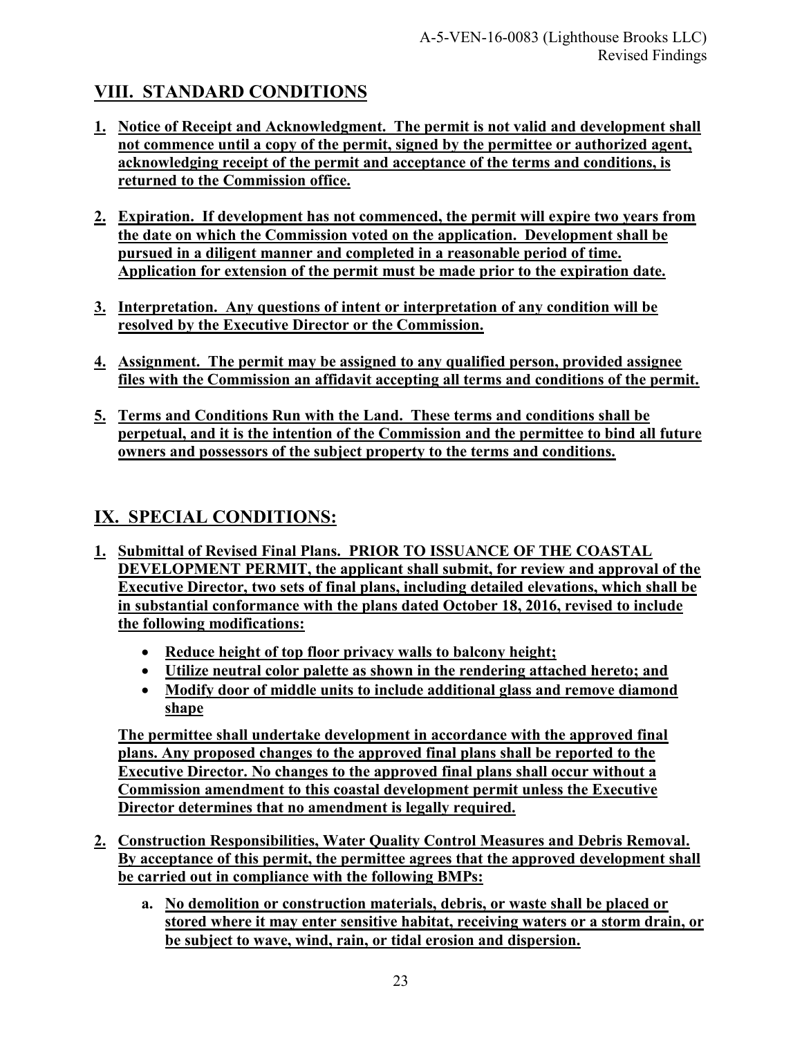## VIII. STANDARD CONDITIONS

1. **Notice of Receipt and Acknowledgment. The permit is not valid and development shall not commence until a copy of the permit, signed by the permittee or authorized agent, acknowledging receipt of the permit and acceptance of the terms and conditions, is returned to the Commission office.**

2. **Expiration. If development has not commenced, the permit will expire two years from the date on which the Commission voted on the application. Development shall be pursued in a diligent manner and completed in a reasonable period of time. Application for extension of the permit must be made prior to the expiration date.**

3. **Interpretation. Any questions of intent or interpretation of any condition will be resolved by the Executive Director or the Commission.**

4. **Assignment. The permit may be assigned to any qualified person, provided assignee files with the Commission an affidavit accepting all terms and conditions of the permit.**

5. **Terms and Conditions Run with the Land. These terms and conditions shall be perpetual, and it is the intention of the Commission and the permittee to bind all future owners and possessors of the subject property to the terms and conditions.**

## IX. SPECIAL CONDITIONS:

1. **Submittal of Revised Final Plans. PRIOR TO ISSUANCE OF THE COASTAL DEVELOPMENT PERMIT, the applicant shall submit, for review and approval of the Executive Director, two sets of final plans, including detailed elevations, which shall be in substantial conformance with the plans dated October 18, 2016, revised to include the following modifications:**

   - **Reduce height of top floor privacy walls to balcony height;**
   - **Utilize neutral color palette as shown in the rendering attached hereto; and**
   - **Modify door of middle units to include additional glass and remove diamond shape**

   **The permittee shall undertake development in accordance with the approved final plans. Any proposed changes to the approved final plans shall be reported to the Executive Director. No changes to the approved final plans shall occur without a Commission amendment to this coastal development permit unless the Executive Director determines that no amendment is legally required.**

2. **Construction Responsibilities, Water Quality Control Measures and Debris Removal. By acceptance of this permit, the permittee agrees that the approved development shall be carried out in compliance with the following BMPs:**

   a. **No demolition or construction materials, debris, or waste shall be placed or stored where it may enter sensitive habitat, receiving waters or a storm drain, or be subject to wave, wind, rain, or tidal erosion and dispersion.**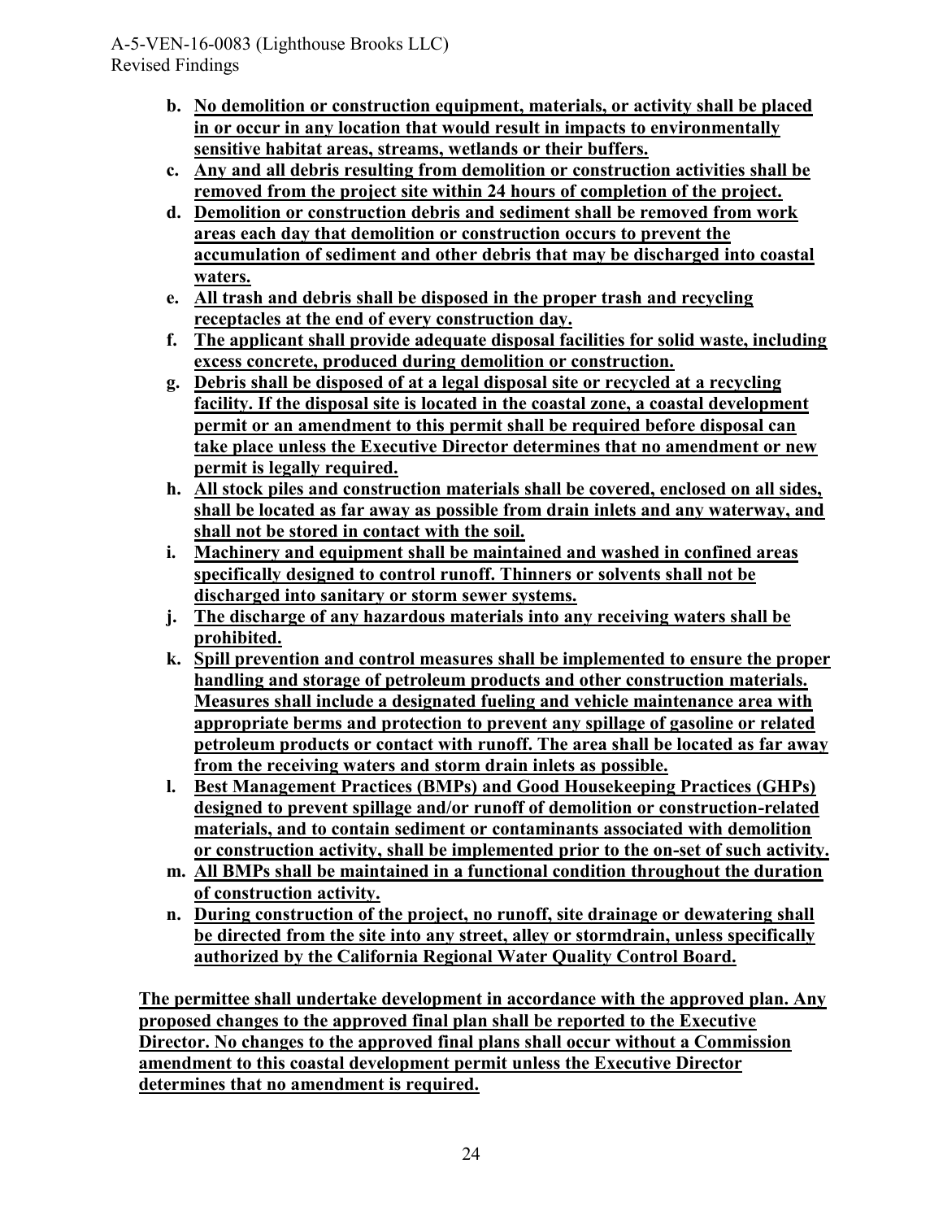b. **No demolition or construction equipment, materials, or activity shall be placed in or occur in any location that would result in impacts to environmentally sensitive habitat areas, streams, wetlands or their buffers.**
c. **Any and all debris resulting from demolition or construction activities shall be removed from the project site within 24 hours of completion of the project.**
d. **Demolition or construction debris and sediment shall be removed from work areas each day that demolition or construction occurs to prevent the accumulation of sediment and other debris that may be discharged into coastal waters.**
e. **All trash and debris shall be disposed in the proper trash and recycling receptacles at the end of every construction day.**
f. **The applicant shall provide adequate disposal facilities for solid waste, including excess concrete, produced during demolition or construction.**
g. **Debris shall be disposed of at a legal disposal site or recycled at a recycling facility. If the disposal site is located in the coastal zone, a coastal development permit or an amendment to this permit shall be required before disposal can take place unless the Executive Director determines that no amendment or new permit is legally required.**
h. **All stock piles and construction materials shall be covered, enclosed on all sides, shall be located as far away as possible from drain inlets and any waterway, and shall not be stored in contact with the soil.**
i. **Machinery and equipment shall be maintained and washed in confined areas specifically designed to control runoff. Thinners or solvents shall not be discharged into sanitary or storm sewer systems.**
j. **The discharge of any hazardous materials into any receiving waters shall be prohibited.**
k. **Spill prevention and control measures shall be implemented to ensure the proper handling and storage of petroleum products and other construction materials. Measures shall include a designated fueling and vehicle maintenance area with appropriate berms and protection to prevent any spillage of gasoline or related petroleum products or contact with runoff. The area shall be located as far away from the receiving waters and storm drain inlets as possible.**
l. **Best Management Practices (BMPs) and Good Housekeeping Practices (GHPs) designed to prevent spillage and/or runoff of demolition or construction-related materials, and to contain sediment or contaminants associated with demolition or construction activity, shall be implemented prior to the on-set of such activity.**
m. **All BMPs shall be maintained in a functional condition throughout the duration of construction activity.**
n. **During construction of the project, no runoff, site drainage or dewatering shall be directed from the site into any street, alley or stormdrain, unless specifically authorized by the California Regional Water Quality Control Board.**

**The permittee shall undertake development in accordance with the approved plan. Any proposed changes to the approved final plan shall be reported to the Executive Director. No changes to the approved final plans shall occur without a Commission amendment to this coastal development permit unless the Executive Director determines that no amendment is required.**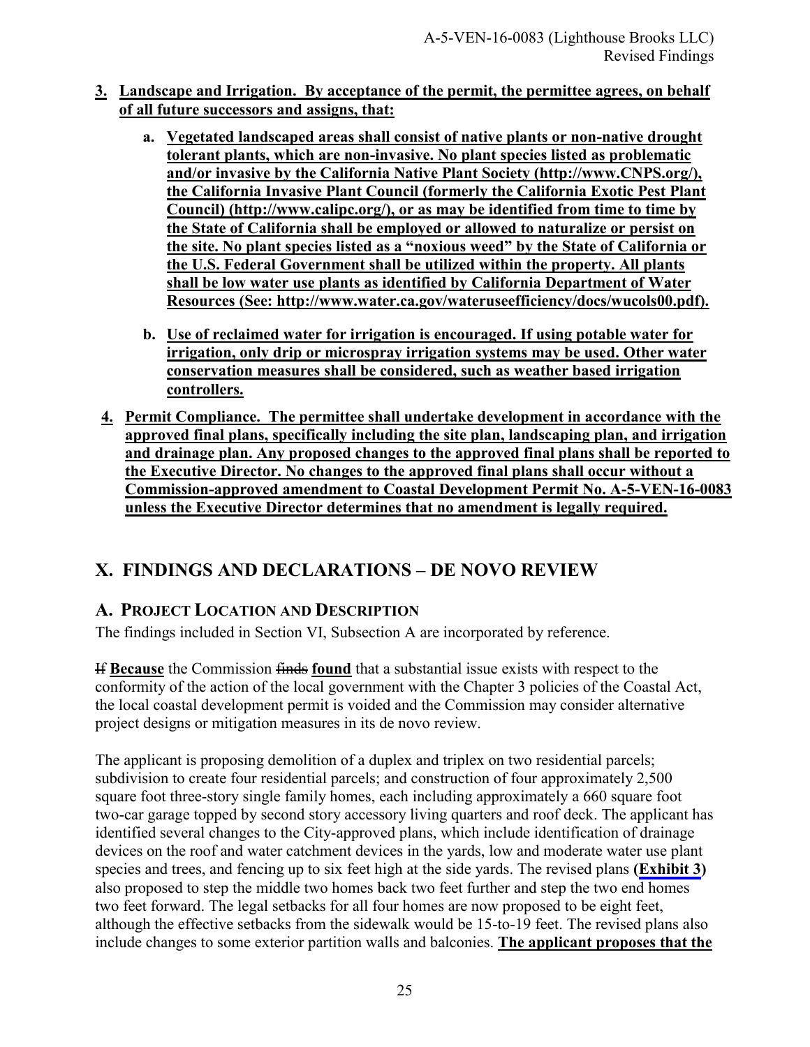3. **Landscape and Irrigation. By acceptance of the permit, the permittee agrees, on behalf of all future successors and assigns, that:**

   a. **Vegetated landscaped areas shall consist of native plants or non-native drought tolerant plants, which are non-invasive. No plant species listed as problematic and/or invasive by the California Native Plant Society (http://www.CNPS.org/), the California Invasive Plant Council (formerly the California Exotic Pest Plant Council) (http://www.calipc.org/), or as may be identified from time to time by the State of California shall be employed or allowed to naturalize or persist on the site. No plant species listed as a "noxious weed" by the State of California or the U.S. Federal Government shall be utilized within the property. All plants shall be low water use plants as identified by California Department of Water Resources (See: http://www.water.ca.gov/wateruseefficiency/docs/wucols00.pdf).**

   b. **Use of reclaimed water for irrigation is encouraged. If using potable water for irrigation, only drip or microspray irrigation systems may be used. Other water conservation measures shall be considered, such as weather based irrigation controllers.**

4. **Permit Compliance. The permittee shall undertake development in accordance with the approved final plans, specifically including the site plan, landscaping plan, and irrigation and drainage plan. Any proposed changes to the approved final plans shall be reported to the Executive Director. No changes to the approved final plans shall occur without a Commission-approved amendment to Coastal Development Permit No. A-5-VEN-16-0083 unless the Executive Director determines that no amendment is legally required.**

## X. FINDINGS AND DECLARATIONS – DE NOVO REVIEW

### A. PROJECT LOCATION AND DESCRIPTION

The findings included in Section VI, Subsection A are incorporated by reference.

~~If~~ **Because** the Commission ~~finds~~ **found** that a substantial issue exists with respect to the conformity of the action of the local government with the Chapter 3 policies of the Coastal Act, the local coastal development permit is voided and the Commission may consider alternative project designs or mitigation measures in its de novo review.

The applicant is proposing demolition of a duplex and triplex on two residential parcels; subdivision to create four residential parcels; and construction of four approximately 2,500 square foot three-story single family homes, each including approximately a 660 square foot two-car garage topped by second story accessory living quarters and roof deck. The applicant has identified several changes to the City-approved plans, which include identification of drainage devices on the roof and water catchment devices in the yards, low and moderate water use plant species and trees, and fencing up to six feet high at the side yards. The revised plans **(Exhibit 3)** also proposed to step the middle two homes back two feet further and step the two end homes two feet forward. The legal setbacks for all four homes are now proposed to be eight feet, although the effective setbacks from the sidewalk would be 15-to-19 feet. The revised plans also include changes to some exterior partition walls and balconies. **The applicant proposes that the**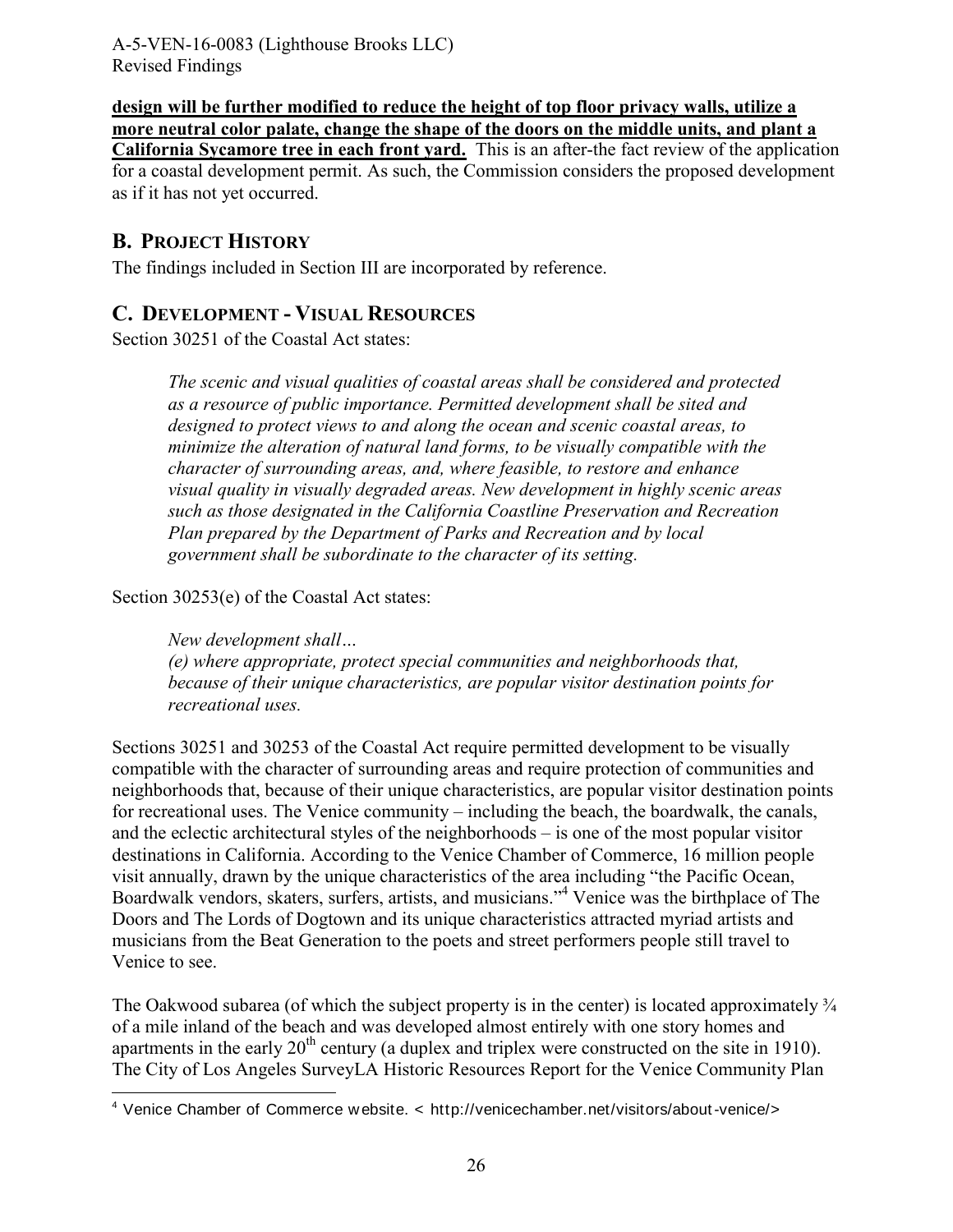**design will be further modified to reduce the height of top floor privacy walls, utilize a more neutral color palate, change the shape of the doors on the middle units, and plant a California Sycamore tree in each front yard.** This is an after-the fact review of the application for a coastal development permit. As such, the Commission considers the proposed development as if it has not yet occurred.

## B. PROJECT HISTORY

The findings included in Section III are incorporated by reference.

## C. DEVELOPMENT - VISUAL RESOURCES

Section 30251 of the Coastal Act states:

> *The scenic and visual qualities of coastal areas shall be considered and protected as a resource of public importance. Permitted development shall be sited and designed to protect views to and along the ocean and scenic coastal areas, to minimize the alteration of natural land forms, to be visually compatible with the character of surrounding areas, and, where feasible, to restore and enhance visual quality in visually degraded areas. New development in highly scenic areas such as those designated in the California Coastline Preservation and Recreation Plan prepared by the Department of Parks and Recreation and by local government shall be subordinate to the character of its setting.*

Section 30253(e) of the Coastal Act states:

> *New development shall…*
> *(e) where appropriate, protect special communities and neighborhoods that, because of their unique characteristics, are popular visitor destination points for recreational uses.*

Sections 30251 and 30253 of the Coastal Act require permitted development to be visually compatible with the character of surrounding areas and require protection of communities and neighborhoods that, because of their unique characteristics, are popular visitor destination points for recreational uses. The Venice community – including the beach, the boardwalk, the canals, and the eclectic architectural styles of the neighborhoods – is one of the most popular visitor destinations in California. According to the Venice Chamber of Commerce, 16 million people visit annually, drawn by the unique characteristics of the area including "the Pacific Ocean, Boardwalk vendors, skaters, surfers, artists, and musicians."[4] Venice was the birthplace of The Doors and The Lords of Dogtown and its unique characteristics attracted myriad artists and musicians from the Beat Generation to the poets and street performers people still travel to Venice to see.

The Oakwood subarea (of which the subject property is in the center) is located approximately ¾ of a mile inland of the beach and was developed almost entirely with one story homes and apartments in the early 20th century (a duplex and triplex were constructed on the site in 1910). The City of Los Angeles SurveyLA Historic Resources Report for the Venice Community Plan

---

[4] Venice Chamber of Commerce website. < http://venicechamber.net/visitors/about-venice/>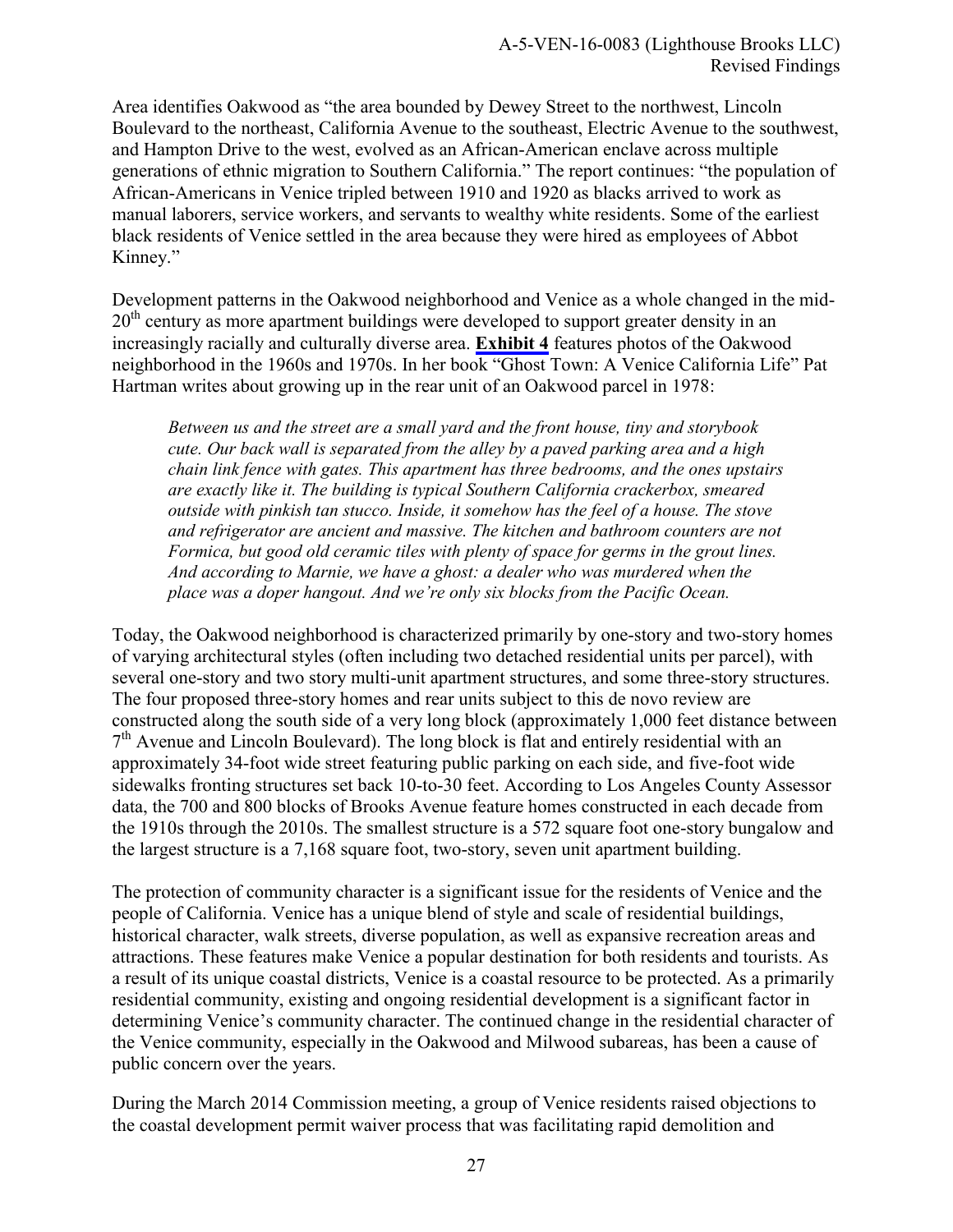Area identifies Oakwood as "the area bounded by Dewey Street to the northwest, Lincoln Boulevard to the northeast, California Avenue to the southeast, Electric Avenue to the southwest, and Hampton Drive to the west, evolved as an African-American enclave across multiple generations of ethnic migration to Southern California." The report continues: "the population of African-Americans in Venice tripled between 1910 and 1920 as blacks arrived to work as manual laborers, service workers, and servants to wealthy white residents. Some of the earliest black residents of Venice settled in the area because they were hired as employees of Abbot Kinney."

Development patterns in the Oakwood neighborhood and Venice as a whole changed in the mid-20th century as more apartment buildings were developed to support greater density in an increasingly racially and culturally diverse area. **Exhibit 4** features photos of the Oakwood neighborhood in the 1960s and 1970s. In her book "Ghost Town: A Venice California Life" Pat Hartman writes about growing up in the rear unit of an Oakwood parcel in 1978:

> *Between us and the street are a small yard and the front house, tiny and storybook cute. Our back wall is separated from the alley by a paved parking area and a high chain link fence with gates. This apartment has three bedrooms, and the ones upstairs are exactly like it. The building is typical Southern California crackerbox, smeared outside with pinkish tan stucco. Inside, it somehow has the feel of a house. The stove and refrigerator are ancient and massive. The kitchen and bathroom counters are not Formica, but good old ceramic tiles with plenty of space for germs in the grout lines. And according to Marnie, we have a ghost: a dealer who was murdered when the place was a doper hangout. And we're only six blocks from the Pacific Ocean.*

Today, the Oakwood neighborhood is characterized primarily by one-story and two-story homes of varying architectural styles (often including two detached residential units per parcel), with several one-story and two story multi-unit apartment structures, and some three-story structures. The four proposed three-story homes and rear units subject to this de novo review are constructed along the south side of a very long block (approximately 1,000 feet distance between 7th Avenue and Lincoln Boulevard). The long block is flat and entirely residential with an approximately 34-foot wide street featuring public parking on each side, and five-foot wide sidewalks fronting structures set back 10-to-30 feet. According to Los Angeles County Assessor data, the 700 and 800 blocks of Brooks Avenue feature homes constructed in each decade from the 1910s through the 2010s. The smallest structure is a 572 square foot one-story bungalow and the largest structure is a 7,168 square foot, two-story, seven unit apartment building.

The protection of community character is a significant issue for the residents of Venice and the people of California. Venice has a unique blend of style and scale of residential buildings, historical character, walk streets, diverse population, as well as expansive recreation areas and attractions. These features make Venice a popular destination for both residents and tourists. As a result of its unique coastal districts, Venice is a coastal resource to be protected. As a primarily residential community, existing and ongoing residential development is a significant factor in determining Venice's community character. The continued change in the residential character of the Venice community, especially in the Oakwood and Milwood subareas, has been a cause of public concern over the years.

During the March 2014 Commission meeting, a group of Venice residents raised objections to the coastal development permit waiver process that was facilitating rapid demolition and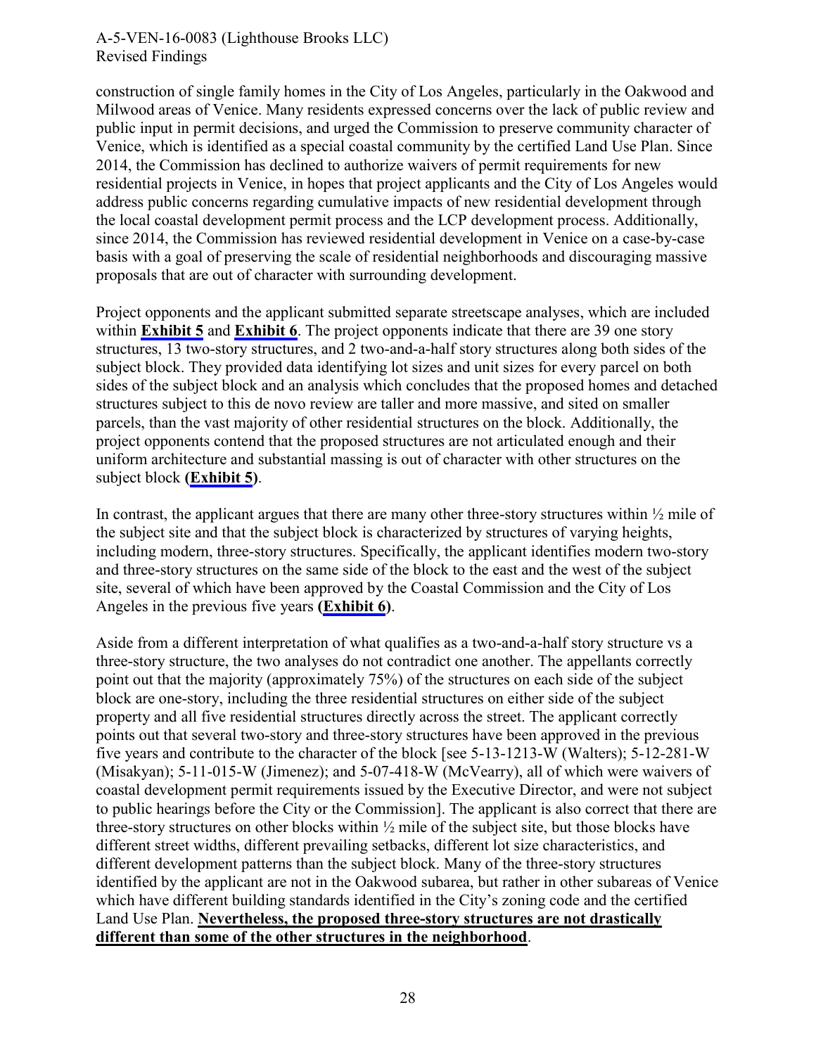construction of single family homes in the City of Los Angeles, particularly in the Oakwood and Milwood areas of Venice. Many residents expressed concerns over the lack of public review and public input in permit decisions, and urged the Commission to preserve community character of Venice, which is identified as a special coastal community by the certified Land Use Plan. Since 2014, the Commission has declined to authorize waivers of permit requirements for new residential projects in Venice, in hopes that project applicants and the City of Los Angeles would address public concerns regarding cumulative impacts of new residential development through the local coastal development permit process and the LCP development process. Additionally, since 2014, the Commission has reviewed residential development in Venice on a case-by-case basis with a goal of preserving the scale of residential neighborhoods and discouraging massive proposals that are out of character with surrounding development.

Project opponents and the applicant submitted separate streetscape analyses, which are included within **Exhibit 5** and **Exhibit 6**. The project opponents indicate that there are 39 one story structures, 13 two-story structures, and 2 two-and-a-half story structures along both sides of the subject block. They provided data identifying lot sizes and unit sizes for every parcel on both sides of the subject block and an analysis which concludes that the proposed homes and detached structures subject to this de novo review are taller and more massive, and sited on smaller parcels, than the vast majority of other residential structures on the block. Additionally, the project opponents contend that the proposed structures are not articulated enough and their uniform architecture and substantial massing is out of character with other structures on the subject block **(Exhibit 5)**.

In contrast, the applicant argues that there are many other three-story structures within ½ mile of the subject site and that the subject block is characterized by structures of varying heights, including modern, three-story structures. Specifically, the applicant identifies modern two-story and three-story structures on the same side of the block to the east and the west of the subject site, several of which have been approved by the Coastal Commission and the City of Los Angeles in the previous five years **(Exhibit 6)**.

Aside from a different interpretation of what qualifies as a two-and-a-half story structure vs a three-story structure, the two analyses do not contradict one another. The appellants correctly point out that the majority (approximately 75%) of the structures on each side of the subject block are one-story, including the three residential structures on either side of the subject property and all five residential structures directly across the street. The applicant correctly points out that several two-story and three-story structures have been approved in the previous five years and contribute to the character of the block [see 5-13-1213-W (Walters); 5-12-281-W (Misakyan); 5-11-015-W (Jimenez); and 5-07-418-W (McVearry), all of which were waivers of coastal development permit requirements issued by the Executive Director, and were not subject to public hearings before the City or the Commission]. The applicant is also correct that there are three-story structures on other blocks within ½ mile of the subject site, but those blocks have different street widths, different prevailing setbacks, different lot size characteristics, and different development patterns than the subject block. Many of the three-story structures identified by the applicant are not in the Oakwood subarea, but rather in other subareas of Venice which have different building standards identified in the City's zoning code and the certified Land Use Plan. **Nevertheless, the proposed three-story structures are not drastically different than some of the other structures in the neighborhood**.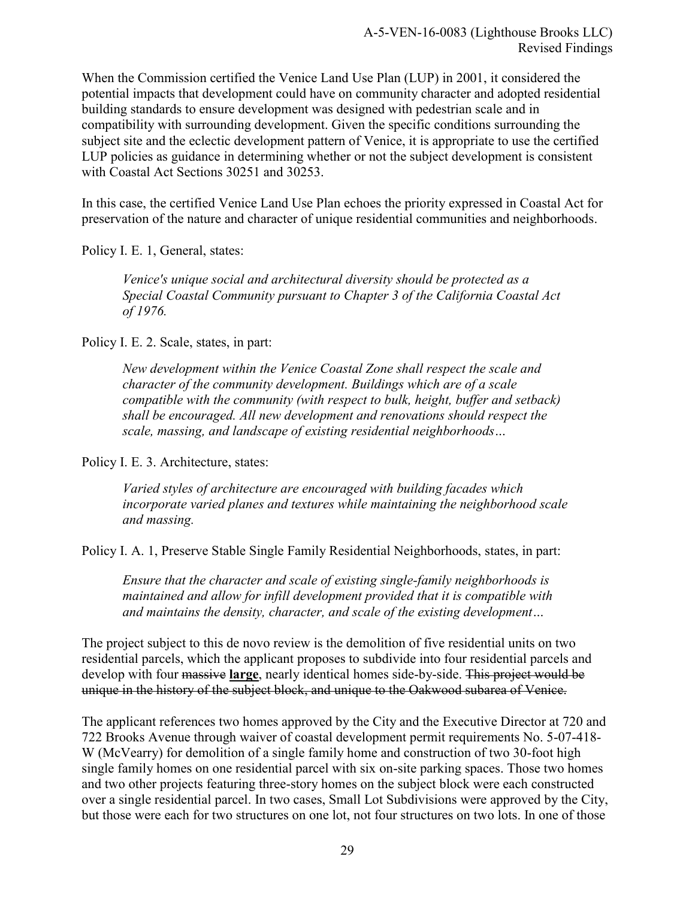When the Commission certified the Venice Land Use Plan (LUP) in 2001, it considered the potential impacts that development could have on community character and adopted residential building standards to ensure development was designed with pedestrian scale and in compatibility with surrounding development. Given the specific conditions surrounding the subject site and the eclectic development pattern of Venice, it is appropriate to use the certified LUP policies as guidance in determining whether or not the subject development is consistent with Coastal Act Sections 30251 and 30253.

In this case, the certified Venice Land Use Plan echoes the priority expressed in Coastal Act for preservation of the nature and character of unique residential communities and neighborhoods.

Policy I. E. 1, General, states:

> *Venice's unique social and architectural diversity should be protected as a Special Coastal Community pursuant to Chapter 3 of the California Coastal Act of 1976.*

Policy I. E. 2. Scale, states, in part:

> *New development within the Venice Coastal Zone shall respect the scale and character of the community development. Buildings which are of a scale compatible with the community (with respect to bulk, height, buffer and setback) shall be encouraged. All new development and renovations should respect the scale, massing, and landscape of existing residential neighborhoods…*

Policy I. E. 3. Architecture, states:

> *Varied styles of architecture are encouraged with building facades which incorporate varied planes and textures while maintaining the neighborhood scale and massing.*

Policy I. A. 1, Preserve Stable Single Family Residential Neighborhoods, states, in part:

> *Ensure that the character and scale of existing single-family neighborhoods is maintained and allow for infill development provided that it is compatible with and maintains the density, character, and scale of the existing development…*

The project subject to this de novo review is the demolition of five residential units on two residential parcels, which the applicant proposes to subdivide into four residential parcels and develop with four ~~massive~~ **large**, nearly identical homes side-by-side. ~~This project would be unique in the history of the subject block, and unique to the Oakwood subarea of Venice.~~

The applicant references two homes approved by the City and the Executive Director at 720 and 722 Brooks Avenue through waiver of coastal development permit requirements No. 5-07-418-W (McVearry) for demolition of a single family home and construction of two 30-foot high single family homes on one residential parcel with six on-site parking spaces. Those two homes and two other projects featuring three-story homes on the subject block were each constructed over a single residential parcel. In two cases, Small Lot Subdivisions were approved by the City, but those were each for two structures on one lot, not four structures on two lots. In one of those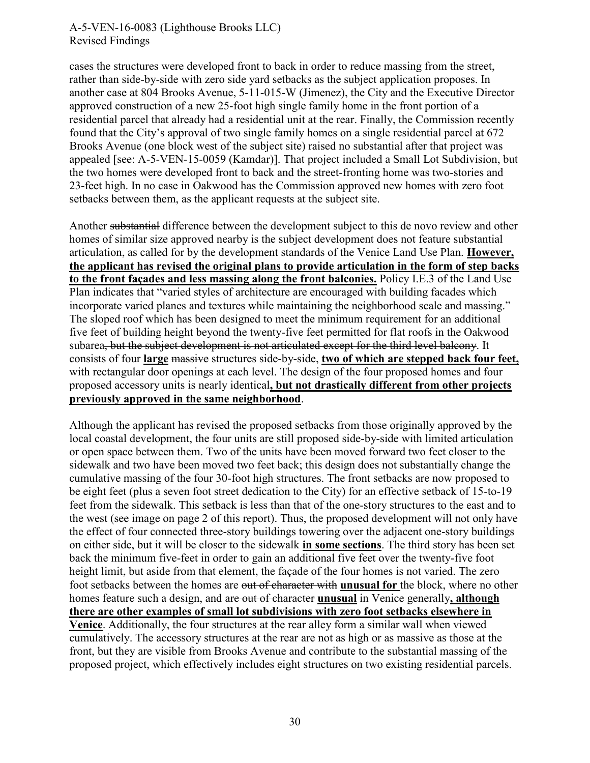cases the structures were developed front to back in order to reduce massing from the street, rather than side-by-side with zero side yard setbacks as the subject application proposes. In another case at 804 Brooks Avenue, 5-11-015-W (Jimenez), the City and the Executive Director approved construction of a new 25-foot high single family home in the front portion of a residential parcel that already had a residential unit at the rear. Finally, the Commission recently found that the City's approval of two single family homes on a single residential parcel at 672 Brooks Avenue (one block west of the subject site) raised no substantial after that project was appealed [see: A-5-VEN-15-0059 (Kamdar)]. That project included a Small Lot Subdivision, but the two homes were developed front to back and the street-fronting home was two-stories and 23-feet high. In no case in Oakwood has the Commission approved new homes with zero foot setbacks between them, as the applicant requests at the subject site.

Another ~~substantial~~ difference between the development subject to this de novo review and other homes of similar size approved nearby is the subject development does not feature substantial articulation, as called for by the development standards of the Venice Land Use Plan. **However, the applicant has revised the original plans to provide articulation in the form of step backs to the front façades and less massing along the front balconies.** Policy I.E.3 of the Land Use Plan indicates that "varied styles of architecture are encouraged with building facades which incorporate varied planes and textures while maintaining the neighborhood scale and massing." The sloped roof which has been designed to meet the minimum requirement for an additional five feet of building height beyond the twenty-five feet permitted for flat roofs in the Oakwood subarea~~, but the subject development is not articulated except for the third level balcony~~. It consists of four **large** ~~massive~~ structures side-by-side, **two of which are stepped back four feet,** with rectangular door openings at each level. The design of the four proposed homes and four proposed accessory units is nearly identical**, but not drastically different from other projects previously approved in the same neighborhood**.

Although the applicant has revised the proposed setbacks from those originally approved by the local coastal development, the four units are still proposed side-by-side with limited articulation or open space between them. Two of the units have been moved forward two feet closer to the sidewalk and two have been moved two feet back; this design does not substantially change the cumulative massing of the four 30-foot high structures. The front setbacks are now proposed to be eight feet (plus a seven foot street dedication to the City) for an effective setback of 15-to-19 feet from the sidewalk. This setback is less than that of the one-story structures to the east and to the west (see image on page 2 of this report). Thus, the proposed development will not only have the effect of four connected three-story buildings towering over the adjacent one-story buildings on either side, but it will be closer to the sidewalk **in some sections**. The third story has been set back the minimum five-feet in order to gain an additional five feet over the twenty-five foot height limit, but aside from that element, the façade of the four homes is not varied. The zero foot setbacks between the homes are ~~out of character with~~ **unusual for** the block, where no other homes feature such a design, and ~~are out of character~~ **unusual** in Venice generally**, although there are other examples of small lot subdivisions with zero foot setbacks elsewhere in Venice**. Additionally, the four structures at the rear alley form a similar wall when viewed cumulatively. The accessory structures at the rear are not as high or as massive as those at the front, but they are visible from Brooks Avenue and contribute to the substantial massing of the proposed project, which effectively includes eight structures on two existing residential parcels.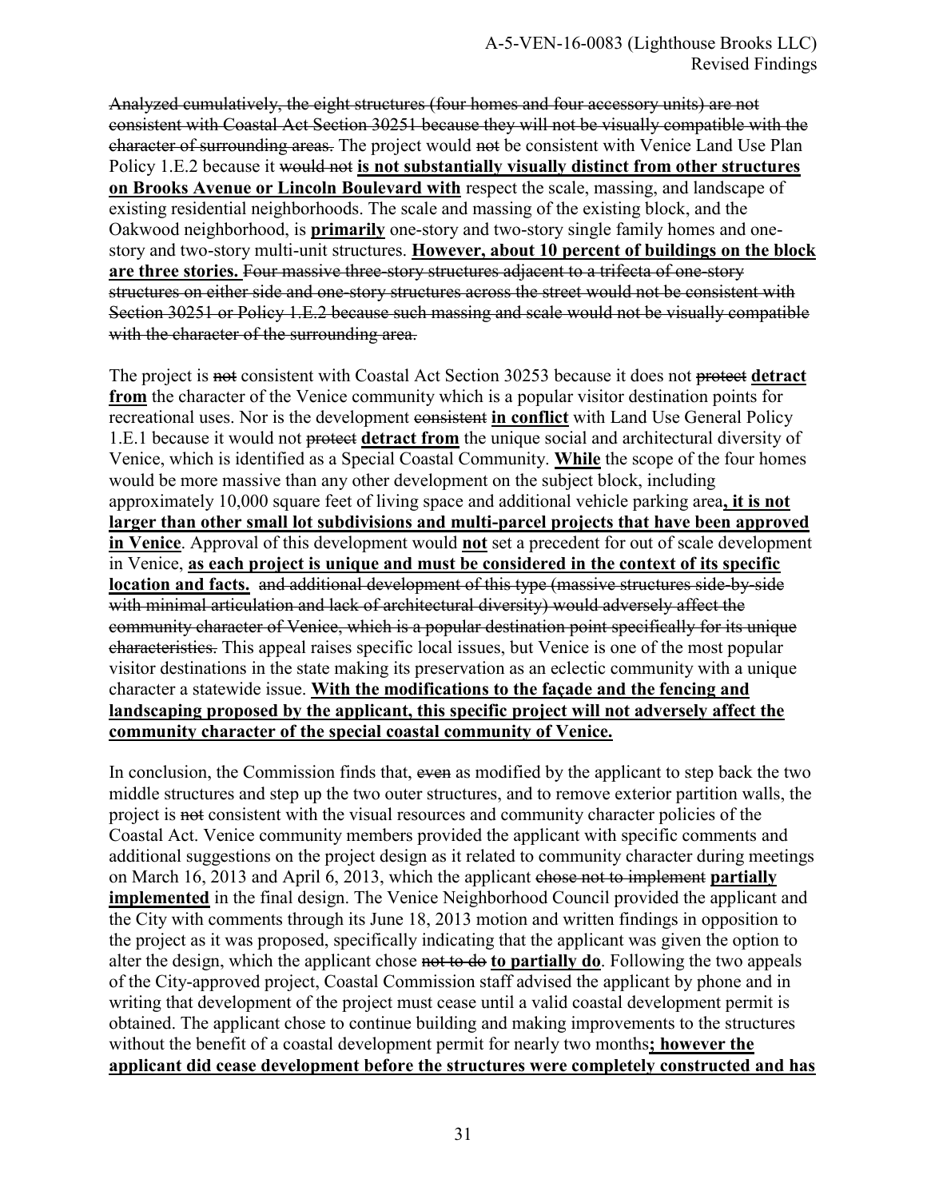~~Analyzed cumulatively, the eight structures (four homes and four accessory units) are not consistent with Coastal Act Section 30251 because they will not be visually compatible with the character of surrounding areas.~~ The project would ~~not~~ be consistent with Venice Land Use Plan Policy 1.E.2 because it ~~would not~~ **<u>is not substantially visually distinct from other structures on Brooks Avenue or Lincoln Boulevard with</u>** respect the scale, massing, and landscape of existing residential neighborhoods. The scale and massing of the existing block, and the Oakwood neighborhood, is **<u>primarily</u>** one-story and two-story single family homes and one-story and two-story multi-unit structures. **<u>However, about 10 percent of buildings on the block are three stories.</u>** ~~Four massive three-story structures adjacent to a trifecta of one-story structures on either side and one-story structures across the street would not be consistent with Section 30251 or Policy 1.E.2 because such massing and scale would not be visually compatible with the character of the surrounding area.~~

The project is ~~not~~ consistent with Coastal Act Section 30253 because it does not ~~protect~~ **<u>detract from</u>** the character of the Venice community which is a popular visitor destination points for recreational uses. Nor is the development ~~consistent~~ **<u>in conflict</u>** with Land Use General Policy 1.E.1 because it would not ~~protect~~ **<u>detract from</u>** the unique social and architectural diversity of Venice, which is identified as a Special Coastal Community. **<u>While</u>** the scope of the four homes would be more massive than any other development on the subject block, including approximately 10,000 square feet of living space and additional vehicle parking area**<u>, it is not larger than other small lot subdivisions and multi-parcel projects that have been approved in Venice</u>**. Approval of this development would **<u>not</u>** set a precedent for out of scale development in Venice, **<u>as each project is unique and must be considered in the context of its specific location and facts.</u>** ~~and additional development of this type (massive structures side-by-side with minimal articulation and lack of architectural diversity) would adversely affect the community character of Venice, which is a popular destination point specifically for its unique characteristics.~~ This appeal raises specific local issues, but Venice is one of the most popular visitor destinations in the state making its preservation as an eclectic community with a unique character a statewide issue. **<u>With the modifications to the façade and the fencing and landscaping proposed by the applicant, this specific project will not adversely affect the community character of the special coastal community of Venice.</u>**

In conclusion, the Commission finds that, ~~even~~ as modified by the applicant to step back the two middle structures and step up the two outer structures, and to remove exterior partition walls, the project is ~~not~~ consistent with the visual resources and community character policies of the Coastal Act. Venice community members provided the applicant with specific comments and additional suggestions on the project design as it related to community character during meetings on March 16, 2013 and April 6, 2013, which the applicant ~~chose not to implement~~ **<u>partially implemented</u>** in the final design. The Venice Neighborhood Council provided the applicant and the City with comments through its June 18, 2013 motion and written findings in opposition to the project as it was proposed, specifically indicating that the applicant was given the option to alter the design, which the applicant chose ~~not to do~~ **<u>to partially do</u>**. Following the two appeals of the City-approved project, Coastal Commission staff advised the applicant by phone and in writing that development of the project must cease until a valid coastal development permit is obtained. The applicant chose to continue building and making improvements to the structures without the benefit of a coastal development permit for nearly two months**<u>; however the applicant did cease development before the structures were completely constructed and has</u>**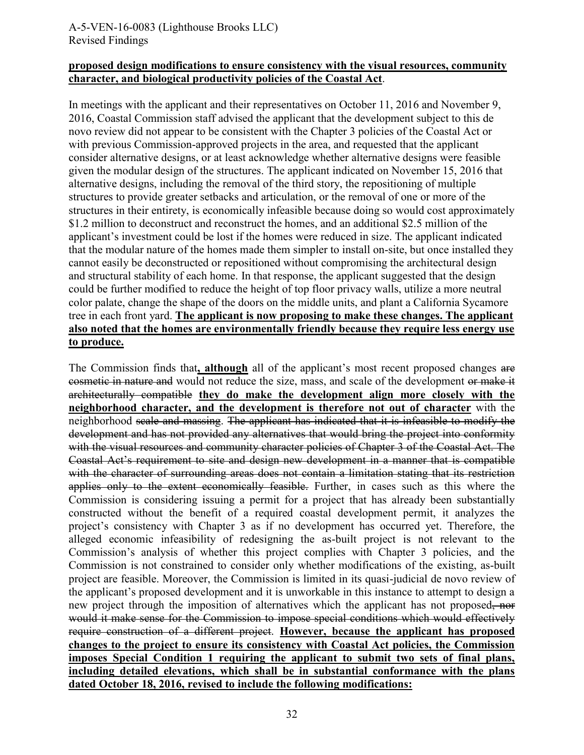**proposed design modifications to ensure consistency with the visual resources, community character, and biological productivity policies of the Coastal Act**.

In meetings with the applicant and their representatives on October 11, 2016 and November 9, 2016, Coastal Commission staff advised the applicant that the development subject to this de novo review did not appear to be consistent with the Chapter 3 policies of the Coastal Act or with previous Commission-approved projects in the area, and requested that the applicant consider alternative designs, or at least acknowledge whether alternative designs were feasible given the modular design of the structures. The applicant indicated on November 15, 2016 that alternative designs, including the removal of the third story, the repositioning of multiple structures to provide greater setbacks and articulation, or the removal of one or more of the structures in their entirety, is economically infeasible because doing so would cost approximately \$1.2 million to deconstruct and reconstruct the homes, and an additional \$2.5 million of the applicant's investment could be lost if the homes were reduced in size. The applicant indicated that the modular nature of the homes made them simpler to install on-site, but once installed they cannot easily be deconstructed or repositioned without compromising the architectural design and structural stability of each home. In that response, the applicant suggested that the design could be further modified to reduce the height of top floor privacy walls, utilize a more neutral color palate, change the shape of the doors on the middle units, and plant a California Sycamore tree in each front yard. **The applicant is now proposing to make these changes. The applicant also noted that the homes are environmentally friendly because they require less energy use to produce.**

The Commission finds that**, although** all of the applicant's most recent proposed changes ~~are cosmetic in nature and~~ would not reduce the size, mass, and scale of the development ~~or make it architecturally compatible~~ **they do make the development align more closely with the neighborhood character, and the development is therefore not out of character** with the neighborhood ~~scale and massing~~. ~~The applicant has indicated that it is infeasible to modify the development and has not provided any alternatives that would bring the project into conformity with the visual resources and community character policies of Chapter 3 of the Coastal Act. The Coastal Act's requirement to site and design new development in a manner that is compatible with the character of surrounding areas does not contain a limitation stating that its restriction applies only to the extent economically feasible.~~ Further, in cases such as this where the Commission is considering issuing a permit for a project that has already been substantially constructed without the benefit of a required coastal development permit, it analyzes the project's consistency with Chapter 3 as if no development has occurred yet. Therefore, the alleged economic infeasibility of redesigning the as-built project is not relevant to the Commission's analysis of whether this project complies with Chapter 3 policies, and the Commission is not constrained to consider only whether modifications of the existing, as-built project are feasible. Moreover, the Commission is limited in its quasi-judicial de novo review of the applicant's proposed development and it is unworkable in this instance to attempt to design a new project through the imposition of alternatives which the applicant has not proposed~~, nor would it make sense for the Commission to impose special conditions which would effectively require construction of a different project~~. **However, because the applicant has proposed changes to the project to ensure its consistency with Coastal Act policies, the Commission imposes Special Condition 1 requiring the applicant to submit two sets of final plans, including detailed elevations, which shall be in substantial conformance with the plans dated October 18, 2016, revised to include the following modifications:**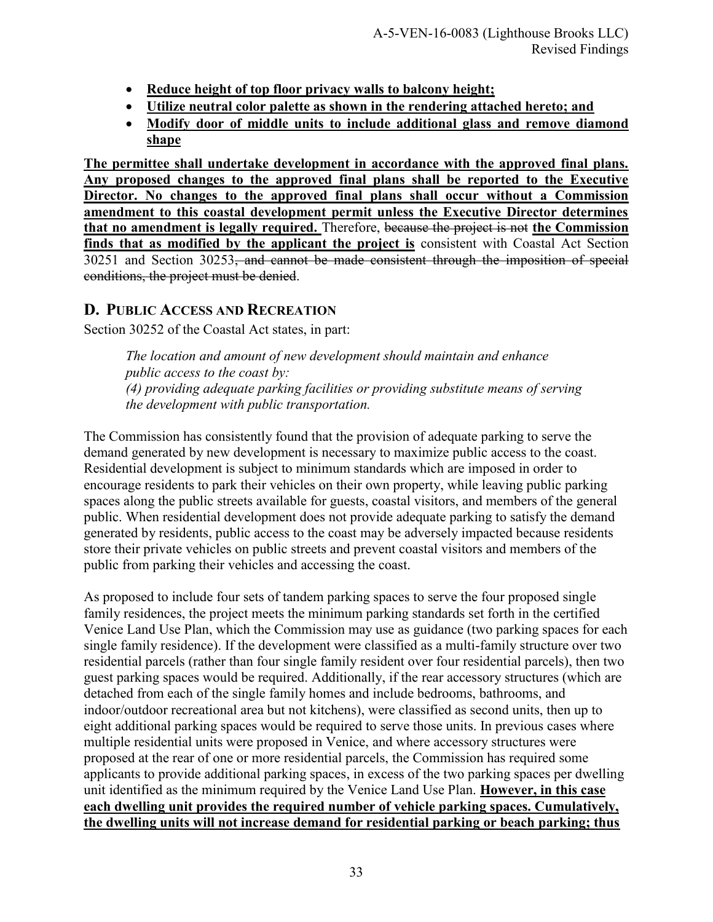- **Reduce height of top floor privacy walls to balcony height;**
- **Utilize neutral color palette as shown in the rendering attached hereto; and**
- **Modify door of middle units to include additional glass and remove diamond shape**

**The permittee shall undertake development in accordance with the approved final plans. Any proposed changes to the approved final plans shall be reported to the Executive Director. No changes to the approved final plans shall occur without a Commission amendment to this coastal development permit unless the Executive Director determines that no amendment is legally required.** Therefore, ~~because the project is not~~ **the Commission finds that as modified by the applicant the project is** consistent with Coastal Act Section 30251 and Section 30253~~, and cannot be made consistent through the imposition of special conditions, the project must be denied~~.

## D. PUBLIC ACCESS AND RECREATION

Section 30252 of the Coastal Act states, in part:

> *The location and amount of new development should maintain and enhance public access to the coast by:*
> *(4) providing adequate parking facilities or providing substitute means of serving the development with public transportation.*

The Commission has consistently found that the provision of adequate parking to serve the demand generated by new development is necessary to maximize public access to the coast. Residential development is subject to minimum standards which are imposed in order to encourage residents to park their vehicles on their own property, while leaving public parking spaces along the public streets available for guests, coastal visitors, and members of the general public. When residential development does not provide adequate parking to satisfy the demand generated by residents, public access to the coast may be adversely impacted because residents store their private vehicles on public streets and prevent coastal visitors and members of the public from parking their vehicles and accessing the coast.

As proposed to include four sets of tandem parking spaces to serve the four proposed single family residences, the project meets the minimum parking standards set forth in the certified Venice Land Use Plan, which the Commission may use as guidance (two parking spaces for each single family residence). If the development were classified as a multi-family structure over two residential parcels (rather than four single family resident over four residential parcels), then two guest parking spaces would be required. Additionally, if the rear accessory structures (which are detached from each of the single family homes and include bedrooms, bathrooms, and indoor/outdoor recreational area but not kitchens), were classified as second units, then up to eight additional parking spaces would be required to serve those units. In previous cases where multiple residential units were proposed in Venice, and where accessory structures were proposed at the rear of one or more residential parcels, the Commission has required some applicants to provide additional parking spaces, in excess of the two parking spaces per dwelling unit identified as the minimum required by the Venice Land Use Plan. **However, in this case each dwelling unit provides the required number of vehicle parking spaces. Cumulatively, the dwelling units will not increase demand for residential parking or beach parking; thus**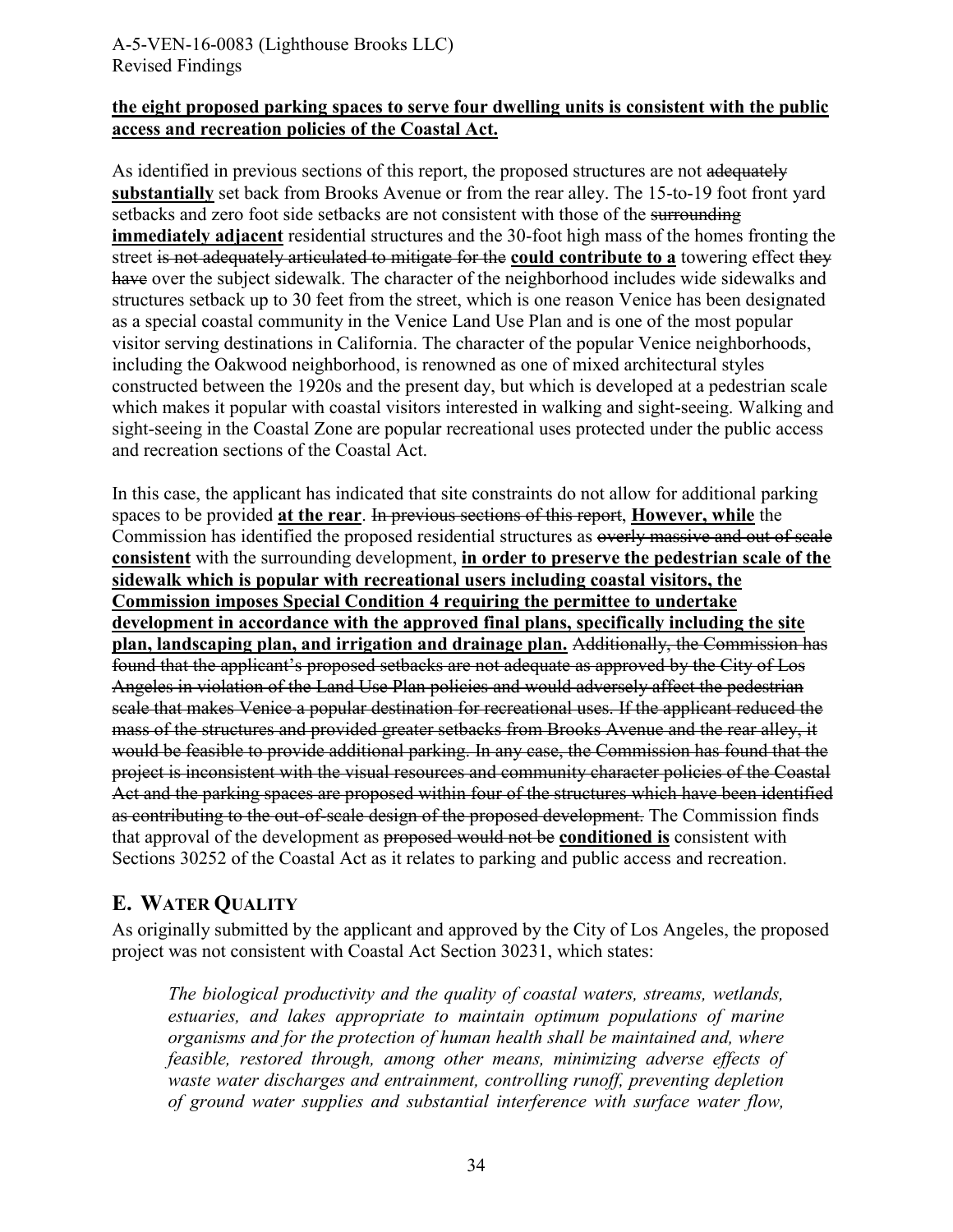**the eight proposed parking spaces to serve four dwelling units is consistent with the public access and recreation policies of the Coastal Act.**

As identified in previous sections of this report, the proposed structures are not ~~adequately~~ **substantially** set back from Brooks Avenue or from the rear alley. The 15-to-19 foot front yard setbacks and zero foot side setbacks are not consistent with those of the ~~surrounding~~ **immediately adjacent** residential structures and the 30-foot high mass of the homes fronting the street ~~is not adequately articulated to mitigate for the~~ **could contribute to a** towering effect ~~they have~~ over the subject sidewalk. The character of the neighborhood includes wide sidewalks and structures setback up to 30 feet from the street, which is one reason Venice has been designated as a special coastal community in the Venice Land Use Plan and is one of the most popular visitor serving destinations in California. The character of the popular Venice neighborhoods, including the Oakwood neighborhood, is renowned as one of mixed architectural styles constructed between the 1920s and the present day, but which is developed at a pedestrian scale which makes it popular with coastal visitors interested in walking and sight-seeing. Walking and sight-seeing in the Coastal Zone are popular recreational uses protected under the public access and recreation sections of the Coastal Act.

In this case, the applicant has indicated that site constraints do not allow for additional parking spaces to be provided **at the rear**. ~~In previous sections of this report~~, **However, while** the Commission has identified the proposed residential structures as ~~overly massive and out of scale~~ **consistent** with the surrounding development, **in order to preserve the pedestrian scale of the sidewalk which is popular with recreational users including coastal visitors, the Commission imposes Special Condition 4 requiring the permittee to undertake development in accordance with the approved final plans, specifically including the site plan, landscaping plan, and irrigation and drainage plan.** ~~Additionally, the Commission has found that the applicant's proposed setbacks are not adequate as approved by the City of Los Angeles in violation of the Land Use Plan policies and would adversely affect the pedestrian scale that makes Venice a popular destination for recreational uses. If the applicant reduced the mass of the structures and provided greater setbacks from Brooks Avenue and the rear alley, it would be feasible to provide additional parking. In any case, the Commission has found that the project is inconsistent with the visual resources and community character policies of the Coastal Act and the parking spaces are proposed within four of the structures which have been identified as contributing to the out-of-scale design of the proposed development.~~ The Commission finds that approval of the development as ~~proposed would not be~~ **conditioned is** consistent with Sections 30252 of the Coastal Act as it relates to parking and public access and recreation.

## E. WATER QUALITY

As originally submitted by the applicant and approved by the City of Los Angeles, the proposed project was not consistent with Coastal Act Section 30231, which states:

> *The biological productivity and the quality of coastal waters, streams, wetlands, estuaries, and lakes appropriate to maintain optimum populations of marine organisms and for the protection of human health shall be maintained and, where feasible, restored through, among other means, minimizing adverse effects of waste water discharges and entrainment, controlling runoff, preventing depletion of ground water supplies and substantial interference with surface water flow,*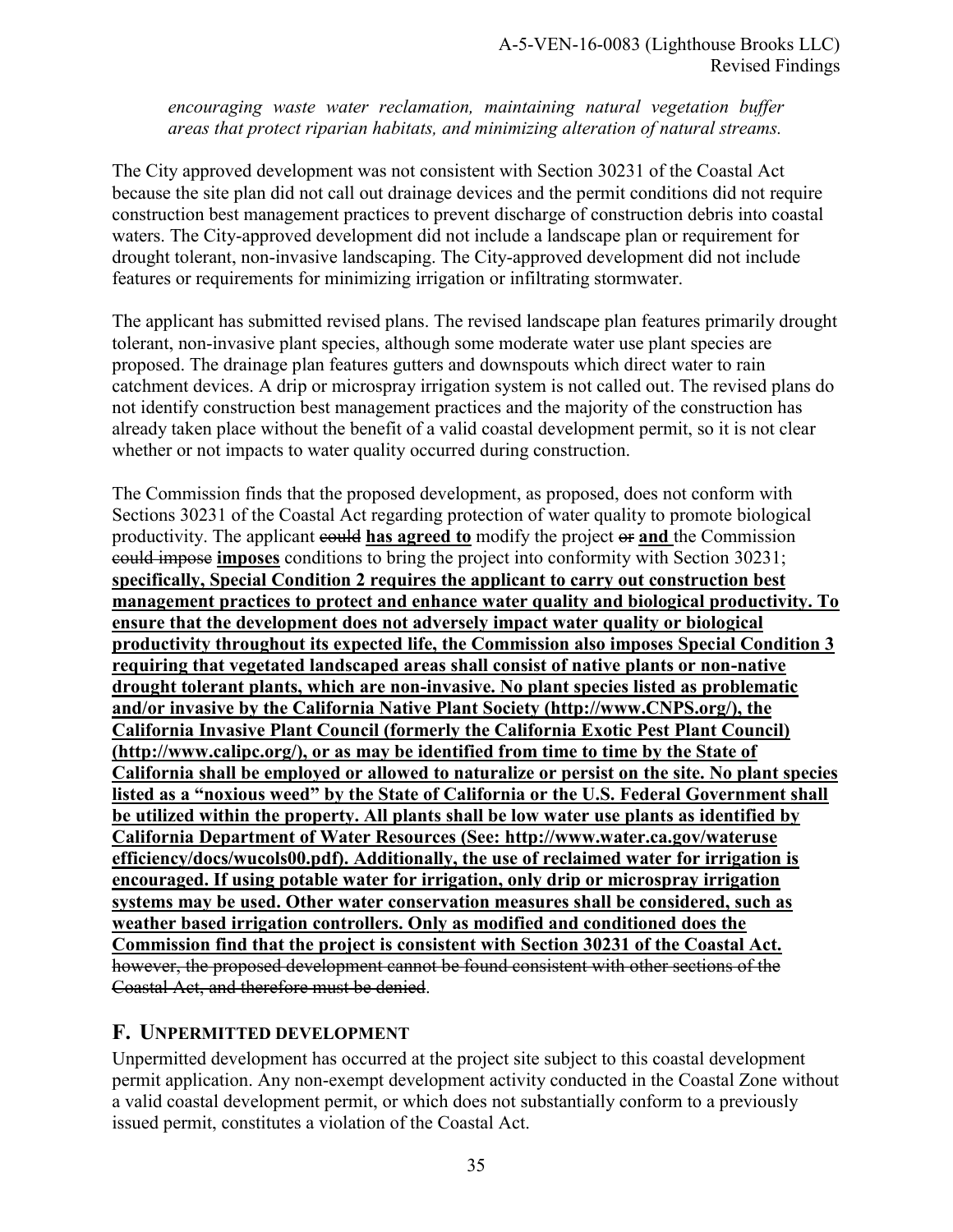*encouraging waste water reclamation, maintaining natural vegetation buffer areas that protect riparian habitats, and minimizing alteration of natural streams.*

The City approved development was not consistent with Section 30231 of the Coastal Act because the site plan did not call out drainage devices and the permit conditions did not require construction best management practices to prevent discharge of construction debris into coastal waters. The City-approved development did not include a landscape plan or requirement for drought tolerant, non-invasive landscaping. The City-approved development did not include features or requirements for minimizing irrigation or infiltrating stormwater.

The applicant has submitted revised plans. The revised landscape plan features primarily drought tolerant, non-invasive plant species, although some moderate water use plant species are proposed. The drainage plan features gutters and downspouts which direct water to rain catchment devices. A drip or microspray irrigation system is not called out. The revised plans do not identify construction best management practices and the majority of the construction has already taken place without the benefit of a valid coastal development permit, so it is not clear whether or not impacts to water quality occurred during construction.

The Commission finds that the proposed development, as proposed, does not conform with Sections 30231 of the Coastal Act regarding protection of water quality to promote biological productivity. The applicant ~~could~~ **has agreed to** modify the project ~~or~~ **and** the Commission ~~could impose~~ **imposes** conditions to bring the project into conformity with Section 30231; **specifically, Special Condition 2 requires the applicant to carry out construction best management practices to protect and enhance water quality and biological productivity. To ensure that the development does not adversely impact water quality or biological productivity throughout its expected life, the Commission also imposes Special Condition 3 requiring that vegetated landscaped areas shall consist of native plants or non-native drought tolerant plants, which are non-invasive. No plant species listed as problematic and/or invasive by the California Native Plant Society (http://www.CNPS.org/), the California Invasive Plant Council (formerly the California Exotic Pest Plant Council) (http://www.calipc.org/), or as may be identified from time to time by the State of California shall be employed or allowed to naturalize or persist on the site. No plant species listed as a "noxious weed" by the State of California or the U.S. Federal Government shall be utilized within the property. All plants shall be low water use plants as identified by California Department of Water Resources (See: http://www.water.ca.gov/wateruse efficiency/docs/wucols00.pdf). Additionally, the use of reclaimed water for irrigation is encouraged. If using potable water for irrigation, only drip or microspray irrigation systems may be used. Other water conservation measures shall be considered, such as weather based irrigation controllers. Only as modified and conditioned does the Commission find that the project is consistent with Section 30231 of the Coastal Act.** ~~however, the proposed development cannot be found consistent with other sections of the Coastal Act, and therefore must be denied~~.

## F. UNPERMITTED DEVELOPMENT

Unpermitted development has occurred at the project site subject to this coastal development permit application. Any non-exempt development activity conducted in the Coastal Zone without a valid coastal development permit, or which does not substantially conform to a previously issued permit, constitutes a violation of the Coastal Act.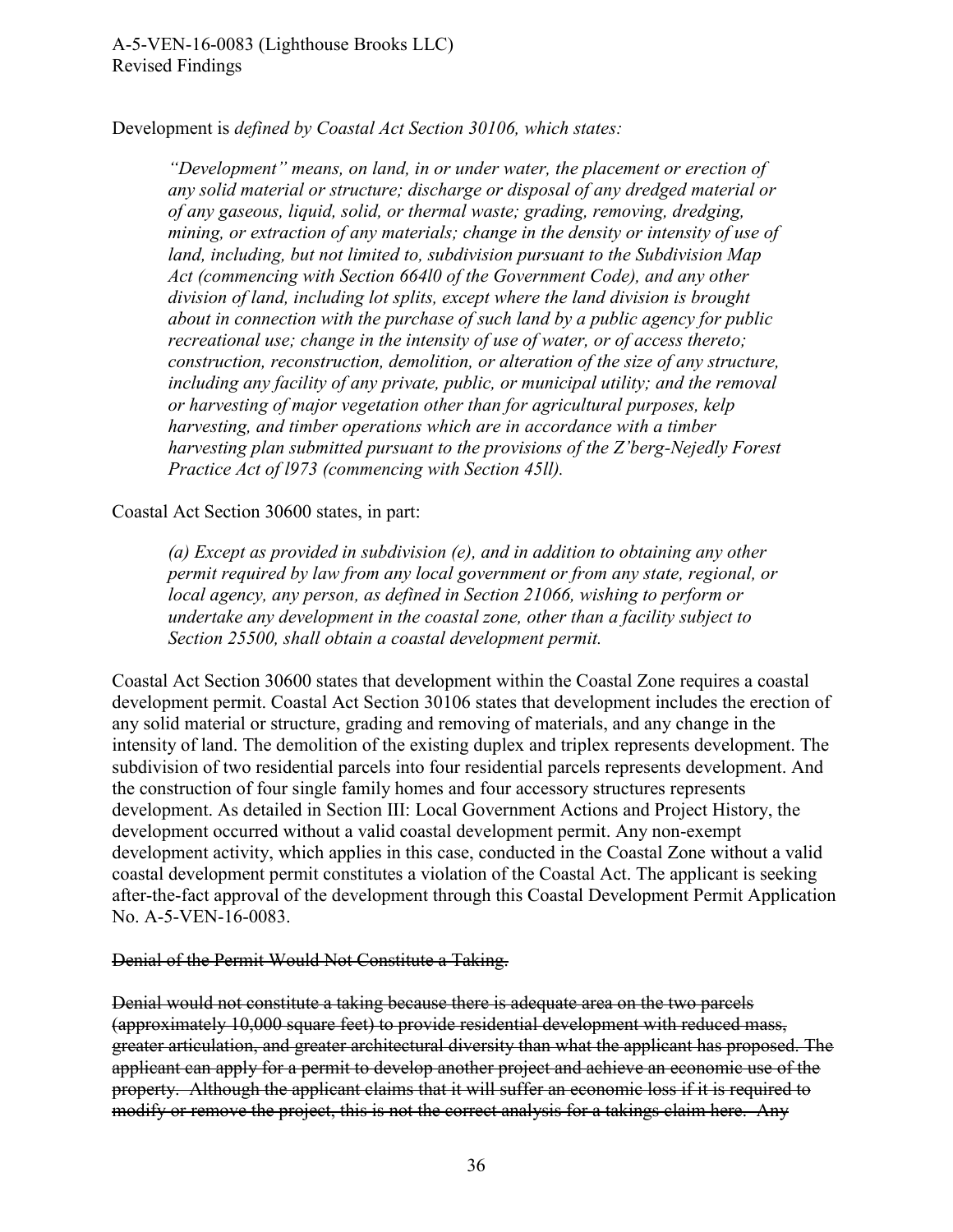Development is *defined by Coastal Act Section 30106, which states:*

> *"Development" means, on land, in or under water, the placement or erection of any solid material or structure; discharge or disposal of any dredged material or of any gaseous, liquid, solid, or thermal waste; grading, removing, dredging, mining, or extraction of any materials; change in the density or intensity of use of land, including, but not limited to, subdivision pursuant to the Subdivision Map Act (commencing with Section 664l0 of the Government Code), and any other division of land, including lot splits, except where the land division is brought about in connection with the purchase of such land by a public agency for public recreational use; change in the intensity of use of water, or of access thereto; construction, reconstruction, demolition, or alteration of the size of any structure, including any facility of any private, public, or municipal utility; and the removal or harvesting of major vegetation other than for agricultural purposes, kelp harvesting, and timber operations which are in accordance with a timber harvesting plan submitted pursuant to the provisions of the Z'berg-Nejedly Forest Practice Act of l973 (commencing with Section 45ll).*

Coastal Act Section 30600 states, in part:

> *(a) Except as provided in subdivision (e), and in addition to obtaining any other permit required by law from any local government or from any state, regional, or local agency, any person, as defined in Section 21066, wishing to perform or undertake any development in the coastal zone, other than a facility subject to Section 25500, shall obtain a coastal development permit.*

Coastal Act Section 30600 states that development within the Coastal Zone requires a coastal development permit. Coastal Act Section 30106 states that development includes the erection of any solid material or structure, grading and removing of materials, and any change in the intensity of land. The demolition of the existing duplex and triplex represents development. The subdivision of two residential parcels into four residential parcels represents development. And the construction of four single family homes and four accessory structures represents development. As detailed in Section III: Local Government Actions and Project History, the development occurred without a valid coastal development permit. Any non-exempt development activity, which applies in this case, conducted in the Coastal Zone without a valid coastal development permit constitutes a violation of the Coastal Act. The applicant is seeking after-the-fact approval of the development through this Coastal Development Permit Application No. A-5-VEN-16-0083.

~~Denial of the Permit Would Not Constitute a Taking.~~

~~Denial would not constitute a taking because there is adequate area on the two parcels (approximately 10,000 square feet) to provide residential development with reduced mass, greater articulation, and greater architectural diversity than what the applicant has proposed. The applicant can apply for a permit to develop another project and achieve an economic use of the property. Although the applicant claims that it will suffer an economic loss if it is required to modify or remove the project, this is not the correct analysis for a takings claim here. Any~~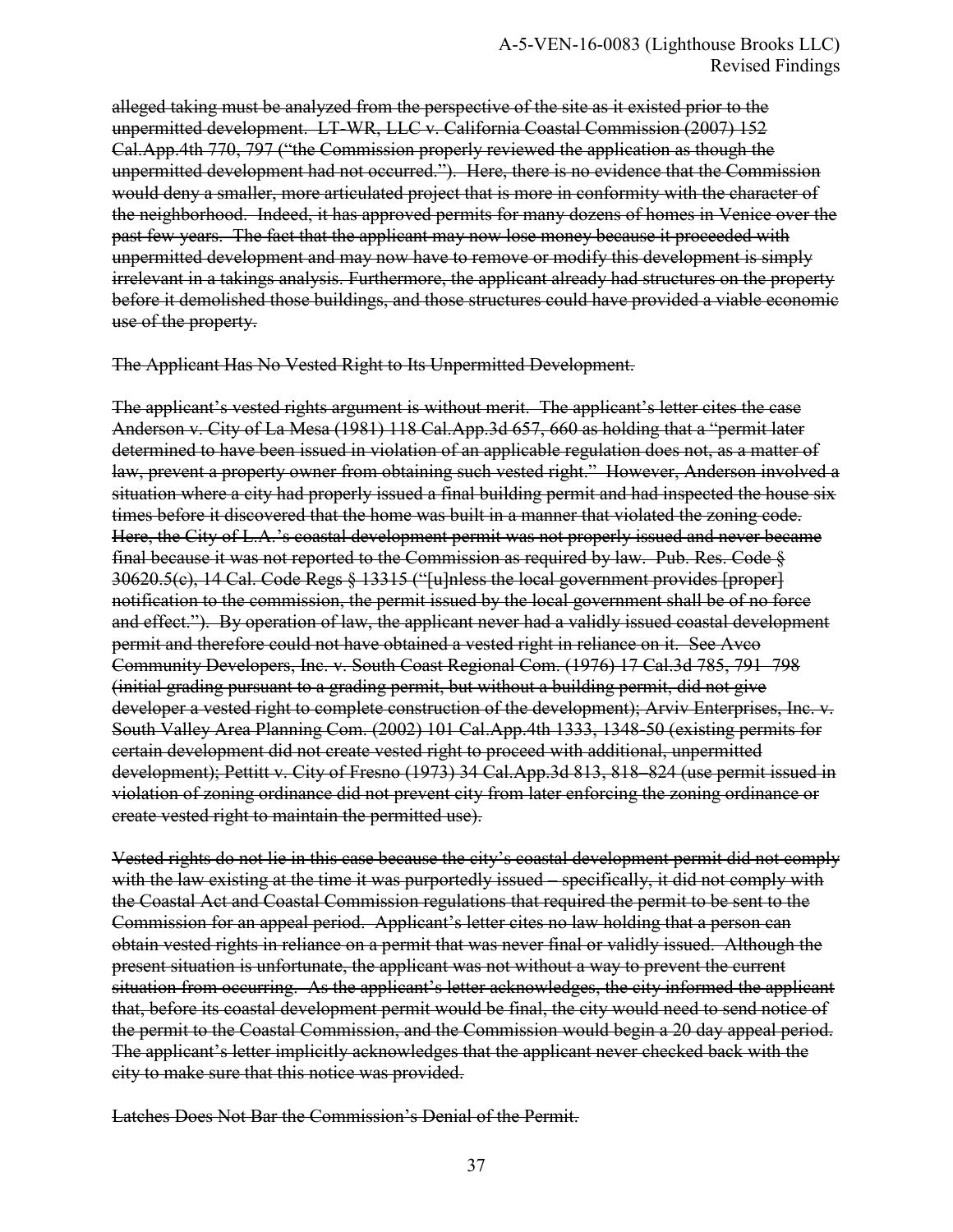~~alleged taking must be analyzed from the perspective of the site as it existed prior to the unpermitted development. LT-WR, LLC v. California Coastal Commission (2007) 152 Cal.App.4th 770, 797 ("the Commission properly reviewed the application as though the unpermitted development had not occurred."). Here, there is no evidence that the Commission would deny a smaller, more articulated project that is more in conformity with the character of the neighborhood. Indeed, it has approved permits for many dozens of homes in Venice over the past few years. The fact that the applicant may now lose money because it proceeded with unpermitted development and may now have to remove or modify this development is simply irrelevant in a takings analysis. Furthermore, the applicant already had structures on the property before it demolished those buildings, and those structures could have provided a viable economic use of the property.~~

~~The Applicant Has No Vested Right to Its Unpermitted Development.~~

~~The applicant's vested rights argument is without merit. The applicant's letter cites the case Anderson v. City of La Mesa (1981) 118 Cal.App.3d 657, 660 as holding that a "permit later determined to have been issued in violation of an applicable regulation does not, as a matter of law, prevent a property owner from obtaining such vested right." However, Anderson involved a situation where a city had properly issued a final building permit and had inspected the house six times before it discovered that the home was built in a manner that violated the zoning code. Here, the City of L.A.'s coastal development permit was not properly issued and never became final because it was not reported to the Commission as required by law. Pub. Res. Code § 30620.5(c), 14 Cal. Code Regs § 13315 ("[u]nless the local government provides [proper] notification to the commission, the permit issued by the local government shall be of no force and effect."). By operation of law, the applicant never had a validly issued coastal development permit and therefore could not have obtained a vested right in reliance on it. See Avco Community Developers, Inc. v. South Coast Regional Com. (1976) 17 Cal.3d 785, 791–798 (initial grading pursuant to a grading permit, but without a building permit, did not give developer a vested right to complete construction of the development); Arviv Enterprises, Inc. v. South Valley Area Planning Com. (2002) 101 Cal.App.4th 1333, 1348-50 (existing permits for certain development did not create vested right to proceed with additional, unpermitted development); Pettitt v. City of Fresno (1973) 34 Cal.App.3d 813, 818–824 (use permit issued in violation of zoning ordinance did not prevent city from later enforcing the zoning ordinance or create vested right to maintain the permitted use).~~

~~Vested rights do not lie in this case because the city's coastal development permit did not comply with the law existing at the time it was purportedly issued – specifically, it did not comply with the Coastal Act and Coastal Commission regulations that required the permit to be sent to the Commission for an appeal period. Applicant's letter cites no law holding that a person can obtain vested rights in reliance on a permit that was never final or validly issued. Although the present situation is unfortunate, the applicant was not without a way to prevent the current situation from occurring. As the applicant's letter acknowledges, the city informed the applicant that, before its coastal development permit would be final, the city would need to send notice of the permit to the Coastal Commission, and the Commission would begin a 20 day appeal period. The applicant's letter implicitly acknowledges that the applicant never checked back with the city to make sure that this notice was provided.~~

~~Latches Does Not Bar the Commission's Denial of the Permit.~~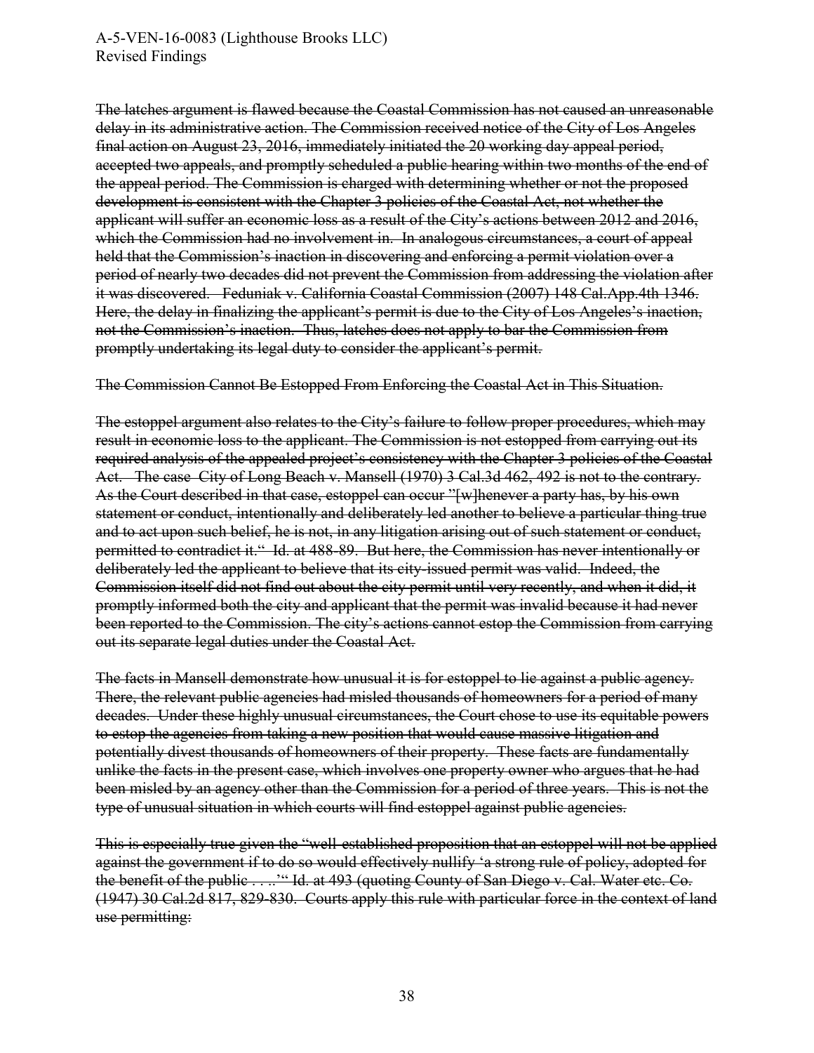~~The latches argument is flawed because the Coastal Commission has not caused an unreasonable delay in its administrative action. The Commission received notice of the City of Los Angeles final action on August 23, 2016, immediately initiated the 20 working day appeal period, accepted two appeals, and promptly scheduled a public hearing within two months of the end of the appeal period. The Commission is charged with determining whether or not the proposed development is consistent with the Chapter 3 policies of the Coastal Act, not whether the applicant will suffer an economic loss as a result of the City's actions between 2012 and 2016, which the Commission had no involvement in. In analogous circumstances, a court of appeal held that the Commission's inaction in discovering and enforcing a permit violation over a period of nearly two decades did not prevent the Commission from addressing the violation after it was discovered. Feduniak v. California Coastal Commission (2007) 148 Cal.App.4th 1346. Here, the delay in finalizing the applicant's permit is due to the City of Los Angeles's inaction, not the Commission's inaction. Thus, latches does not apply to bar the Commission from promptly undertaking its legal duty to consider the applicant's permit.~~

~~The Commission Cannot Be Estopped From Enforcing the Coastal Act in This Situation.~~

~~The estoppel argument also relates to the City's failure to follow proper procedures, which may result in economic loss to the applicant. The Commission is not estopped from carrying out its required analysis of the appealed project's consistency with the Chapter 3 policies of the Coastal Act. The case City of Long Beach v. Mansell (1970) 3 Cal.3d 462, 492 is not to the contrary. As the Court described in that case, estoppel can occur "[w]henever a party has, by his own statement or conduct, intentionally and deliberately led another to believe a particular thing true and to act upon such belief, he is not, in any litigation arising out of such statement or conduct, permitted to contradict it." Id. at 488-89. But here, the Commission has never intentionally or deliberately led the applicant to believe that its city-issued permit was valid. Indeed, the Commission itself did not find out about the city permit until very recently, and when it did, it promptly informed both the city and applicant that the permit was invalid because it had never been reported to the Commission. The city's actions cannot estop the Commission from carrying out its separate legal duties under the Coastal Act.~~

~~The facts in Mansell demonstrate how unusual it is for estoppel to lie against a public agency. There, the relevant public agencies had misled thousands of homeowners for a period of many decades. Under these highly unusual circumstances, the Court chose to use its equitable powers to estop the agencies from taking a new position that would cause massive litigation and potentially divest thousands of homeowners of their property. These facts are fundamentally unlike the facts in the present case, which involves one property owner who argues that he had been misled by an agency other than the Commission for a period of three years. This is not the type of unusual situation in which courts will find estoppel against public agencies.~~

~~This is especially true given the "well-established proposition that an estoppel will not be applied against the government if to do so would effectively nullify 'a strong rule of policy, adopted for the benefit of the public . . ..'" Id. at 493 (quoting County of San Diego v. Cal. Water etc. Co. (1947) 30 Cal.2d 817, 829-830. Courts apply this rule with particular force in the context of land use permitting:~~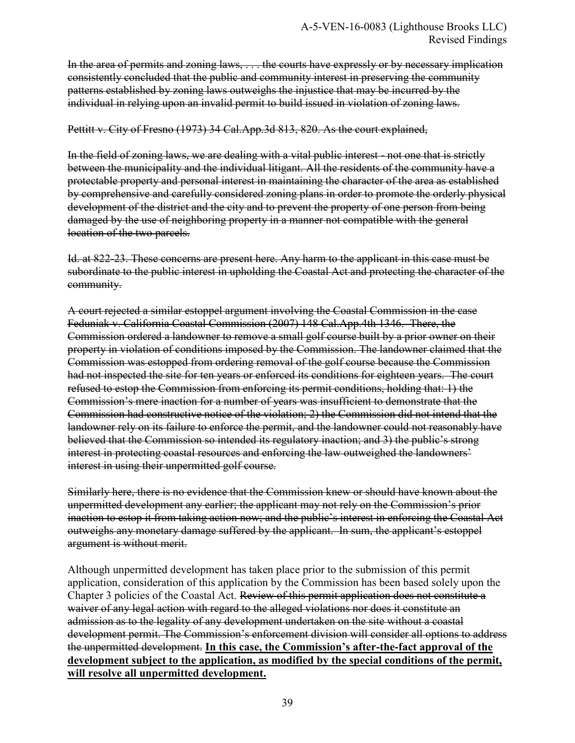~~In the area of permits and zoning laws, . . . the courts have expressly or by necessary implication consistently concluded that the public and community interest in preserving the community patterns established by zoning laws outweighs the injustice that may be incurred by the individual in relying upon an invalid permit to build issued in violation of zoning laws.~~

~~Pettitt v. City of Fresno (1973) 34 Cal.App.3d 813, 820. As the court explained,~~

~~In the field of zoning laws, we are dealing with a vital public interest - not one that is strictly between the municipality and the individual litigant. All the residents of the community have a protectable property and personal interest in maintaining the character of the area as established by comprehensive and carefully considered zoning plans in order to promote the orderly physical development of the district and the city and to prevent the property of one person from being damaged by the use of neighboring property in a manner not compatible with the general location of the two parcels.~~

~~Id. at 822-23. These concerns are present here. Any harm to the applicant in this case must be subordinate to the public interest in upholding the Coastal Act and protecting the character of the community.~~

~~A court rejected a similar estoppel argument involving the Coastal Commission in the case Feduniak v. California Coastal Commission (2007) 148 Cal.App.4th 1346. There, the Commission ordered a landowner to remove a small golf course built by a prior owner on their property in violation of conditions imposed by the Commission. The landowner claimed that the Commission was estopped from ordering removal of the golf course because the Commission had not inspected the site for ten years or enforced its conditions for eighteen years. The court refused to estop the Commission from enforcing its permit conditions, holding that: 1) the Commission's mere inaction for a number of years was insufficient to demonstrate that the Commission had constructive notice of the violation; 2) the Commission did not intend that the landowner rely on its failure to enforce the permit, and the landowner could not reasonably have believed that the Commission so intended its regulatory inaction; and 3) the public's strong interest in protecting coastal resources and enforcing the law outweighed the landowners' interest in using their unpermitted golf course.~~

~~Similarly here, there is no evidence that the Commission knew or should have known about the unpermitted development any earlier; the applicant may not rely on the Commission's prior inaction to estop it from taking action now; and the public's interest in enforcing the Coastal Act outweighs any monetary damage suffered by the applicant. In sum, the applicant's estoppel argument is without merit.~~

Although unpermitted development has taken place prior to the submission of this permit application, consideration of this application by the Commission has been based solely upon the Chapter 3 policies of the Coastal Act. ~~Review of this permit application does not constitute a waiver of any legal action with regard to the alleged violations nor does it constitute an admission as to the legality of any development undertaken on the site without a coastal development permit. The Commission's enforcement division will consider all options to address the unpermitted development.~~ <u>**In this case, the Commission's after-the-fact approval of the development subject to the application, as modified by the special conditions of the permit, will resolve all unpermitted development.**</u>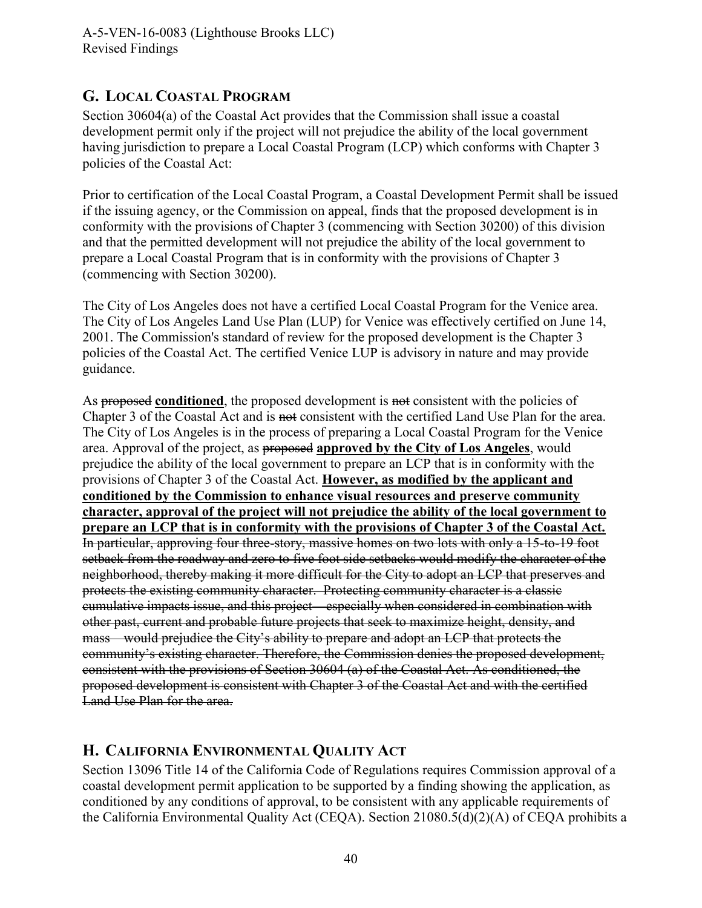## G. LOCAL COASTAL PROGRAM

Section 30604(a) of the Coastal Act provides that the Commission shall issue a coastal development permit only if the project will not prejudice the ability of the local government having jurisdiction to prepare a Local Coastal Program (LCP) which conforms with Chapter 3 policies of the Coastal Act:

Prior to certification of the Local Coastal Program, a Coastal Development Permit shall be issued if the issuing agency, or the Commission on appeal, finds that the proposed development is in conformity with the provisions of Chapter 3 (commencing with Section 30200) of this division and that the permitted development will not prejudice the ability of the local government to prepare a Local Coastal Program that is in conformity with the provisions of Chapter 3 (commencing with Section 30200).

The City of Los Angeles does not have a certified Local Coastal Program for the Venice area. The City of Los Angeles Land Use Plan (LUP) for Venice was effectively certified on June 14, 2001. The Commission's standard of review for the proposed development is the Chapter 3 policies of the Coastal Act. The certified Venice LUP is advisory in nature and may provide guidance.

As ~~proposed~~ **<u>conditioned</u>**, the proposed development is ~~not~~ consistent with the policies of Chapter 3 of the Coastal Act and is ~~not~~ consistent with the certified Land Use Plan for the area. The City of Los Angeles is in the process of preparing a Local Coastal Program for the Venice area. Approval of the project, as ~~proposed~~ **<u>approved by the City of Los Angeles</u>**, would prejudice the ability of the local government to prepare an LCP that is in conformity with the provisions of Chapter 3 of the Coastal Act. **<u>However, as modified by the applicant and conditioned by the Commission to enhance visual resources and preserve community character, approval of the project will not prejudice the ability of the local government to prepare an LCP that is in conformity with the provisions of Chapter 3 of the Coastal Act.</u>** ~~In particular, approving four three-story, massive homes on two lots with only a 15-to-19 foot setback from the roadway and zero-to-five foot side setbacks would modify the character of the neighborhood, thereby making it more difficult for the City to adopt an LCP that preserves and protects the existing community character. Protecting community character is a classic cumulative impacts issue, and this project—especially when considered in combination with other past, current and probable future projects that seek to maximize height, density, and mass—would prejudice the City's ability to prepare and adopt an LCP that protects the community's existing character. Therefore, the Commission denies the proposed development, consistent with the provisions of Section 30604 (a) of the Coastal Act. As conditioned, the proposed development is consistent with Chapter 3 of the Coastal Act and with the certified Land Use Plan for the area.~~

## H. CALIFORNIA ENVIRONMENTAL QUALITY ACT

Section 13096 Title 14 of the California Code of Regulations requires Commission approval of a coastal development permit application to be supported by a finding showing the application, as conditioned by any conditions of approval, to be consistent with any applicable requirements of the California Environmental Quality Act (CEQA). Section 21080.5(d)(2)(A) of CEQA prohibits a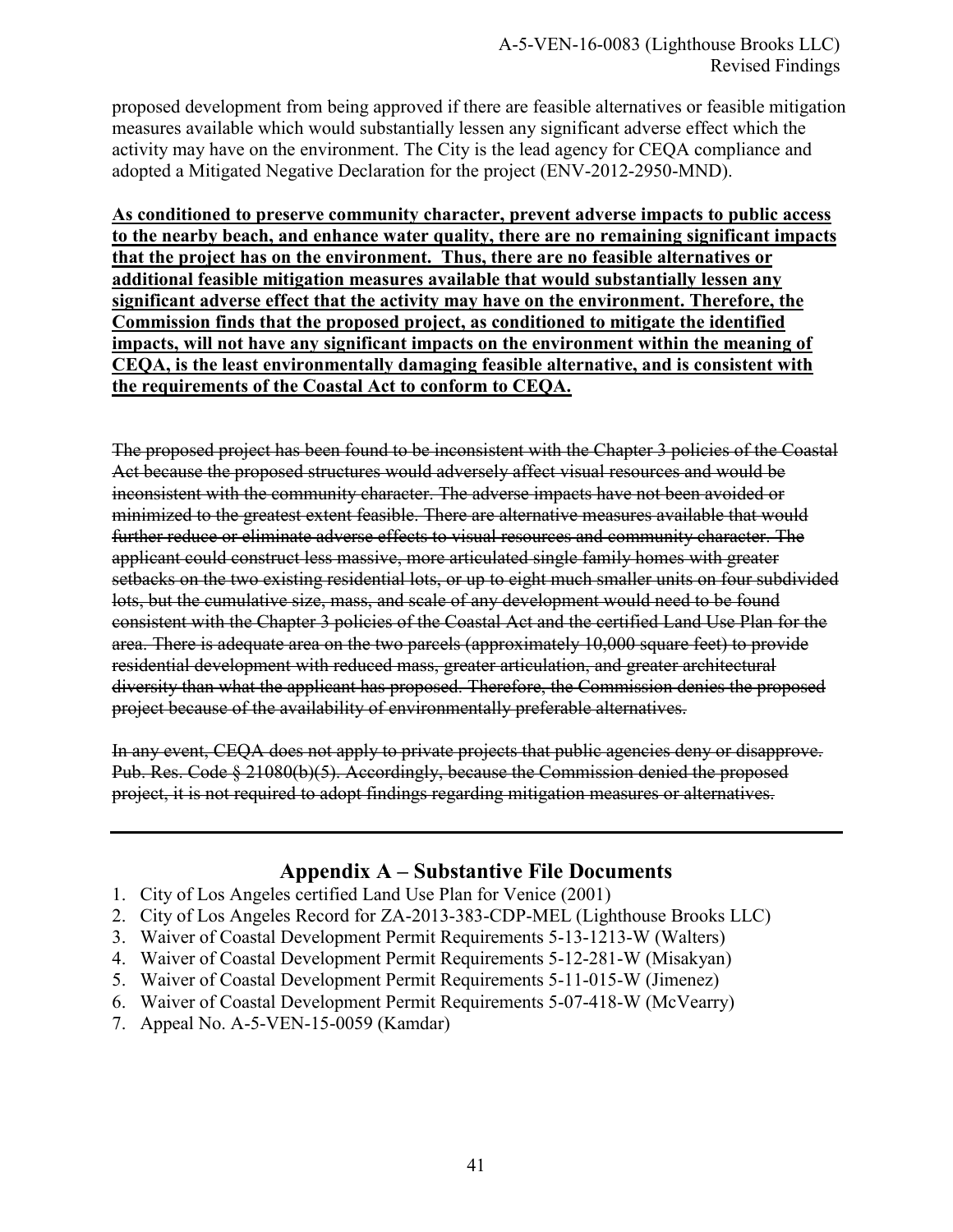proposed development from being approved if there are feasible alternatives or feasible mitigation measures available which would substantially lessen any significant adverse effect which the activity may have on the environment. The City is the lead agency for CEQA compliance and adopted a Mitigated Negative Declaration for the project (ENV-2012-2950-MND).

<u>**As conditioned to preserve community character, prevent adverse impacts to public access to the nearby beach, and enhance water quality, there are no remaining significant impacts that the project has on the environment. Thus, there are no feasible alternatives or additional feasible mitigation measures available that would substantially lessen any significant adverse effect that the activity may have on the environment. Therefore, the Commission finds that the proposed project, as conditioned to mitigate the identified impacts, will not have any significant impacts on the environment within the meaning of CEQA, is the least environmentally damaging feasible alternative, and is consistent with the requirements of the Coastal Act to conform to CEQA.**</u>

~~The proposed project has been found to be inconsistent with the Chapter 3 policies of the Coastal Act because the proposed structures would adversely affect visual resources and would be inconsistent with the community character. The adverse impacts have not been avoided or minimized to the greatest extent feasible. There are alternative measures available that would further reduce or eliminate adverse effects to visual resources and community character. The applicant could construct less massive, more articulated single family homes with greater setbacks on the two existing residential lots, or up to eight much smaller units on four subdivided lots, but the cumulative size, mass, and scale of any development would need to be found consistent with the Chapter 3 policies of the Coastal Act and the certified Land Use Plan for the area. There is adequate area on the two parcels (approximately 10,000 square feet) to provide residential development with reduced mass, greater articulation, and greater architectural diversity than what the applicant has proposed. Therefore, the Commission denies the proposed project because of the availability of environmentally preferable alternatives.~~

~~In any event, CEQA does not apply to private projects that public agencies deny or disapprove. Pub. Res. Code § 21080(b)(5). Accordingly, because the Commission denied the proposed project, it is not required to adopt findings regarding mitigation measures or alternatives.~~

---

## Appendix A – Substantive File Documents

1. City of Los Angeles certified Land Use Plan for Venice (2001)
2. City of Los Angeles Record for ZA-2013-383-CDP-MEL (Lighthouse Brooks LLC)
3. Waiver of Coastal Development Permit Requirements 5-13-1213-W (Walters)
4. Waiver of Coastal Development Permit Requirements 5-12-281-W (Misakyan)
5. Waiver of Coastal Development Permit Requirements 5-11-015-W (Jimenez)
6. Waiver of Coastal Development Permit Requirements 5-07-418-W (McVearry)
7. Appeal No. A-5-VEN-15-0059 (Kamdar)